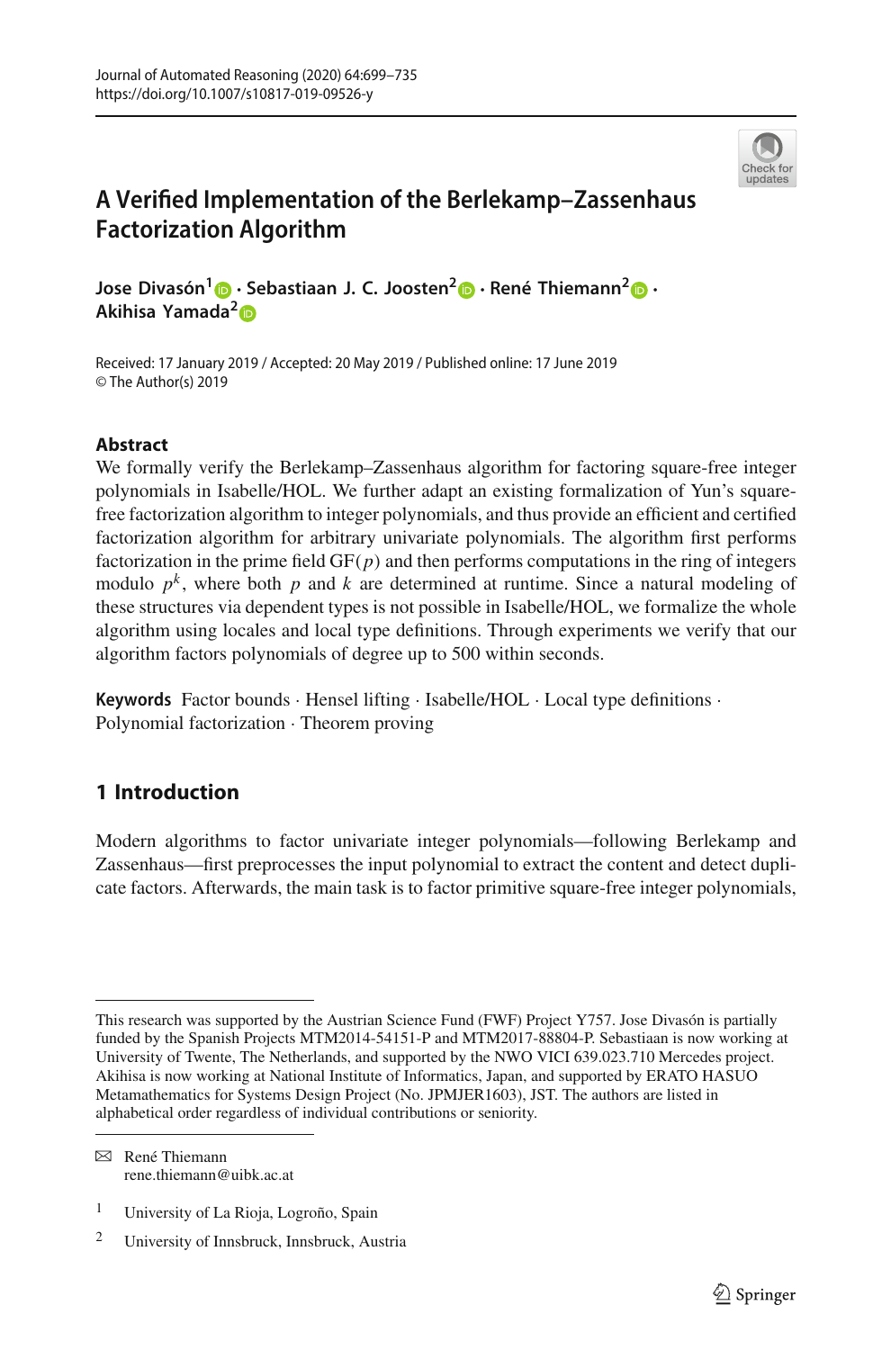# A Verified Implementation of the Berlekamp–Zassenhaus Factorization Algorithm

**Jose Divasón[1] · Sebastiaan J. C. Joosten[2] · René Thiemann[2] · Akihisa Yamada[2]**

Received: 17 January 2019 / Accepted: 20 May 2019 / Published online: 17 June 2019
© The Author(s) 2019

## Abstract

We formally verify the Berlekamp–Zassenhaus algorithm for factoring square-free integer polynomials in Isabelle/HOL. We further adapt an existing formalization of Yun's square-free factorization algorithm to integer polynomials, and thus provide an efficient and certified factorization algorithm for arbitrary univariate polynomials. The algorithm first performs factorization in the prime field GF($p$) and then performs computations in the ring of integers modulo $p^k$, where both $p$ and $k$ are determined at runtime. Since a natural modeling of these structures via dependent types is not possible in Isabelle/HOL, we formalize the whole algorithm using locales and local type definitions. Through experiments we verify that our algorithm factors polynomials of degree up to 500 within seconds.

**Keywords** Factor bounds · Hensel lifting · Isabelle/HOL · Local type definitions · Polynomial factorization · Theorem proving

## 1 Introduction

Modern algorithms to factor univariate integer polynomials—following Berlekamp and Zassenhaus—first preprocesses the input polynomial to extract the content and detect duplicate factors. Afterwards, the main task is to factor primitive square-free integer polynomials,

---

This research was supported by the Austrian Science Fund (FWF) Project Y757. Jose Divasón is partially funded by the Spanish Projects MTM2014-54151-P and MTM2017-88804-P. Sebastiaan is now working at University of Twente, The Netherlands, and supported by the NWO VICI 639.023.710 Mercedes project. Akihisa is now working at National Institute of Informatics, Japan, and supported by ERATO HASUO Metamathematics for Systems Design Project (No. JPMJER1603), JST. The authors are listed in alphabetical order regardless of individual contributions or seniority.

✉ René Thiemann
rene.thiemann@uibk.ac.at

[1] University of La Rioja, Logroño, Spain

[2] University of Innsbruck, Innsbruck, Austria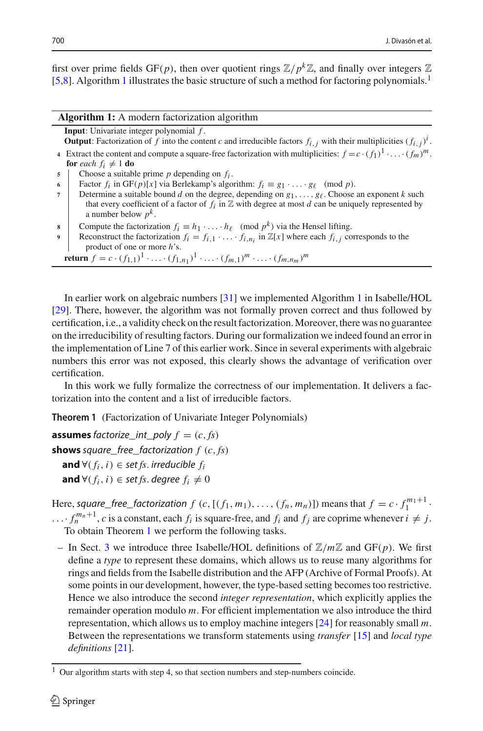first over prime fields GF($p$), then over quotient rings $\mathbb{Z}/p^k\mathbb{Z}$, and finally over integers $\mathbb{Z}$ [5,8]. Algorithm 1 illustrates the basic structure of such a method for factoring polynomials.[1]

---

**Algorithm 1:** A modern factorization algorithm

**Input**: Univariate integer polynomial $f$.

**Output**: Factorization of $f$ into the content $c$ and irreducible factors $f_{i,j}$ with their multiplicities $(f_{i,j})^i$.

4 Extract the content and compute a square-free factorization with multiplicities: $f = c \cdot (f_1)^1 \cdot \ldots \cdot (f_m)^m$.

**for** *each* $f_i \neq 1$ **do**

5 | Choose a suitable prime $p$ depending on $f_i$.

6 | Factor $f_i$ in GF($p$)[$x$] via Berlekamp's algorithm: $f_i \equiv g_1 \cdot \ldots \cdot g_\ell \pmod{p}$.

7 | Determine a suitable bound $d$ on the degree, depending on $g_1, \ldots, g_\ell$. Choose an exponent $k$ such that every coefficient of a factor of $f_i$ in $\mathbb{Z}$ with degree at most $d$ can be uniquely represented by a number below $p^k$.

8 | Compute the factorization $f_i \equiv h_1 \cdot \ldots \cdot h_\ell \pmod{p^k}$ via the Hensel lifting.

9 | Reconstruct the factorization $f_i = f_{i,1} \cdot \ldots \cdot f_{i,n_i}$ in $\mathbb{Z}[x]$ where each $f_{i,j}$ corresponds to the product of one or more $h$'s.

**return** $f = c \cdot (f_{1,1})^1 \cdot \ldots \cdot (f_{1,n_1})^1 \cdot \ldots \cdot (f_{m,1})^m \cdot \ldots \cdot (f_{m,n_m})^m$

---

In earlier work on algebraic numbers [31] we implemented Algorithm 1 in Isabelle/HOL [29]. There, however, the algorithm was not formally proven correct and thus followed by certification, i.e., a validity check on the result factorization. Moreover, there was no guarantee on the irreducibility of resulting factors. During our formalization we indeed found an error in the implementation of Line 7 of this earlier work. Since in several experiments with algebraic numbers this error was not exposed, this clearly shows the advantage of verification over certification.

In this work we fully formalize the correctness of our implementation. It delivers a factorization into the content and a list of irreducible factors.

**Theorem 1** (Factorization of Univariate Integer Polynomials)

**assumes** *factorize_int_poly* $f = (c, fs)$
**shows** *square_free_factorization* $f$ $(c, fs)$
  **and** $\forall (f_i, i) \in$ *set* $fs$. *irreducible* $f_i$
  **and** $\forall (f_i, i) \in$ *set* $fs$. *degree* $f_i \neq 0$

Here, *square_free_factorization* $f$ $(c, [(f_1, m_1), \ldots, (f_n, m_n)])$ means that $f = c \cdot f_1^{m_1+1} \cdot \ldots \cdot f_n^{m_n+1}$, $c$ is a constant, each $f_i$ is square-free, and $f_i$ and $f_j$ are coprime whenever $i \neq j$.

To obtain Theorem 1 we perform the following tasks.

- In Sect. 3 we introduce three Isabelle/HOL definitions of $\mathbb{Z}/m\mathbb{Z}$ and GF($p$). We first define a *type* to represent these domains, which allows us to reuse many algorithms for rings and fields from the Isabelle distribution and the AFP (Archive of Formal Proofs). At some points in our development, however, the type-based setting becomes too restrictive. Hence we also introduce the second *integer representation*, which explicitly applies the remainder operation modulo $m$. For efficient implementation we also introduce the third representation, which allows us to employ machine integers [24] for reasonably small $m$. Between the representations we transform statements using *transfer* [15] and *local type definitions* [21].

[1] Our algorithm starts with step 4, so that section numbers and step-numbers coincide.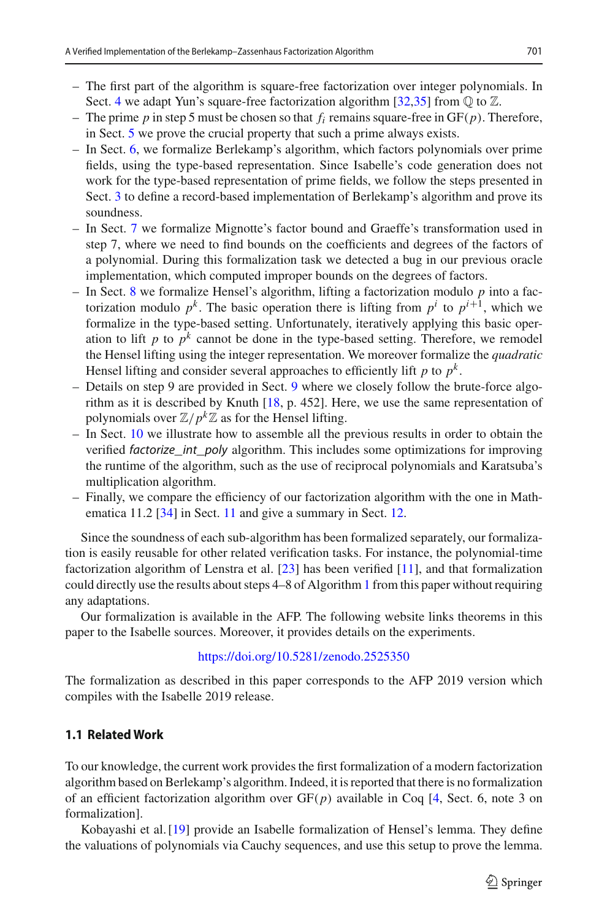- The first part of the algorithm is square-free factorization over integer polynomials. In Sect. 4 we adapt Yun's square-free factorization algorithm [32,35] from $\mathbb{Q}$ to $\mathbb{Z}$.
- The prime $p$ in step 5 must be chosen so that $f_i$ remains square-free in $\mathrm{GF}(p)$. Therefore, in Sect. 5 we prove the crucial property that such a prime always exists.
- In Sect. 6, we formalize Berlekamp's algorithm, which factors polynomials over prime fields, using the type-based representation. Since Isabelle's code generation does not work for the type-based representation of prime fields, we follow the steps presented in Sect. 3 to define a record-based implementation of Berlekamp's algorithm and prove its soundness.
- In Sect. 7 we formalize Mignotte's factor bound and Graeffe's transformation used in step 7, where we need to find bounds on the coefficients and degrees of the factors of a polynomial. During this formalization task we detected a bug in our previous oracle implementation, which computed improper bounds on the degrees of factors.
- In Sect. 8 we formalize Hensel's algorithm, lifting a factorization modulo $p$ into a factorization modulo $p^k$. The basic operation there is lifting from $p^i$ to $p^{i+1}$, which we formalize in the type-based setting. Unfortunately, iteratively applying this basic operation to lift $p$ to $p^k$ cannot be done in the type-based setting. Therefore, we remodel the Hensel lifting using the integer representation. We moreover formalize the *quadratic* Hensel lifting and consider several approaches to efficiently lift $p$ to $p^k$.
- Details on step 9 are provided in Sect. 9 where we closely follow the brute-force algorithm as it is described by Knuth [18, p. 452]. Here, we use the same representation of polynomials over $\mathbb{Z}/p^k\mathbb{Z}$ as for the Hensel lifting.
- In Sect. 10 we illustrate how to assemble all the previous results in order to obtain the verified *factorize_int_poly* algorithm. This includes some optimizations for improving the runtime of the algorithm, such as the use of reciprocal polynomials and Karatsuba's multiplication algorithm.
- Finally, we compare the efficiency of our factorization algorithm with the one in Mathematica 11.2 [34] in Sect. 11 and give a summary in Sect. 12.

Since the soundness of each sub-algorithm has been formalized separately, our formalization is easily reusable for other related verification tasks. For instance, the polynomial-time factorization algorithm of Lenstra et al. [23] has been verified [11], and that formalization could directly use the results about steps 4–8 of Algorithm 1 from this paper without requiring any adaptations.

Our formalization is available in the AFP. The following website links theorems in this paper to the Isabelle sources. Moreover, it provides details on the experiments.

https://doi.org/10.5281/zenodo.2525350

The formalization as described in this paper corresponds to the AFP 2019 version which compiles with the Isabelle 2019 release.

### 1.1 Related Work

To our knowledge, the current work provides the first formalization of a modern factorization algorithm based on Berlekamp's algorithm. Indeed, it is reported that there is no formalization of an efficient factorization algorithm over $\mathrm{GF}(p)$ available in Coq [4, Sect. 6, note 3 on formalization].

Kobayashi et al. [19] provide an Isabelle formalization of Hensel's lemma. They define the valuations of polynomials via Cauchy sequences, and use this setup to prove the lemma.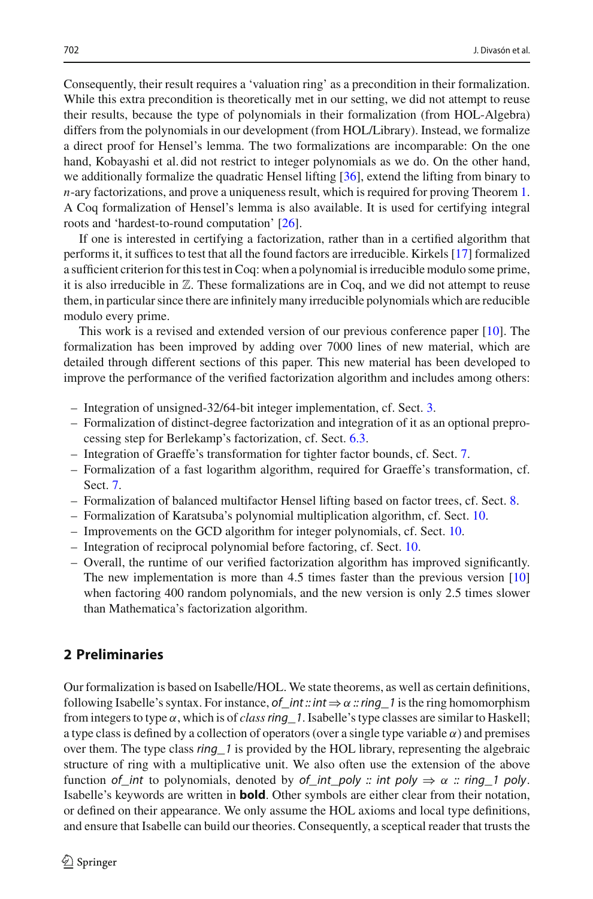Consequently, their result requires a 'valuation ring' as a precondition in their formalization. While this extra precondition is theoretically met in our setting, we did not attempt to reuse their results, because the type of polynomials in their formalization (from HOL-Algebra) differs from the polynomials in our development (from HOL/Library). Instead, we formalize a direct proof for Hensel's lemma. The two formalizations are incomparable: On the one hand, Kobayashi et al. did not restrict to integer polynomials as we do. On the other hand, we additionally formalize the quadratic Hensel lifting [36], extend the lifting from binary to $n$-ary factorizations, and prove a uniqueness result, which is required for proving Theorem 1. A Coq formalization of Hensel's lemma is also available. It is used for certifying integral roots and 'hardest-to-round computation' [26].

If one is interested in certifying a factorization, rather than in a certified algorithm that performs it, it suffices to test that all the found factors are irreducible. Kirkels [17] formalized a sufficient criterion for this test in Coq: when a polynomial is irreducible modulo some prime, it is also irreducible in $\mathbb{Z}$. These formalizations are in Coq, and we did not attempt to reuse them, in particular since there are infinitely many irreducible polynomials which are reducible modulo every prime.

This work is a revised and extended version of our previous conference paper [10]. The formalization has been improved by adding over 7000 lines of new material, which are detailed through different sections of this paper. This new material has been developed to improve the performance of the verified factorization algorithm and includes among others:

- Integration of unsigned-32/64-bit integer implementation, cf. Sect. 3.
- Formalization of distinct-degree factorization and integration of it as an optional preprocessing step for Berlekamp's factorization, cf. Sect. 6.3.
- Integration of Graeffe's transformation for tighter factor bounds, cf. Sect. 7.
- Formalization of a fast logarithm algorithm, required for Graeffe's transformation, cf. Sect. 7.
- Formalization of balanced multifactor Hensel lifting based on factor trees, cf. Sect. 8.
- Formalization of Karatsuba's polynomial multiplication algorithm, cf. Sect. 10.
- Improvements on the GCD algorithm for integer polynomials, cf. Sect. 10.
- Integration of reciprocal polynomial before factoring, cf. Sect. 10.
- Overall, the runtime of our verified factorization algorithm has improved significantly. The new implementation is more than 4.5 times faster than the previous version [10] when factoring 400 random polynomials, and the new version is only 2.5 times slower than Mathematica's factorization algorithm.

## 2 Preliminaries

Our formalization is based on Isabelle/HOL. We state theorems, as well as certain definitions, following Isabelle's syntax. For instance, *of_int :: int* $\Rightarrow$ $\alpha$ *:: ring_1* is the ring homomorphism from integers to type $\alpha$, which is of *class ring_1*. Isabelle's type classes are similar to Haskell; a type class is defined by a collection of operators (over a single type variable $\alpha$) and premises over them. The type class *ring_1* is provided by the HOL library, representing the algebraic structure of ring with a multiplicative unit. We also often use the extension of the above function *of_int* to polynomials, denoted by *of_int_poly :: int poly* $\Rightarrow$ $\alpha$ *:: ring_1 poly*. Isabelle's keywords are written in **bold**. Other symbols are either clear from their notation, or defined on their appearance. We only assume the HOL axioms and local type definitions, and ensure that Isabelle can build our theories. Consequently, a sceptical reader that trusts the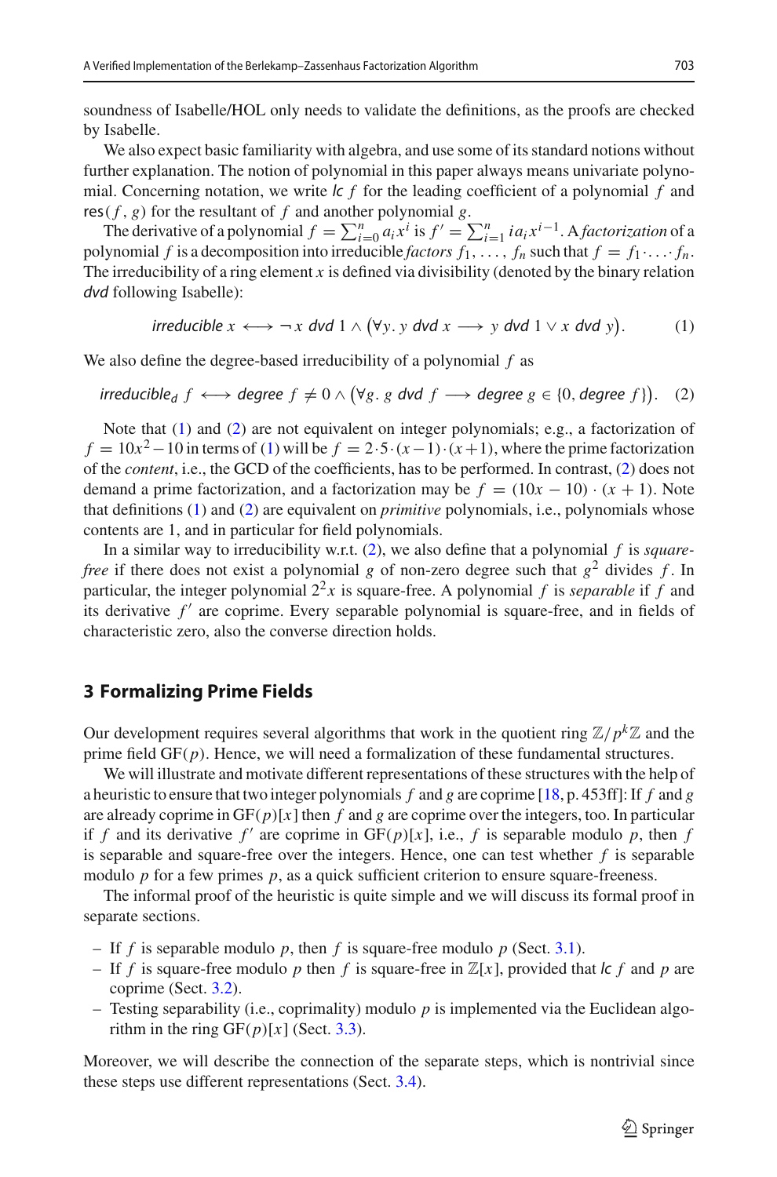soundness of Isabelle/HOL only needs to validate the definitions, as the proofs are checked by Isabelle.

We also expect basic familiarity with algebra, and use some of its standard notions without further explanation. The notion of polynomial in this paper always means univariate polynomial. Concerning notation, we write *lc* $f$ for the leading coefficient of a polynomial $f$ and $\mathsf{res}(f, g)$ for the resultant of $f$ and another polynomial $g$.

The derivative of a polynomial $f = \sum_{i=0}^{n} a_i x^i$ is $f' = \sum_{i=1}^{n} i a_i x^{i-1}$. A *factorization* of a polynomial $f$ is a decomposition into irreducible *factors* $f_1, \ldots, f_n$ such that $f = f_1 \cdot \ldots \cdot f_n$. The irreducibility of a ring element $x$ is defined via divisibility (denoted by the binary relation *dvd* following Isabelle):

$$\mathit{irreducible}\ x \longleftrightarrow \neg\, x\ \mathit{dvd}\ 1 \wedge \big(\forall y.\ y\ \mathit{dvd}\ x \longrightarrow y\ \mathit{dvd}\ 1 \vee x\ \mathit{dvd}\ y\big). \tag{1}$$

We also define the degree-based irreducibility of a polynomial $f$ as

$$\mathit{irreducible}_d\ f \longleftrightarrow \mathit{degree}\ f \neq 0 \wedge \big(\forall g.\ g\ \mathit{dvd}\ f \longrightarrow \mathit{degree}\ g \in \{0, \mathit{degree}\ f\}\big). \tag{2}$$

Note that (1) and (2) are not equivalent on integer polynomials; e.g., a factorization of $f = 10x^2 - 10$ in terms of (1) will be $f = 2 \cdot 5 \cdot (x-1) \cdot (x+1)$, where the prime factorization of the *content*, i.e., the GCD of the coefficients, has to be performed. In contrast, (2) does not demand a prime factorization, and a factorization may be $f = (10x - 10) \cdot (x + 1)$. Note that definitions (1) and (2) are equivalent on *primitive* polynomials, i.e., polynomials whose contents are 1, and in particular for field polynomials.

In a similar way to irreducibility w.r.t. (2), we also define that a polynomial $f$ is *square-free* if there does not exist a polynomial $g$ of non-zero degree such that $g^2$ divides $f$. In particular, the integer polynomial $2^2x$ is square-free. A polynomial $f$ is *separable* if $f$ and its derivative $f'$ are coprime. Every separable polynomial is square-free, and in fields of characteristic zero, also the converse direction holds.

## 3 Formalizing Prime Fields

Our development requires several algorithms that work in the quotient ring $\mathbb{Z}/p^k\mathbb{Z}$ and the prime field $\mathrm{GF}(p)$. Hence, we will need a formalization of these fundamental structures.

We will illustrate and motivate different representations of these structures with the help of a heuristic to ensure that two integer polynomials $f$ and $g$ are coprime [18, p. 453ff]: If $f$ and $g$ are already coprime in $\mathrm{GF}(p)[x]$ then $f$ and $g$ are coprime over the integers, too. In particular if $f$ and its derivative $f'$ are coprime in $\mathrm{GF}(p)[x]$, i.e., $f$ is separable modulo $p$, then $f$ is separable and square-free over the integers. Hence, one can test whether $f$ is separable modulo $p$ for a few primes $p$, as a quick sufficient criterion to ensure square-freeness.

The informal proof of the heuristic is quite simple and we will discuss its formal proof in separate sections.

- If $f$ is separable modulo $p$, then $f$ is square-free modulo $p$ (Sect. 3.1).
- If $f$ is square-free modulo $p$ then $f$ is square-free in $\mathbb{Z}[x]$, provided that *lc* $f$ and $p$ are coprime (Sect. 3.2).
- Testing separability (i.e., coprimality) modulo $p$ is implemented via the Euclidean algorithm in the ring $\mathrm{GF}(p)[x]$ (Sect. 3.3).

Moreover, we will describe the connection of the separate steps, which is nontrivial since these steps use different representations (Sect. 3.4).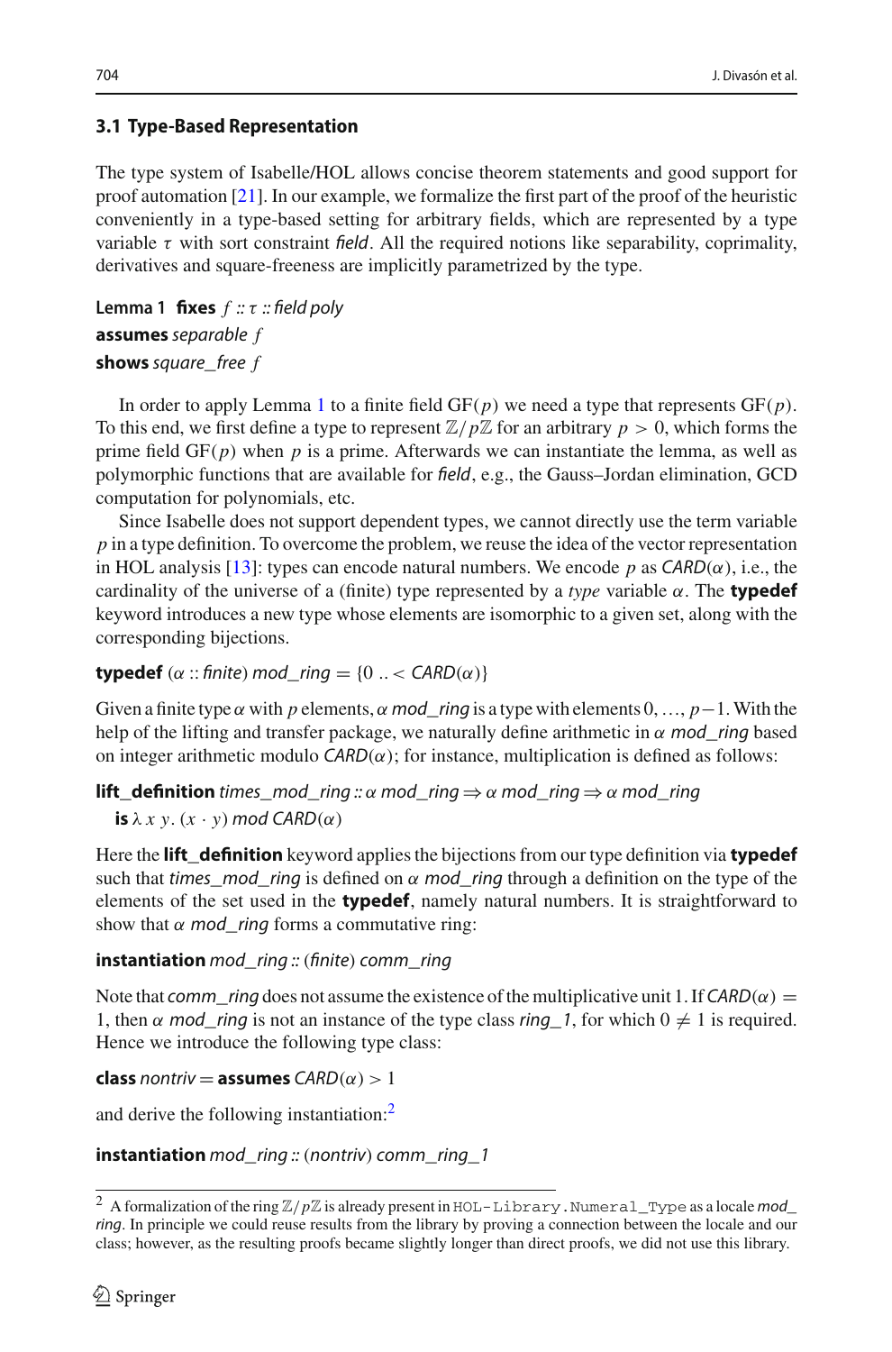### 3.1 Type-Based Representation

The type system of Isabelle/HOL allows concise theorem statements and good support for proof automation [21]. In our example, we formalize the first part of the proof of the heuristic conveniently in a type-based setting for arbitrary fields, which are represented by a type variable $\tau$ with sort constraint *field*. All the required notions like separability, coprimality, derivatives and square-freeness are implicitly parametrized by the type.

**Lemma 1** **fixes** $f :: \tau ::$ *field poly*
**assumes** *separable* $f$
**shows** *square_free* $f$

In order to apply Lemma 1 to a finite field GF($p$) we need a type that represents GF($p$). To this end, we first define a type to represent $\mathbb{Z}/p\mathbb{Z}$ for an arbitrary $p > 0$, which forms the prime field GF($p$) when $p$ is a prime. Afterwards we can instantiate the lemma, as well as polymorphic functions that are available for *field*, e.g., the Gauss–Jordan elimination, GCD computation for polynomials, etc.

Since Isabelle does not support dependent types, we cannot directly use the term variable $p$ in a type definition. To overcome the problem, we reuse the idea of the vector representation in HOL analysis [13]: types can encode natural numbers. We encode $p$ as *CARD*($\alpha$), i.e., the cardinality of the universe of a (finite) type represented by a *type* variable $\alpha$. The **typedef** keyword introduces a new type whose elements are isomorphic to a given set, along with the corresponding bijections.

**typedef** ($\alpha$ :: *finite*) *mod_ring* = $\{0 \,..< $ *CARD*($\alpha$)$\}$

Given a finite type $\alpha$ with $p$ elements, $\alpha$ *mod_ring* is a type with elements $0, \ldots, p-1$. With the help of the lifting and transfer package, we naturally define arithmetic in $\alpha$ *mod_ring* based on integer arithmetic modulo *CARD*($\alpha$); for instance, multiplication is defined as follows:

**lift_definition** *times_mod_ring* :: $\alpha$ *mod_ring* $\Rightarrow$ $\alpha$ *mod_ring* $\Rightarrow$ $\alpha$ *mod_ring*
  **is** $\lambda\, x\, y.\ (x \cdot y)$ *mod CARD*($\alpha$)

Here the **lift_definition** keyword applies the bijections from our type definition via **typedef** such that *times_mod_ring* is defined on $\alpha$ *mod_ring* through a definition on the type of the elements of the set used in the **typedef**, namely natural numbers. It is straightforward to show that $\alpha$ *mod_ring* forms a commutative ring:

**instantiation** *mod_ring* :: (*finite*) *comm_ring*

Note that *comm_ring* does not assume the existence of the multiplicative unit 1. If *CARD*($\alpha$) = 1, then $\alpha$ *mod_ring* is not an instance of the type class *ring_1*, for which $0 \neq 1$ is required. Hence we introduce the following type class:

**class** *nontriv* = **assumes** *CARD*($\alpha$) > 1

and derive the following instantiation:[2]

**instantiation** *mod_ring* :: (*nontriv*) *comm_ring_1*

---

[2] A formalization of the ring $\mathbb{Z}/p\mathbb{Z}$ is already present in `HOL-Library.Numeral_Type` as a locale *mod_ring*. In principle we could reuse results from the library by proving a connection between the locale and our class; however, as the resulting proofs became slightly longer than direct proofs, we did not use this library.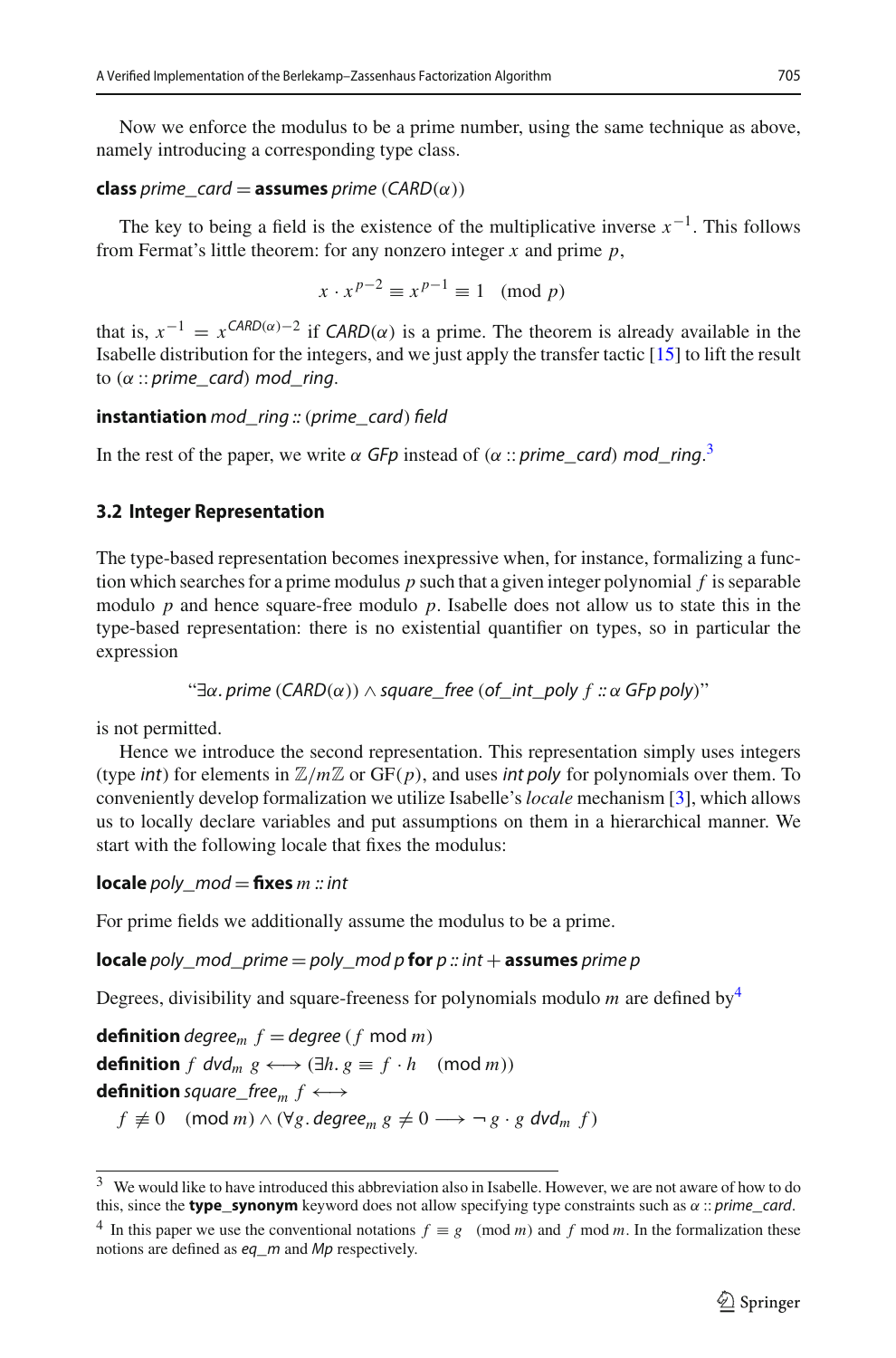Now we enforce the modulus to be a prime number, using the same technique as above, namely introducing a corresponding type class.

**class** *prime_card* = **assumes** *prime* (*CARD*($\alpha$))

The key to being a field is the existence of the multiplicative inverse $x^{-1}$. This follows from Fermat's little theorem: for any nonzero integer $x$ and prime $p$,

$$x \cdot x^{p-2} \equiv x^{p-1} \equiv 1 \pmod{p}$$

that is, $x^{-1} = x^{\mathit{CARD}(\alpha)-2}$ if *CARD*($\alpha$) is a prime. The theorem is already available in the Isabelle distribution for the integers, and we just apply the transfer tactic [15] to lift the result to ($\alpha$ :: *prime_card*) *mod_ring*.

**instantiation** *mod_ring* :: (*prime_card*) *field*

In the rest of the paper, we write $\alpha$ *GFp* instead of ($\alpha$ :: *prime_card*) *mod_ring*.[3]

### 3.2 Integer Representation

The type-based representation becomes inexpressive when, for instance, formalizing a function which searches for a prime modulus $p$ such that a given integer polynomial $f$ is separable modulo $p$ and hence square-free modulo $p$. Isabelle does not allow us to state this in the type-based representation: there is no existential quantifier on types, so in particular the expression

"$\exists\alpha$. *prime* (*CARD*($\alpha$)) $\wedge$ *square_free* (*of_int_poly* $f$ :: $\alpha$ *GFp poly*)"

is not permitted.

Hence we introduce the second representation. This representation simply uses integers (type *int*) for elements in $\mathbb{Z}/m\mathbb{Z}$ or GF($p$), and uses *int poly* for polynomials over them. To conveniently develop formalization we utilize Isabelle's *locale* mechanism [3], which allows us to locally declare variables and put assumptions on them in a hierarchical manner. We start with the following locale that fixes the modulus:

**locale** *poly_mod* = **fixes** $m$ :: *int*

For prime fields we additionally assume the modulus to be a prime.

**locale** *poly_mod_prime* = *poly_mod p* **for** *p* :: *int* + **assumes** *prime p*

Degrees, divisibility and square-freeness for polynomials modulo $m$ are defined by[4]

**definition** $\mathit{degree}_m\ f = \mathit{degree}\ (f \bmod m)$
**definition** $f\ \mathit{dvd}_m\ g \longleftrightarrow (\exists h.\ g \equiv f \cdot h \pmod{m})$
**definition** $\mathit{square\_free}_m\ f \longleftrightarrow$
  $f \not\equiv 0 \pmod{m} \wedge (\forall g.\ \mathit{degree}_m\ g \neq 0 \longrightarrow \neg\ g \cdot g\ \mathit{dvd}_m\ f)$

---

[3] We would like to have introduced this abbreviation also in Isabelle. However, we are not aware of how to do this, since the **type_synonym** keyword does not allow specifying type constraints such as $\alpha$ :: *prime_card*.

[4] In this paper we use the conventional notations $f \equiv g \pmod{m}$ and $f \bmod m$. In the formalization these notions are defined as *eq_m* and *Mp* respectively.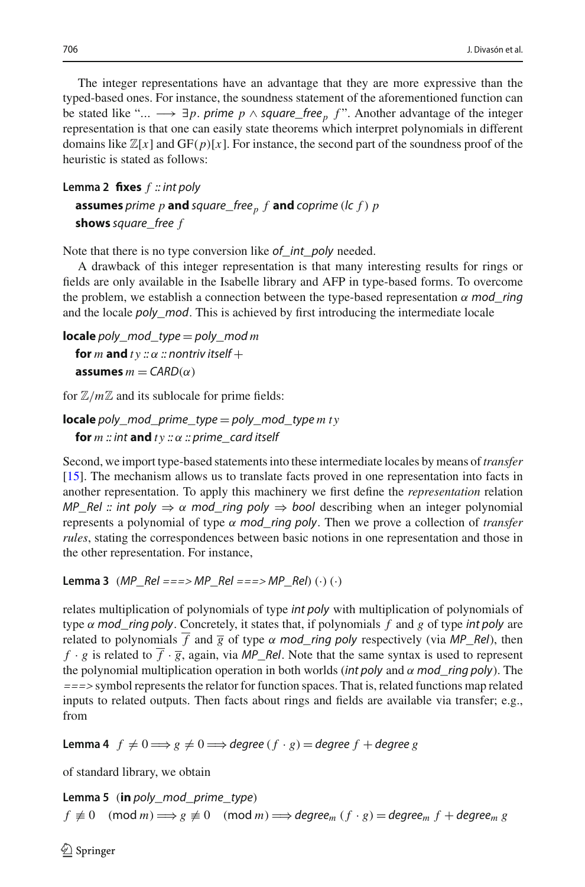The integer representations have an advantage that they are more expressive than the typed-based ones. For instance, the soundness statement of the aforementioned function can be stated like "... $\longrightarrow \exists p.$ *prime* $p \wedge$ *square_free*$_p$ $f$". Another advantage of the integer representation is that one can easily state theorems which interpret polynomials in different domains like $\mathbb{Z}[x]$ and $\mathrm{GF}(p)[x]$. For instance, the second part of the soundness proof of the heuristic is stated as follows:

**Lemma 2** **fixes** $f$ *:: int poly*
**assumes** *prime* $p$ **and** *square_free*$_p$ $f$ **and** *coprime* (*lc* $f$) $p$
**shows** *square_free* $f$

Note that there is no type conversion like *of_int_poly* needed.

A drawback of this integer representation is that many interesting results for rings or fields are only available in the Isabelle library and AFP in type-based forms. To overcome the problem, we establish a connection between the type-based representation $\alpha$ *mod_ring* and the locale *poly_mod*. This is achieved by first introducing the intermediate locale

**locale** *poly_mod_type* = *poly_mod* $m$
**for** $m$ **and** $ty$ *::* $\alpha$ *:: nontriv itself* +
**assumes** $m = \mathit{CARD}(\alpha)$

for $\mathbb{Z}/m\mathbb{Z}$ and its sublocale for prime fields:

**locale** *poly_mod_prime_type* = *poly_mod_type* $m$ $ty$
**for** $m$ *:: int* **and** $ty$ *::* $\alpha$ *:: prime_card itself*

Second, we import type-based statements into these intermediate locales by means of *transfer* [15]. The mechanism allows us to translate facts proved in one representation into facts in another representation. To apply this machinery we first define the *representation* relation *MP_Rel :: int poly* $\Rightarrow$ $\alpha$ *mod_ring poly* $\Rightarrow$ *bool* describing when an integer polynomial represents a polynomial of type $\alpha$ *mod_ring poly*. Then we prove a collection of *transfer rules*, stating the correspondences between basic notions in one representation and those in the other representation. For instance,

**Lemma 3** (*MP_Rel ===> MP_Rel ===> MP_Rel*) $(\cdot)$ $(\cdot)$

relates multiplication of polynomials of type *int poly* with multiplication of polynomials of type $\alpha$ *mod_ring poly*. Concretely, it states that, if polynomials $f$ and $g$ of type *int poly* are related to polynomials $\overline{f}$ and $\overline{g}$ of type $\alpha$ *mod_ring poly* respectively (via *MP_Rel*), then $f \cdot g$ is related to $\overline{f} \cdot \overline{g}$, again, via *MP_Rel*. Note that the same syntax is used to represent the polynomial multiplication operation in both worlds (*int poly* and $\alpha$ *mod_ring poly*). The *===>* symbol represents the relator for function spaces. That is, related functions map related inputs to related outputs. Then facts about rings and fields are available via transfer; e.g., from

**Lemma 4** $f \neq 0 \Longrightarrow g \neq 0 \Longrightarrow \mathit{degree}\,(f \cdot g) = \mathit{degree}\ f + \mathit{degree}\ g$

of standard library, we obtain

**Lemma 5** (**in** *poly_mod_prime_type*)
$f \not\equiv 0 \pmod m \Longrightarrow g \not\equiv 0 \pmod m \Longrightarrow \mathit{degree}_m\,(f \cdot g) = \mathit{degree}_m\ f + \mathit{degree}_m\ g$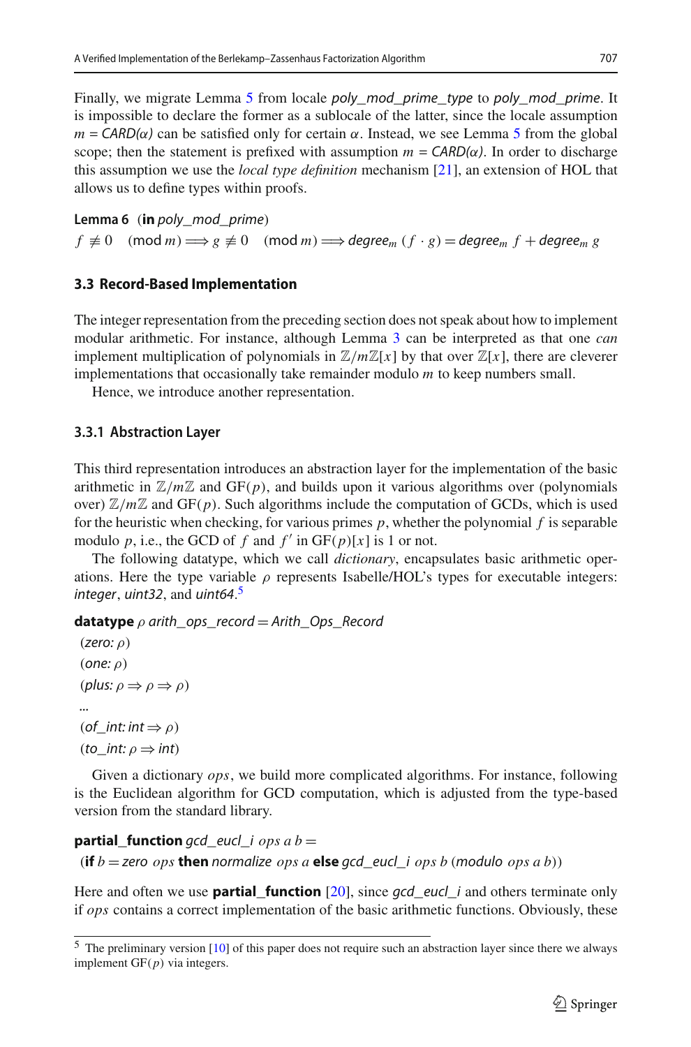Finally, we migrate Lemma 5 from locale *poly_mod_prime_type* to *poly_mod_prime*. It is impossible to declare the former as a sublocale of the latter, since the locale assumption $m = \mathit{CARD}(\alpha)$ can be satisfied only for certain $\alpha$. Instead, we see Lemma 5 from the global scope; then the statement is prefixed with assumption $m = \mathit{CARD}(\alpha)$. In order to discharge this assumption we use the *local type definition* mechanism [21], an extension of HOL that allows us to define types within proofs.

**Lemma 6** (**in** *poly_mod_prime*)

$f \not\equiv 0 \pmod{m} \Longrightarrow g \not\equiv 0 \pmod{m} \Longrightarrow \mathit{degree}_m\ (f \cdot g) = \mathit{degree}_m\ f + \mathit{degree}_m\ g$

### 3.3 Record-Based Implementation

The integer representation from the preceding section does not speak about how to implement modular arithmetic. For instance, although Lemma 3 can be interpreted as that one *can* implement multiplication of polynomials in $\mathbb{Z}/m\mathbb{Z}[x]$ by that over $\mathbb{Z}[x]$, there are cleverer implementations that occasionally take remainder modulo $m$ to keep numbers small.

Hence, we introduce another representation.

#### 3.3.1 Abstraction Layer

This third representation introduces an abstraction layer for the implementation of the basic arithmetic in $\mathbb{Z}/m\mathbb{Z}$ and GF($p$), and builds upon it various algorithms over (polynomials over) $\mathbb{Z}/m\mathbb{Z}$ and GF($p$). Such algorithms include the computation of GCDs, which is used for the heuristic when checking, for various primes $p$, whether the polynomial $f$ is separable modulo $p$, i.e., the GCD of $f$ and $f'$ in GF($p$)[$x$] is 1 or not.

The following datatype, which we call *dictionary*, encapsulates basic arithmetic operations. Here the type variable $\rho$ represents Isabelle/HOL's types for executable integers: *integer*, *uint32*, and *uint64*.[5]

**datatype** $\rho$ *arith_ops_record* = *Arith_Ops_Record*
 (*zero*: $\rho$)
 (*one*: $\rho$)
 (*plus*: $\rho \Rightarrow \rho \Rightarrow \rho$)
 ...
 (*of_int*: *int* $\Rightarrow \rho$)
 (*to_int*: $\rho \Rightarrow$ *int*)

Given a dictionary *ops*, we build more complicated algorithms. For instance, following is the Euclidean algorithm for GCD computation, which is adjusted from the type-based version from the standard library.

**partial_function** *gcd_eucl_i* *ops a b* =
 (**if** *b* = *zero ops* **then** *normalize ops a* **else** *gcd_eucl_i ops b* (*modulo ops a b*))

Here and often we use **partial_function** [20], since *gcd_eucl_i* and others terminate only if *ops* contains a correct implementation of the basic arithmetic functions. Obviously, these

[5] The preliminary version [10] of this paper does not require such an abstraction layer since there we always implement GF($p$) via integers.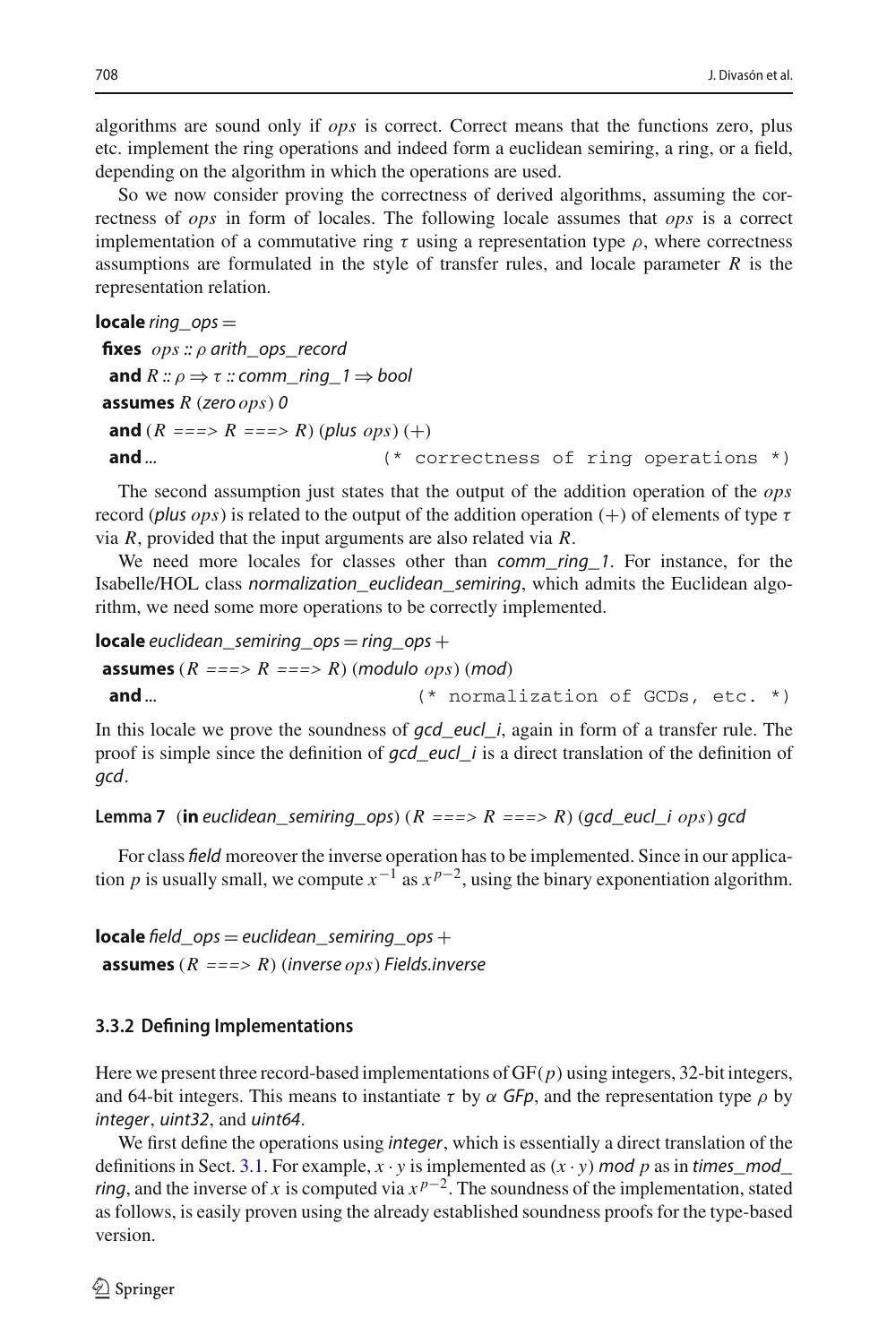algorithms are sound only if *ops* is correct. Correct means that the functions zero, plus etc. implement the ring operations and indeed form a euclidean semiring, a ring, or a field, depending on the algorithm in which the operations are used.

So we now consider proving the correctness of derived algorithms, assuming the correctness of *ops* in form of locales. The following locale assumes that *ops* is a correct implementation of a commutative ring $\tau$ using a representation type $\rho$, where correctness assumptions are formulated in the style of transfer rules, and locale parameter $R$ is the representation relation.

```
locale ring_ops =
  fixes ops :: ρ arith_ops_record
  and R :: ρ ⇒ τ :: comm_ring_1 ⇒ bool
 assumes R (zero ops) 0
  and (R ===> R ===> R) (plus ops) (+)
  and ...                          (* correctness of ring operations *)
```

The second assumption just states that the output of the addition operation of the *ops* record (*plus ops*) is related to the output of the addition operation $(+)$ of elements of type $\tau$ via $R$, provided that the input arguments are also related via $R$.

We need more locales for classes other than *comm_ring_1*. For instance, for the Isabelle/HOL class *normalization_euclidean_semiring*, which admits the Euclidean algorithm, we need some more operations to be correctly implemented.

```
locale euclidean_semiring_ops = ring_ops +
 assumes (R ===> R ===> R) (modulo ops) (mod)
  and ...                          (* normalization of GCDs, etc. *)
```

In this locale we prove the soundness of *gcd_eucl_i*, again in form of a transfer rule. The proof is simple since the definition of *gcd_eucl_i* is a direct translation of the definition of *gcd*.

**Lemma 7** (**in** *euclidean_semiring_ops*) $(R ===> R ===> R)$ (*gcd_eucl_i ops*) *gcd*

For class *field* moreover the inverse operation has to be implemented. Since in our application $p$ is usually small, we compute $x^{-1}$ as $x^{p-2}$, using the binary exponentiation algorithm.

```
locale field_ops = euclidean_semiring_ops +
 assumes (R ===> R) (inverse ops) Fields.inverse
```

#### 3.3.2 Defining Implementations

Here we present three record-based implementations of GF$(p)$ using integers, 32-bit integers, and 64-bit integers. This means to instantiate $\tau$ by $\alpha$ *GFp*, and the representation type $\rho$ by *integer*, *uint32*, and *uint64*.

We first define the operations using *integer*, which is essentially a direct translation of the definitions in Sect. 3.1. For example, $x \cdot y$ is implemented as $(x \cdot y)$ *mod* $p$ as in *times_mod_ring*, and the inverse of $x$ is computed via $x^{p-2}$. The soundness of the implementation, stated as follows, is easily proven using the already established soundness proofs for the type-based version.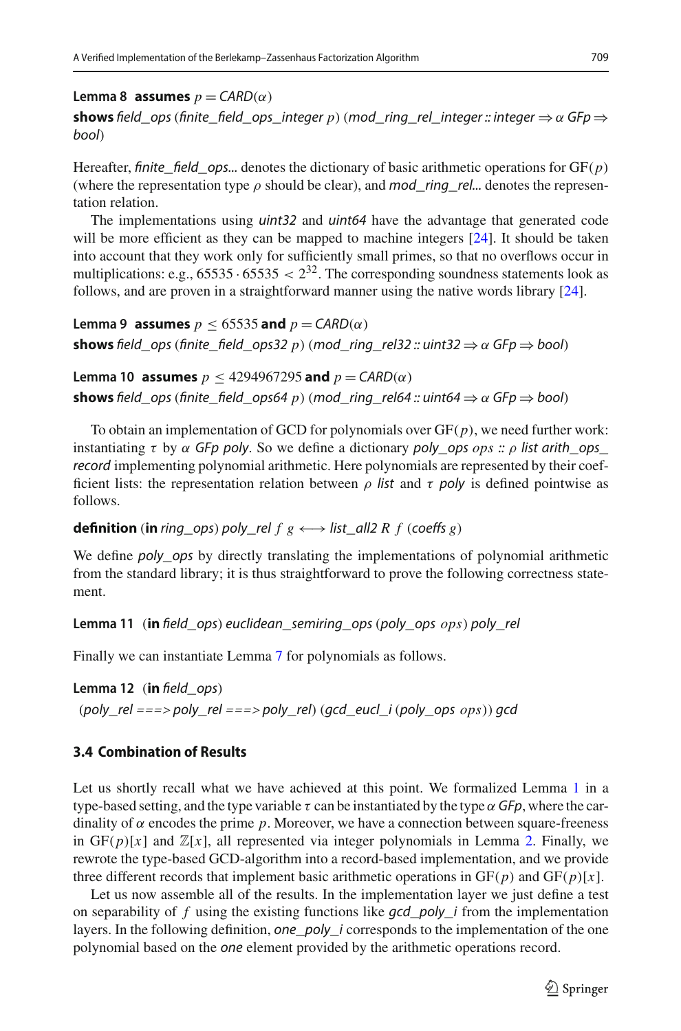**Lemma 8** **assumes** $p = CARD(\alpha)$
**shows** *field_ops* (*finite_field_ops_integer* $p$) (*mod_ring_rel_integer* :: *integer* $\Rightarrow$ $\alpha$ *GFp* $\Rightarrow$ *bool*)

Hereafter, *finite_field_ops...* denotes the dictionary of basic arithmetic operations for GF($p$) (where the representation type $\rho$ should be clear), and *mod_ring_rel...* denotes the representation relation.

The implementations using *uint32* and *uint64* have the advantage that generated code will be more efficient as they can be mapped to machine integers [24]. It should be taken into account that they work only for sufficiently small primes, so that no overflows occur in multiplications: e.g., $65535 \cdot 65535 < 2^{32}$. The corresponding soundness statements look as follows, and are proven in a straightforward manner using the native words library [24].

**Lemma 9** **assumes** $p \leq 65535$ **and** $p = CARD(\alpha)$
**shows** *field_ops* (*finite_field_ops32* $p$) (*mod_ring_rel32* :: *uint32* $\Rightarrow$ $\alpha$ *GFp* $\Rightarrow$ *bool*)

**Lemma 10** **assumes** $p \leq 4294967295$ **and** $p = CARD(\alpha)$
**shows** *field_ops* (*finite_field_ops64* $p$) (*mod_ring_rel64* :: *uint64* $\Rightarrow$ $\alpha$ *GFp* $\Rightarrow$ *bool*)

To obtain an implementation of GCD for polynomials over GF($p$), we need further work: instantiating $\tau$ by $\alpha$ *GFp poly*. So we define a dictionary *poly_ops* $ops$ :: $\rho$ *list arith_ops_record* implementing polynomial arithmetic. Here polynomials are represented by their coefficient lists: the representation relation between $\rho$ *list* and $\tau$ *poly* is defined pointwise as follows.

**definition** (**in** *ring_ops*) *poly_rel* $f$ $g$ $\longleftrightarrow$ *list_all2* $R$ $f$ (*coeffs* $g$)

We define *poly_ops* by directly translating the implementations of polynomial arithmetic from the standard library; it is thus straightforward to prove the following correctness statement.

**Lemma 11** (**in** *field_ops*) *euclidean_semiring_ops* (*poly_ops* $ops$) *poly_rel*

Finally we can instantiate Lemma 7 for polynomials as follows.

**Lemma 12** (**in** *field_ops*)
(*poly_rel* ===> *poly_rel* ===> *poly_rel*) (*gcd_eucl_i* (*poly_ops* $ops$)) *gcd*

### 3.4 Combination of Results

Let us shortly recall what we have achieved at this point. We formalized Lemma 1 in a type-based setting, and the type variable $\tau$ can be instantiated by the type $\alpha$ *GFp*, where the cardinality of $\alpha$ encodes the prime $p$. Moreover, we have a connection between square-freeness in GF($p$)[$x$] and $\mathbb{Z}[x]$, all represented via integer polynomials in Lemma 2. Finally, we rewrote the type-based GCD-algorithm into a record-based implementation, and we provide three different records that implement basic arithmetic operations in GF($p$) and GF($p$)[$x$].

Let us now assemble all of the results. In the implementation layer we just define a test on separability of $f$ using the existing functions like *gcd_poly_i* from the implementation layers. In the following definition, *one_poly_i* corresponds to the implementation of the one polynomial based on the *one* element provided by the arithmetic operations record.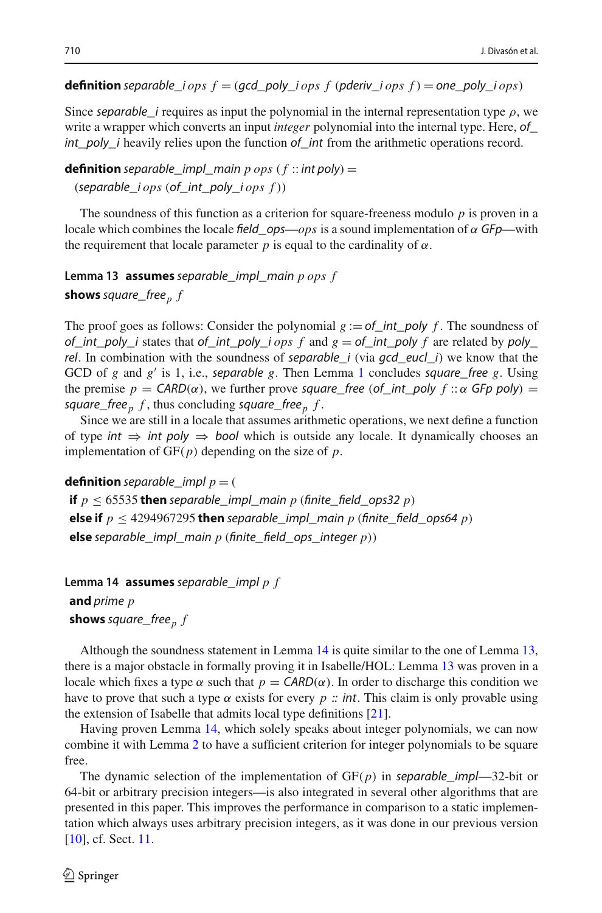**definition** *separable_i ops f* = (*gcd_poly_i ops f* (*pderiv_i ops f*) = *one_poly_i ops*)

Since *separable_i* requires as input the polynomial in the internal representation type $\rho$, we write a wrapper which converts an input *integer* polynomial into the internal type. Here, *of_int_poly_i* heavily relies upon the function *of_int* from the arithmetic operations record.

**definition** *separable_impl_main p ops* ($f$ :: *int poly*) =
  (*separable_i ops* (*of_int_poly_i ops f*))

The soundness of this function as a criterion for square-freeness modulo $p$ is proven in a locale which combines the locale *field_ops*—*ops* is a sound implementation of $\alpha$ *GFp*—with the requirement that locale parameter $p$ is equal to the cardinality of $\alpha$.

**Lemma 13** **assumes** *separable_impl_main p ops f*
**shows** *square_free*$_p$ $f$

The proof goes as follows: Consider the polynomial $g$ := *of_int_poly f*. The soundness of *of_int_poly_i* states that *of_int_poly_i ops f* and $g$ = *of_int_poly f* are related by *poly_rel*. In combination with the soundness of *separable_i* (via *gcd_eucl_i*) we know that the GCD of $g$ and $g'$ is 1, i.e., *separable* $g$. Then Lemma 1 concludes *square_free* $g$. Using the premise $p$ = *CARD*($\alpha$), we further prove *square_free* (*of_int_poly f* :: $\alpha$ *GFp poly*) = *square_free*$_p$ $f$, thus concluding *square_free*$_p$ $f$.

Since we are still in a locale that assumes arithmetic operations, we next define a function of type *int* ⇒ *int poly* ⇒ *bool* which is outside any locale. It dynamically chooses an implementation of GF($p$) depending on the size of $p$.

**definition** *separable_impl* $p$ = (
 **if** $p \leq 65535$ **then** *separable_impl_main p* (*finite_field_ops32 p*)
 **else if** $p \leq 4294967295$ **then** *separable_impl_main p* (*finite_field_ops64 p*)
 **else** *separable_impl_main p* (*finite_field_ops_integer p*))

**Lemma 14** **assumes** *separable_impl p f*
 **and** *prime p*
 **shows** *square_free*$_p$ $f$

Although the soundness statement in Lemma 14 is quite similar to the one of Lemma 13, there is a major obstacle in formally proving it in Isabelle/HOL: Lemma 13 was proven in a locale which fixes a type $\alpha$ such that $p$ = *CARD*($\alpha$). In order to discharge this condition we have to prove that such a type $\alpha$ exists for every $p$ :: *int*. This claim is only provable using the extension of Isabelle that admits local type definitions [21].

Having proven Lemma 14, which solely speaks about integer polynomials, we can now combine it with Lemma 2 to have a sufficient criterion for integer polynomials to be square free.

The dynamic selection of the implementation of GF($p$) in *separable_impl*—32-bit or 64-bit or arbitrary precision integers—is also integrated in several other algorithms that are presented in this paper. This improves the performance in comparison to a static implementation which always uses arbitrary precision integers, as it was done in our previous version [10], cf. Sect. 11.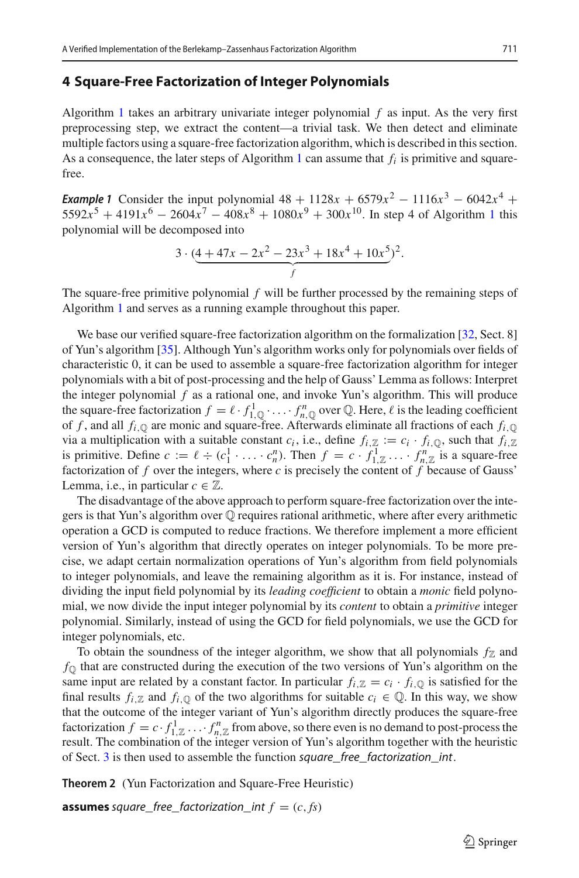## 4 Square-Free Factorization of Integer Polynomials

Algorithm 1 takes an arbitrary univariate integer polynomial $f$ as input. As the very first preprocessing step, we extract the content—a trivial task. We then detect and eliminate multiple factors using a square-free factorization algorithm, which is described in this section. As a consequence, the later steps of Algorithm 1 can assume that $f_i$ is primitive and square-free.

***Example 1*** Consider the input polynomial $48 + 1128x + 6579x^2 - 1116x^3 - 6042x^4 + 5592x^5 + 4191x^6 - 2604x^7 - 408x^8 + 1080x^9 + 300x^{10}$. In step 4 of Algorithm 1 this polynomial will be decomposed into

$$3 \cdot (\underbrace{4 + 47x - 2x^2 - 23x^3 + 18x^4 + 10x^5}_{f})^2.$$

The square-free primitive polynomial $f$ will be further processed by the remaining steps of Algorithm 1 and serves as a running example throughout this paper.

We base our verified square-free factorization algorithm on the formalization [32, Sect. 8] of Yun's algorithm [35]. Although Yun's algorithm works only for polynomials over fields of characteristic 0, it can be used to assemble a square-free factorization algorithm for integer polynomials with a bit of post-processing and the help of Gauss' Lemma as follows: Interpret the integer polynomial $f$ as a rational one, and invoke Yun's algorithm. This will produce the square-free factorization $f = \ell \cdot f_{1,\mathbb{Q}}^1 \cdot \ldots \cdot f_{n,\mathbb{Q}}^n$ over $\mathbb{Q}$. Here, $\ell$ is the leading coefficient of $f$, and all $f_{i,\mathbb{Q}}$ are monic and square-free. Afterwards eliminate all fractions of each $f_{i,\mathbb{Q}}$ via a multiplication with a suitable constant $c_i$, i.e., define $f_{i,\mathbb{Z}} := c_i \cdot f_{i,\mathbb{Q}}$, such that $f_{i,\mathbb{Z}}$ is primitive. Define $c := \ell \div (c_1^1 \cdot \ldots \cdot c_n^n)$. Then $f = c \cdot f_{1,\mathbb{Z}}^1 \ldots \cdot f_{n,\mathbb{Z}}^n$ is a square-free factorization of $f$ over the integers, where $c$ is precisely the content of $f$ because of Gauss' Lemma, i.e., in particular $c \in \mathbb{Z}$.

The disadvantage of the above approach to perform square-free factorization over the integers is that Yun's algorithm over $\mathbb{Q}$ requires rational arithmetic, where after every arithmetic operation a GCD is computed to reduce fractions. We therefore implement a more efficient version of Yun's algorithm that directly operates on integer polynomials. To be more precise, we adapt certain normalization operations of Yun's algorithm from field polynomials to integer polynomials, and leave the remaining algorithm as it is. For instance, instead of dividing the input field polynomial by its *leading coefficient* to obtain a *monic* field polynomial, we now divide the input integer polynomial by its *content* to obtain a *primitive* integer polynomial. Similarly, instead of using the GCD for field polynomials, we use the GCD for integer polynomials, etc.

To obtain the soundness of the integer algorithm, we show that all polynomials $f_{\mathbb{Z}}$ and $f_{\mathbb{Q}}$ that are constructed during the execution of the two versions of Yun's algorithm on the same input are related by a constant factor. In particular $f_{i,\mathbb{Z}} = c_i \cdot f_{i,\mathbb{Q}}$ is satisfied for the final results $f_{i,\mathbb{Z}}$ and $f_{i,\mathbb{Q}}$ of the two algorithms for suitable $c_i \in \mathbb{Q}$. In this way, we show that the outcome of the integer variant of Yun's algorithm directly produces the square-free factorization $f = c \cdot f_{1,\mathbb{Z}}^1 \ldots \cdot f_{n,\mathbb{Z}}^n$ from above, so there even is no demand to post-process the result. The combination of the integer version of Yun's algorithm together with the heuristic of Sect. 3 is then used to assemble the function *square_free_factorization_int*.

**Theorem 2** (Yun Factorization and Square-Free Heuristic)

**assumes** *square_free_factorization_int* $f = (c, fs)$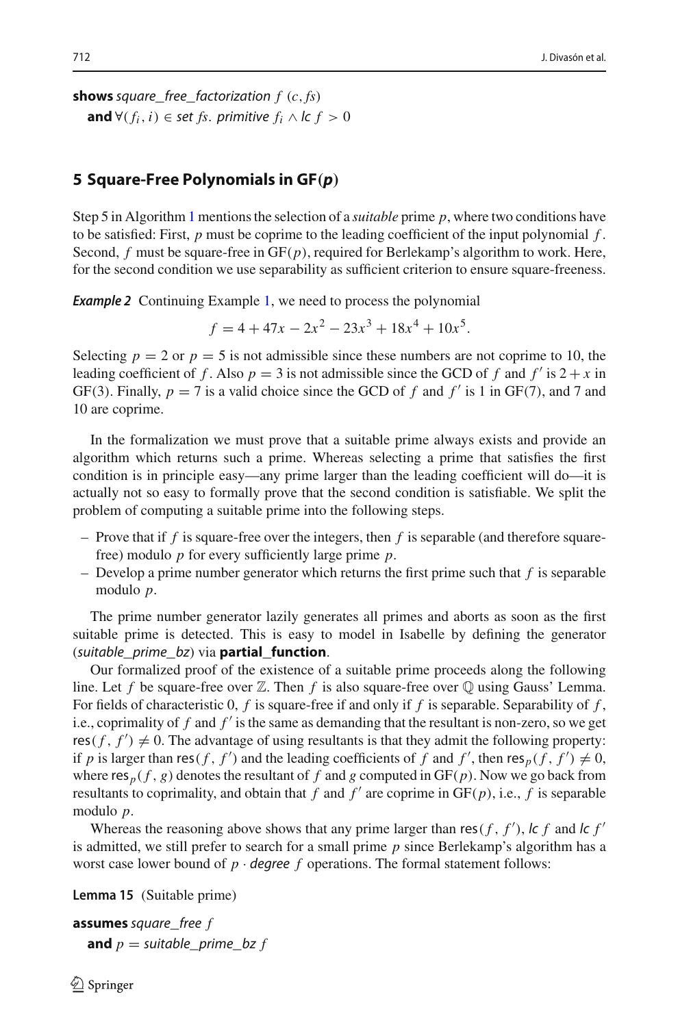**shows** *square_free_factorization* $f$ $(c, fs)$
  **and** $\forall (f_i, i) \in$ *set* $fs$. *primitive* $f_i \wedge$ *lc* $f > 0$

## 5 Square-Free Polynomials in GF($p$)

Step 5 in Algorithm 1 mentions the selection of a *suitable* prime $p$, where two conditions have to be satisfied: First, $p$ must be coprime to the leading coefficient of the input polynomial $f$. Second, $f$ must be square-free in GF($p$), required for Berlekamp's algorithm to work. Here, for the second condition we use separability as sufficient criterion to ensure square-freeness.

***Example 2*** Continuing Example 1, we need to process the polynomial

$$f = 4 + 47x - 2x^2 - 23x^3 + 18x^4 + 10x^5.$$

Selecting $p = 2$ or $p = 5$ is not admissible since these numbers are not coprime to 10, the leading coefficient of $f$. Also $p = 3$ is not admissible since the GCD of $f$ and $f'$ is $2 + x$ in GF(3). Finally, $p = 7$ is a valid choice since the GCD of $f$ and $f'$ is 1 in GF(7), and 7 and 10 are coprime.

In the formalization we must prove that a suitable prime always exists and provide an algorithm which returns such a prime. Whereas selecting a prime that satisfies the first condition is in principle easy—any prime larger than the leading coefficient will do—it is actually not so easy to formally prove that the second condition is satisfiable. We split the problem of computing a suitable prime into the following steps.

- Prove that if $f$ is square-free over the integers, then $f$ is separable (and therefore square-free) modulo $p$ for every sufficiently large prime $p$.
- Develop a prime number generator which returns the first prime such that $f$ is separable modulo $p$.

The prime number generator lazily generates all primes and aborts as soon as the first suitable prime is detected. This is easy to model in Isabelle by defining the generator (*suitable_prime_bz*) via **partial_function**.

Our formalized proof of the existence of a suitable prime proceeds along the following line. Let $f$ be square-free over $\mathbb{Z}$. Then $f$ is also square-free over $\mathbb{Q}$ using Gauss' Lemma. For fields of characteristic 0, $f$ is square-free if and only if $f$ is separable. Separability of $f$, i.e., coprimality of $f$ and $f'$ is the same as demanding that the resultant is non-zero, so we get $\mathsf{res}(f, f') \neq 0$. The advantage of using resultants is that they admit the following property: if $p$ is larger than $\mathsf{res}(f, f')$ and the leading coefficients of $f$ and $f'$, then $\mathsf{res}_p(f, f') \neq 0$, where $\mathsf{res}_p(f, g)$ denotes the resultant of $f$ and $g$ computed in GF($p$). Now we go back from resultants to coprimality, and obtain that $f$ and $f'$ are coprime in GF($p$), i.e., $f$ is separable modulo $p$.

Whereas the reasoning above shows that any prime larger than $\mathsf{res}(f, f')$, *lc* $f$ and *lc* $f'$ is admitted, we still prefer to search for a small prime $p$ since Berlekamp's algorithm has a worst case lower bound of $p \cdot$ *degree* $f$ operations. The formal statement follows:

**Lemma 15** (Suitable prime)

**assumes** *square_free* $f$
  **and** $p =$ *suitable_prime_bz* $f$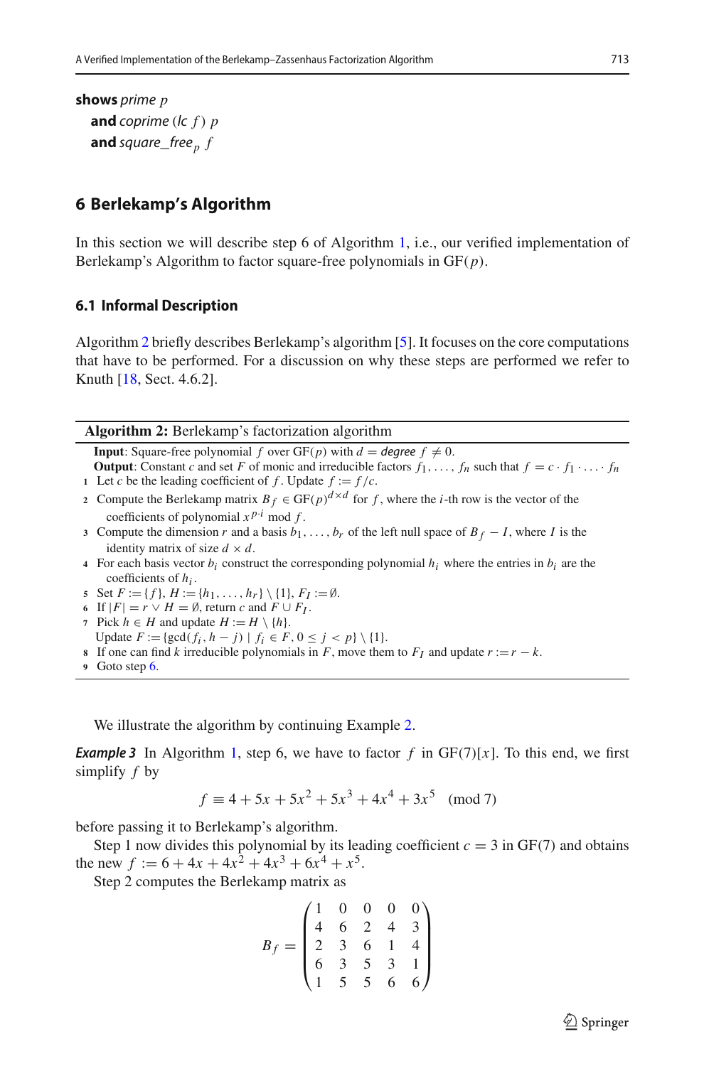**shows** *prime p*
  **and** *coprime* (*lc f*) *p*
  **and** *square_free*$_p$ *f*

## 6 Berlekamp's Algorithm

In this section we will describe step 6 of Algorithm 1, i.e., our verified implementation of Berlekamp's Algorithm to factor square-free polynomials in GF($p$).

### 6.1 Informal Description

Algorithm 2 briefly describes Berlekamp's algorithm [5]. It focuses on the core computations that have to be performed. For a discussion on why these steps are performed we refer to Knuth [18, Sect. 4.6.2].

---

**Algorithm 2:** Berlekamp's factorization algorithm

**Input**: Square-free polynomial $f$ over GF($p$) with $d =$ *degree* $f \neq 0$.
**Output**: Constant $c$ and set $F$ of monic and irreducible factors $f_1, \ldots, f_n$ such that $f = c \cdot f_1 \cdot \ldots \cdot f_n$

1. Let $c$ be the leading coefficient of $f$. Update $f := f/c$.
2. Compute the Berlekamp matrix $B_f \in \mathrm{GF}(p)^{d \times d}$ for $f$, where the $i$-th row is the vector of the coefficients of polynomial $x^{p \cdot i} \bmod f$.
3. Compute the dimension $r$ and a basis $b_1, \ldots, b_r$ of the left null space of $B_f - I$, where $I$ is the identity matrix of size $d \times d$.
4. For each basis vector $b_i$ construct the corresponding polynomial $h_i$ where the entries in $b_i$ are the coefficients of $h_i$.
5. Set $F := \{f\}$, $H := \{h_1, \ldots, h_r\} \setminus \{1\}$, $F_I := \emptyset$.
6. If $|F| = r \vee H = \emptyset$, return $c$ and $F \cup F_I$.
7. Pick $h \in H$ and update $H := H \setminus \{h\}$.
   Update $F := \{\gcd(f_i, h - j) \mid f_i \in F, 0 \leq j < p\} \setminus \{1\}$.
8. If one can find $k$ irreducible polynomials in $F$, move them to $F_I$ and update $r := r - k$.
9. Goto step 6.

---

We illustrate the algorithm by continuing Example 2.

***Example 3*** In Algorithm 1, step 6, we have to factor $f$ in GF(7)[$x$]. To this end, we first simplify $f$ by

$$f \equiv 4 + 5x + 5x^2 + 5x^3 + 4x^4 + 3x^5 \pmod 7$$

before passing it to Berlekamp's algorithm.

Step 1 now divides this polynomial by its leading coefficient $c = 3$ in GF(7) and obtains the new $f := 6 + 4x + 4x^2 + 4x^3 + 6x^4 + x^5$.

Step 2 computes the Berlekamp matrix as

$$B_f = \begin{pmatrix} 1 & 0 & 0 & 0 & 0 \\ 4 & 6 & 2 & 4 & 3 \\ 2 & 3 & 6 & 1 & 4 \\ 6 & 3 & 5 & 3 & 1 \\ 1 & 5 & 5 & 6 & 6 \end{pmatrix}$$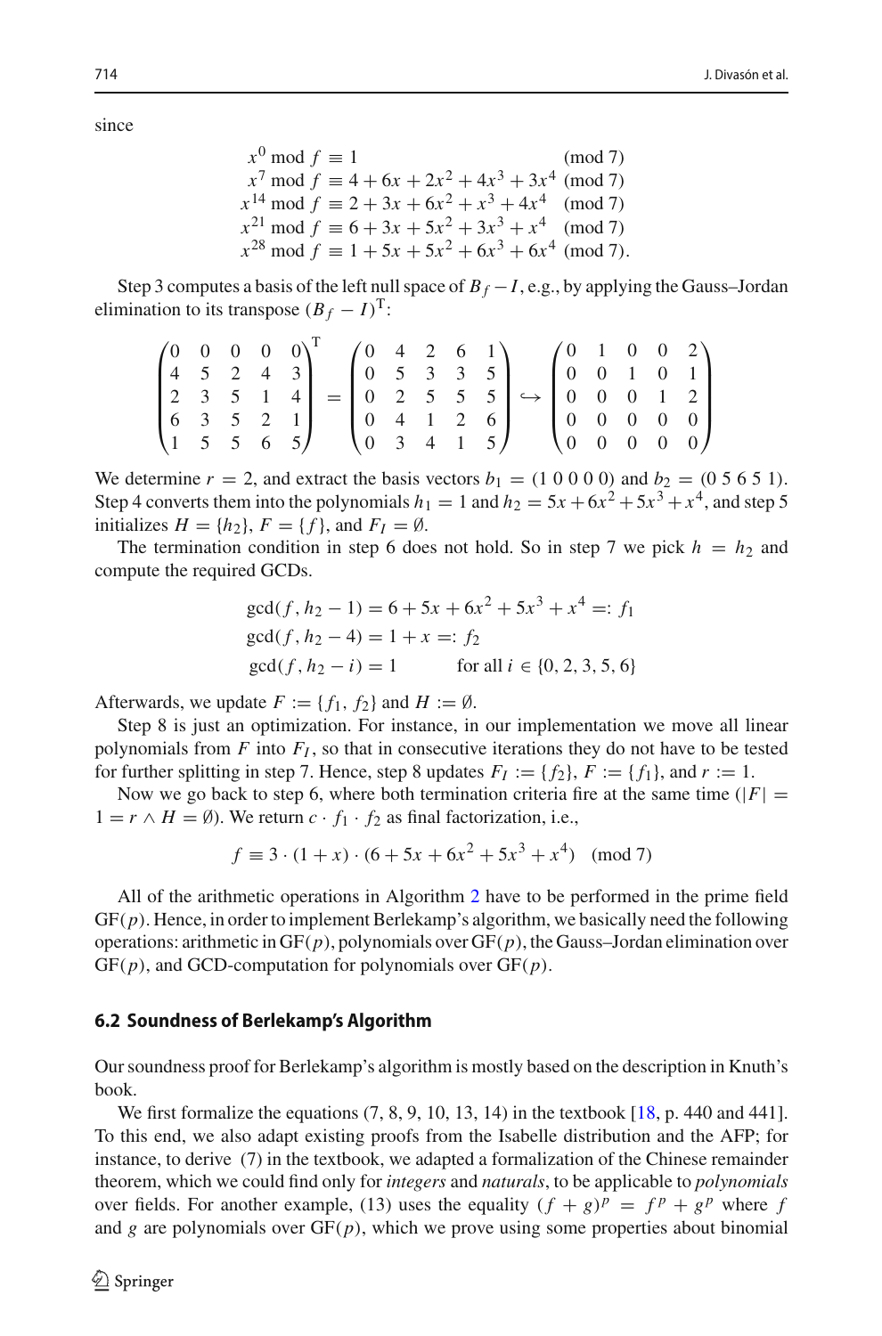since

$$
\begin{aligned}
x^0 \bmod f &\equiv 1 && \pmod 7\\
x^7 \bmod f &\equiv 4 + 6x + 2x^2 + 4x^3 + 3x^4 && \pmod 7\\
x^{14} \bmod f &\equiv 2 + 3x + 6x^2 + x^3 + 4x^4 && \pmod 7\\
x^{21} \bmod f &\equiv 6 + 3x + 5x^2 + 3x^3 + x^4 && \pmod 7\\
x^{28} \bmod f &\equiv 1 + 5x + 5x^2 + 6x^3 + 6x^4 && \pmod 7.
\end{aligned}
$$

Step 3 computes a basis of the left null space of $B_f - I$, e.g., by applying the Gauss–Jordan elimination to its transpose $(B_f - I)^{\mathrm{T}}$:

$$
\begin{pmatrix}
0 & 0 & 0 & 0 & 0\\
4 & 5 & 2 & 4 & 3\\
2 & 3 & 5 & 1 & 4\\
6 & 3 & 5 & 2 & 1\\
1 & 5 & 5 & 6 & 5
\end{pmatrix}^{\mathrm{T}}
=
\begin{pmatrix}
0 & 4 & 2 & 6 & 1\\
0 & 5 & 3 & 3 & 5\\
0 & 2 & 5 & 5 & 5\\
0 & 4 & 1 & 2 & 6\\
0 & 3 & 4 & 1 & 5
\end{pmatrix}
\hookrightarrow
\begin{pmatrix}
0 & 1 & 0 & 0 & 2\\
0 & 0 & 1 & 0 & 1\\
0 & 0 & 0 & 1 & 2\\
0 & 0 & 0 & 0 & 0\\
0 & 0 & 0 & 0 & 0
\end{pmatrix}
$$

We determine $r = 2$, and extract the basis vectors $b_1 = (1\ 0\ 0\ 0\ 0)$ and $b_2 = (0\ 5\ 6\ 5\ 1)$. Step 4 converts them into the polynomials $h_1 = 1$ and $h_2 = 5x + 6x^2 + 5x^3 + x^4$, and step 5 initializes $H = \{h_2\}$, $F = \{f\}$, and $F_I = \emptyset$.

The termination condition in step 6 does not hold. So in step 7 we pick $h = h_2$ and compute the required GCDs.

$$
\begin{aligned}
\gcd(f, h_2 - 1) &= 6 + 5x + 6x^2 + 5x^3 + x^4 =: f_1\\
\gcd(f, h_2 - 4) &= 1 + x =: f_2\\
\gcd(f, h_2 - i) &= 1 \qquad \text{for all } i \in \{0, 2, 3, 5, 6\}
\end{aligned}
$$

Afterwards, we update $F := \{f_1, f_2\}$ and $H := \emptyset$.

Step 8 is just an optimization. For instance, in our implementation we move all linear polynomials from $F$ into $F_I$, so that in consecutive iterations they do not have to be tested for further splitting in step 7. Hence, step 8 updates $F_I := \{f_2\}$, $F := \{f_1\}$, and $r := 1$.

Now we go back to step 6, where both termination criteria fire at the same time ($|F| = 1 = r \wedge H = \emptyset$). We return $c \cdot f_1 \cdot f_2$ as final factorization, i.e.,

$$
f \equiv 3 \cdot (1 + x) \cdot (6 + 5x + 6x^2 + 5x^3 + x^4) \pmod 7
$$

All of the arithmetic operations in Algorithm 2 have to be performed in the prime field $\mathrm{GF}(p)$. Hence, in order to implement Berlekamp's algorithm, we basically need the following operations: arithmetic in $\mathrm{GF}(p)$, polynomials over $\mathrm{GF}(p)$, the Gauss–Jordan elimination over $\mathrm{GF}(p)$, and GCD-computation for polynomials over $\mathrm{GF}(p)$.

### 6.2 Soundness of Berlekamp's Algorithm

Our soundness proof for Berlekamp's algorithm is mostly based on the description in Knuth's book.

We first formalize the equations (7, 8, 9, 10, 13, 14) in the textbook [18, p. 440 and 441]. To this end, we also adapt existing proofs from the Isabelle distribution and the AFP; for instance, to derive (7) in the textbook, we adapted a formalization of the Chinese remainder theorem, which we could find only for *integers* and *naturals*, to be applicable to *polynomials* over fields. For another example, (13) uses the equality $(f + g)^p = f^p + g^p$ where $f$ and $g$ are polynomials over $\mathrm{GF}(p)$, which we prove using some properties about binomial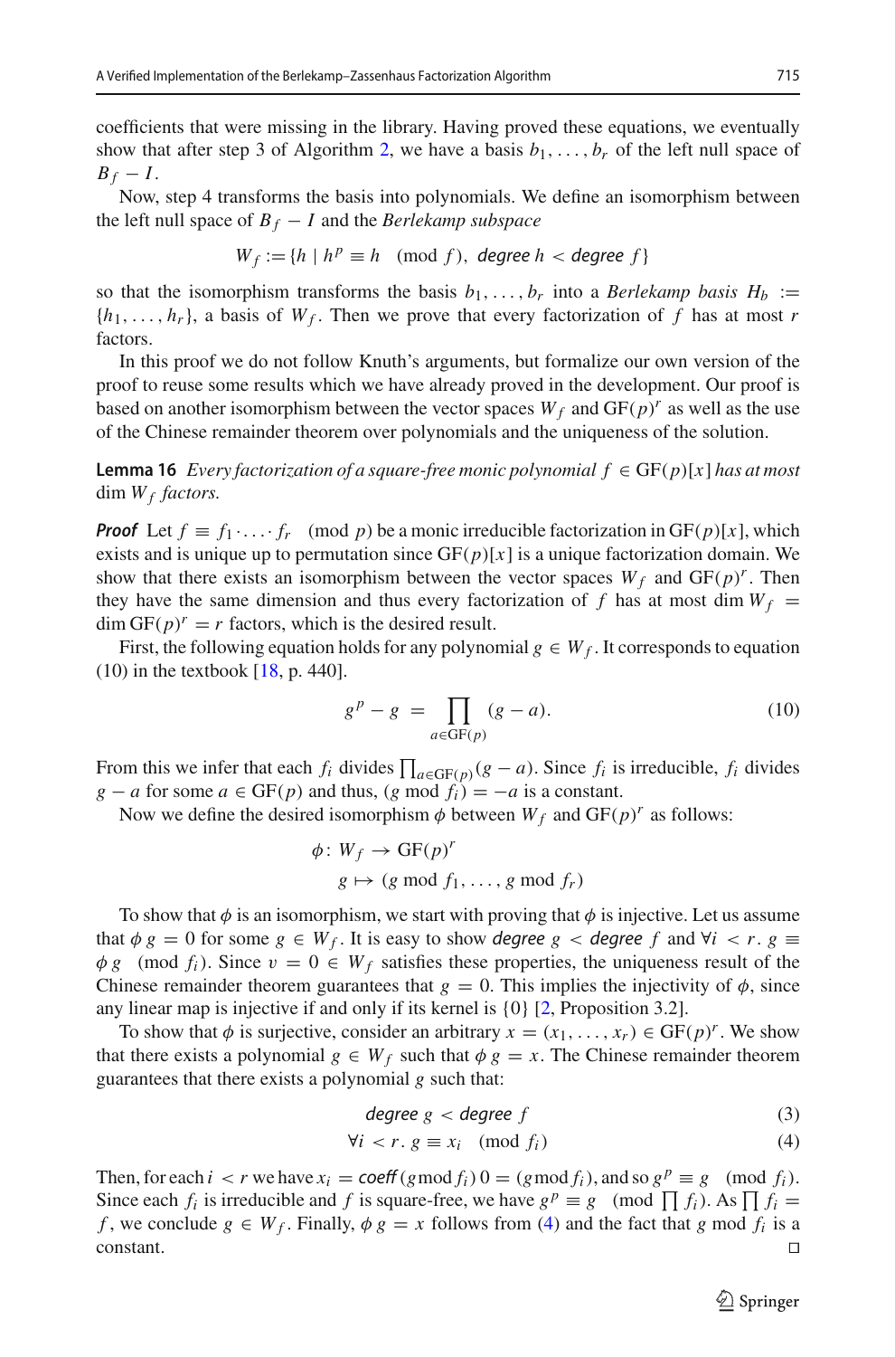coefficients that were missing in the library. Having proved these equations, we eventually show that after step 3 of Algorithm 2, we have a basis $b_1, \ldots, b_r$ of the left null space of $B_f - I$.

Now, step 4 transforms the basis into polynomials. We define an isomorphism between the left null space of $B_f - I$ and the *Berlekamp subspace*

$$W_f := \{h \mid h^p \equiv h \pmod{f},\ \textsf{degree}\ h < \textsf{degree}\ f\}$$

so that the isomorphism transforms the basis $b_1, \ldots, b_r$ into a *Berlekamp basis* $H_b := \{h_1, \ldots, h_r\}$, a basis of $W_f$. Then we prove that every factorization of $f$ has at most $r$ factors.

In this proof we do not follow Knuth's arguments, but formalize our own version of the proof to reuse some results which we have already proved in the development. Our proof is based on another isomorphism between the vector spaces $W_f$ and $\mathrm{GF}(p)^r$ as well as the use of the Chinese remainder theorem over polynomials and the uniqueness of the solution.

**Lemma 16** *Every factorization of a square-free monic polynomial $f \in \mathrm{GF}(p)[x]$ has at most $\dim W_f$ factors.*

***Proof*** Let $f \equiv f_1 \cdot \ldots \cdot f_r \pmod{p}$ be a monic irreducible factorization in $\mathrm{GF}(p)[x]$, which exists and is unique up to permutation since $\mathrm{GF}(p)[x]$ is a unique factorization domain. We show that there exists an isomorphism between the vector spaces $W_f$ and $\mathrm{GF}(p)^r$. Then they have the same dimension and thus every factorization of $f$ has at most $\dim W_f = \dim \mathrm{GF}(p)^r = r$ factors, which is the desired result.

First, the following equation holds for any polynomial $g \in W_f$. It corresponds to equation (10) in the textbook [18, p. 440].

$$g^p - g \;=\; \prod_{a \in \mathrm{GF}(p)} (g - a). \tag{10}$$

From this we infer that each $f_i$ divides $\prod_{a \in \mathrm{GF}(p)}(g - a)$. Since $f_i$ is irreducible, $f_i$ divides $g - a$ for some $a \in \mathrm{GF}(p)$ and thus, $(g \bmod f_i) = -a$ is a constant.

Now we define the desired isomorphism $\phi$ between $W_f$ and $\mathrm{GF}(p)^r$ as follows:

$$\begin{aligned}\phi\colon\ & W_f \to \mathrm{GF}(p)^r \\ & g \mapsto (g \bmod f_1, \ldots, g \bmod f_r)\end{aligned}$$

To show that $\phi$ is an isomorphism, we start with proving that $\phi$ is injective. Let us assume that $\phi\, g = 0$ for some $g \in W_f$. It is easy to show $\textsf{degree}\ g < \textsf{degree}\ f$ and $\forall i < r.\ g \equiv \phi\, g \pmod{f_i}$. Since $v = 0 \in W_f$ satisfies these properties, the uniqueness result of the Chinese remainder theorem guarantees that $g = 0$. This implies the injectivity of $\phi$, since any linear map is injective if and only if its kernel is $\{0\}$ [2, Proposition 3.2].

To show that $\phi$ is surjective, consider an arbitrary $x = (x_1, \ldots, x_r) \in \mathrm{GF}(p)^r$. We show that there exists a polynomial $g \in W_f$ such that $\phi\, g = x$. The Chinese remainder theorem guarantees that there exists a polynomial $g$ such that:

$$\textsf{degree}\ g < \textsf{degree}\ f \tag{3}$$

$$\forall i < r.\ g \equiv x_i \pmod{f_i} \tag{4}$$

Then, for each $i < r$ we have $x_i = \textsf{coeff}\,(g \bmod f_i)\, 0 = (g \bmod f_i)$, and so $g^p \equiv g \pmod{f_i}$. Since each $f_i$ is irreducible and $f$ is square-free, we have $g^p \equiv g \pmod{\prod f_i}$. As $\prod f_i = f$, we conclude $g \in W_f$. Finally, $\phi\, g = x$ follows from (4) and the fact that $g \bmod f_i$ is a constant. $\square$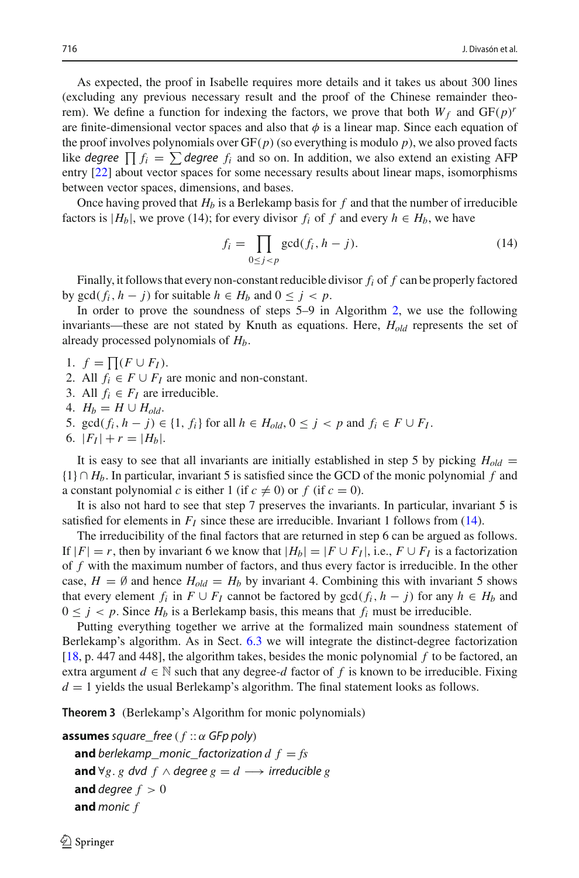As expected, the proof in Isabelle requires more details and it takes us about 300 lines (excluding any previous necessary result and the proof of the Chinese remainder theorem). We define a function for indexing the factors, we prove that both $W_f$ and $\mathrm{GF}(p)^r$ are finite-dimensional vector spaces and also that $\phi$ is a linear map. Since each equation of the proof involves polynomials over $\mathrm{GF}(p)$ (so everything is modulo $p$), we also proved facts like *degree* $\prod f_i = \sum$ *degree* $f_i$ and so on. In addition, we also extend an existing AFP entry [22] about vector spaces for some necessary results about linear maps, isomorphisms between vector spaces, dimensions, and bases.

Once having proved that $H_b$ is a Berlekamp basis for $f$ and that the number of irreducible factors is $|H_b|$, we prove (14); for every divisor $f_i$ of $f$ and every $h \in H_b$, we have

$$f_i = \prod_{0 \leq j < p} \gcd(f_i, h - j). \tag{14}$$

Finally, it follows that every non-constant reducible divisor $f_i$ of $f$ can be properly factored by $\gcd(f_i, h - j)$ for suitable $h \in H_b$ and $0 \leq j < p$.

In order to prove the soundness of steps 5–9 in Algorithm 2, we use the following invariants—these are not stated by Knuth as equations. Here, $H_{old}$ represents the set of already processed polynomials of $H_b$.

1. $f = \prod(F \cup F_I)$.
2. All $f_i \in F \cup F_I$ are monic and non-constant.
3. All $f_i \in F_I$ are irreducible.
4. $H_b = H \cup H_{old}$.
5. $\gcd(f_i, h - j) \in \{1, f_i\}$ for all $h \in H_{old}$, $0 \leq j < p$ and $f_i \in F \cup F_I$.
6. $|F_I| + r = |H_b|$.

It is easy to see that all invariants are initially established in step 5 by picking $H_{old} = \{1\} \cap H_b$. In particular, invariant 5 is satisfied since the GCD of the monic polynomial $f$ and a constant polynomial $c$ is either 1 (if $c \neq 0$) or $f$ (if $c = 0$).

It is also not hard to see that step 7 preserves the invariants. In particular, invariant 5 is satisfied for elements in $F_I$ since these are irreducible. Invariant 1 follows from (14).

The irreducibility of the final factors that are returned in step 6 can be argued as follows. If $|F| = r$, then by invariant 6 we know that $|H_b| = |F \cup F_I|$, i.e., $F \cup F_I$ is a factorization of $f$ with the maximum number of factors, and thus every factor is irreducible. In the other case, $H = \emptyset$ and hence $H_{old} = H_b$ by invariant 4. Combining this with invariant 5 shows that every element $f_i$ in $F \cup F_I$ cannot be factored by $\gcd(f_i, h - j)$ for any $h \in H_b$ and $0 \leq j < p$. Since $H_b$ is a Berlekamp basis, this means that $f_i$ must be irreducible.

Putting everything together we arrive at the formalized main soundness statement of Berlekamp's algorithm. As in Sect. 6.3 we will integrate the distinct-degree factorization [18, p. 447 and 448], the algorithm takes, besides the monic polynomial $f$ to be factored, an extra argument $d \in \mathbb{N}$ such that any degree-$d$ factor of $f$ is known to be irreducible. Fixing $d = 1$ yields the usual Berlekamp's algorithm. The final statement looks as follows.

**Theorem 3** (Berlekamp's Algorithm for monic polynomials)

**assumes** *square_free* ($f$ :: $\alpha$ *GFp poly*)
  **and** *berlekamp_monic_factorization* $d$ $f$ = *fs*
  **and** $\forall g.$ $g$ *dvd* $f \wedge$ *degree* $g = d \longrightarrow$ *irreducible* $g$
  **and** *degree* $f > 0$
  **and** *monic* $f$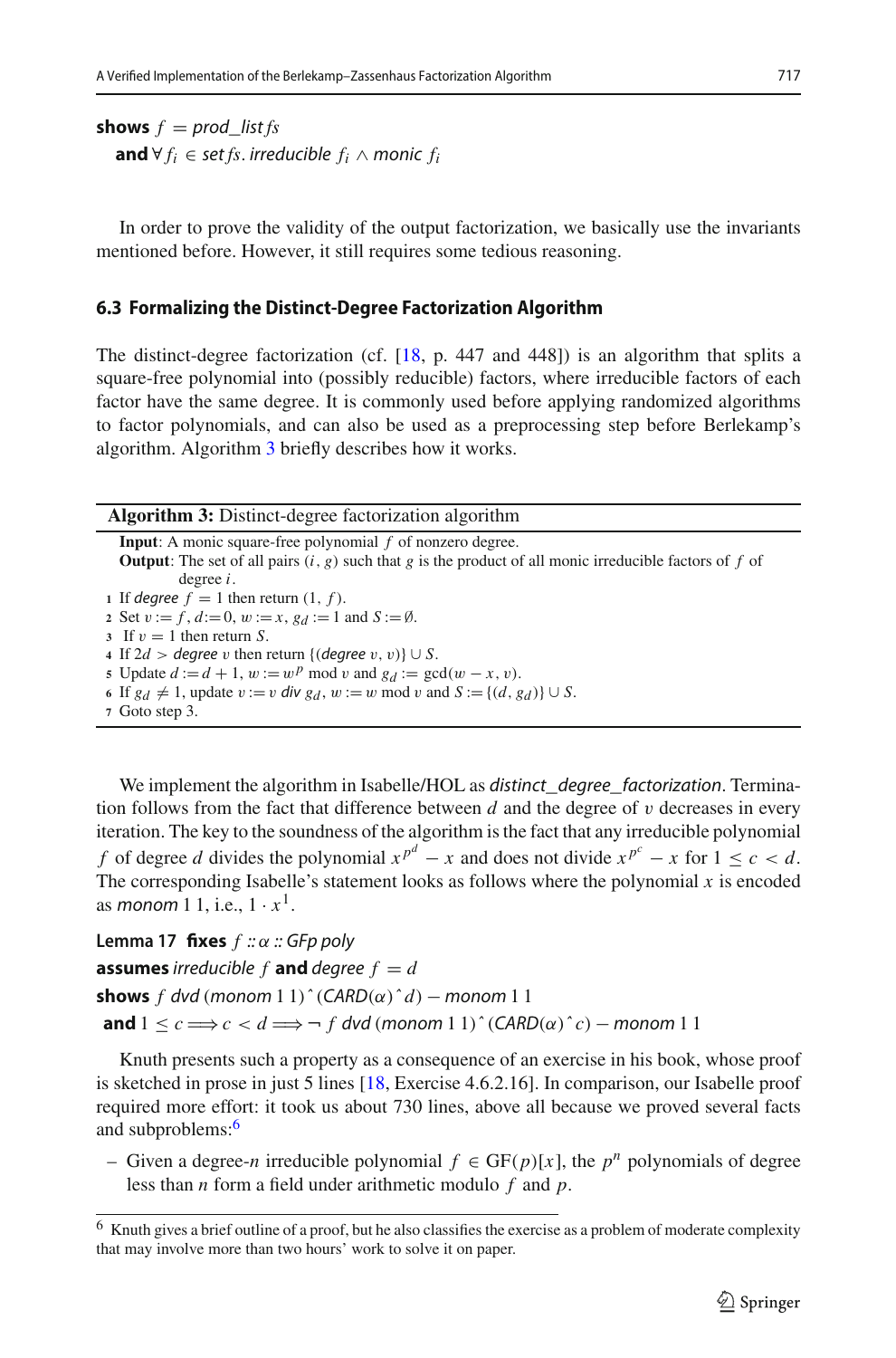**shows** $f$ = *prod_list fs*
  **and** $\forall f_i \in$ *set fs*. *irreducible* $f_i \wedge$ *monic* $f_i$

In order to prove the validity of the output factorization, we basically use the invariants mentioned before. However, it still requires some tedious reasoning.

### 6.3 Formalizing the Distinct-Degree Factorization Algorithm

The distinct-degree factorization (cf. [18, p. 447 and 448]) is an algorithm that splits a square-free polynomial into (possibly reducible) factors, where irreducible factors of each factor have the same degree. It is commonly used before applying randomized algorithms to factor polynomials, and can also be used as a preprocessing step before Berlekamp's algorithm. Algorithm 3 briefly describes how it works.

---

**Algorithm 3:** Distinct-degree factorization algorithm

**Input**: A monic square-free polynomial $f$ of nonzero degree.
**Output**: The set of all pairs $(i, g)$ such that $g$ is the product of all monic irreducible factors of $f$ of degree $i$.

1. If *degree* $f = 1$ then return $(1, f)$.
2. Set $v := f$, $d := 0$, $w := x$, $g_d := 1$ and $S := \emptyset$.
3. If $v = 1$ then return $S$.
4. If $2d >$ *degree* $v$ then return $\{(\textit{degree } v, v)\} \cup S$.
5. Update $d := d + 1$, $w := w^p \bmod v$ and $g_d := \gcd(w - x, v)$.
6. If $g_d \neq 1$, update $v := v$ *div* $g_d$, $w := w \bmod v$ and $S := \{(d, g_d)\} \cup S$.
7. Goto step 3.

---

We implement the algorithm in Isabelle/HOL as *distinct_degree_factorization*. Termination follows from the fact that difference between $d$ and the degree of $v$ decreases in every iteration. The key to the soundness of the algorithm is the fact that any irreducible polynomial $f$ of degree $d$ divides the polynomial $x^{p^d} - x$ and does not divide $x^{p^c} - x$ for $1 \leq c < d$. The corresponding Isabelle's statement looks as follows where the polynomial $x$ is encoded as *monom* 1 1, i.e., $1 \cdot x^1$.

**Lemma 17** **fixes** $f :: \alpha ::$ *GFp poly*
**assumes** *irreducible* $f$ **and** *degree* $f = d$
**shows** $f$ *dvd* (*monom* 1 1) ^ (*CARD*($\alpha$) ^ $d$) − *monom* 1 1
  **and** $1 \leq c \Longrightarrow c < d \Longrightarrow \neg\, f$ *dvd* (*monom* 1 1) ^ (*CARD*($\alpha$) ^ $c$) − *monom* 1 1

Knuth presents such a property as a consequence of an exercise in his book, whose proof is sketched in prose in just 5 lines [18, Exercise 4.6.2.16]. In comparison, our Isabelle proof required more effort: it took us about 730 lines, above all because we proved several facts and subproblems:[6]

– Given a degree-$n$ irreducible polynomial $f \in \mathrm{GF}(p)[x]$, the $p^n$ polynomials of degree less than $n$ form a field under arithmetic modulo $f$ and $p$.

---

[6] Knuth gives a brief outline of a proof, but he also classifies the exercise as a problem of moderate complexity that may involve more than two hours' work to solve it on paper.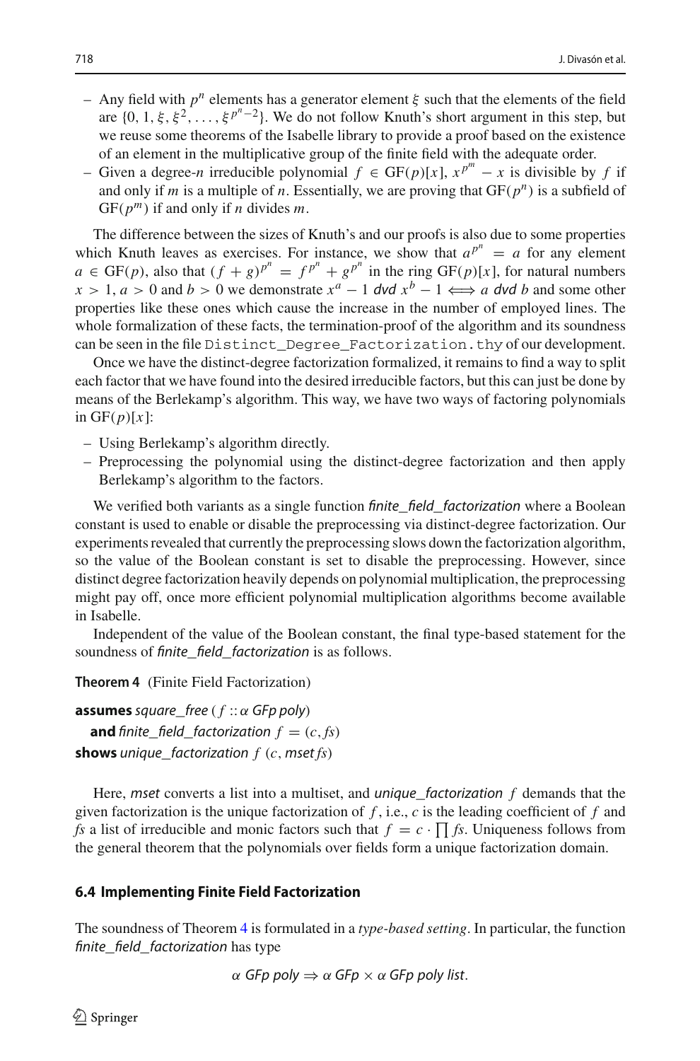- Any field with $p^n$ elements has a generator element $\xi$ such that the elements of the field are $\{0, 1, \xi, \xi^2, \ldots, \xi^{p^n-2}\}$. We do not follow Knuth's short argument in this step, but we reuse some theorems of the Isabelle library to provide a proof based on the existence of an element in the multiplicative group of the finite field with the adequate order.
- Given a degree-$n$ irreducible polynomial $f \in \mathrm{GF}(p)[x]$, $x^{p^m} - x$ is divisible by $f$ if and only if $m$ is a multiple of $n$. Essentially, we are proving that $\mathrm{GF}(p^n)$ is a subfield of $\mathrm{GF}(p^m)$ if and only if $n$ divides $m$.

The difference between the sizes of Knuth's and our proofs is also due to some properties which Knuth leaves as exercises. For instance, we show that $a^{p^n} = a$ for any element $a \in \mathrm{GF}(p)$, also that $(f+g)^{p^n} = f^{p^n} + g^{p^n}$ in the ring $\mathrm{GF}(p)[x]$, for natural numbers $x > 1$, $a > 0$ and $b > 0$ we demonstrate $x^a - 1$ *dvd* $x^b - 1 \iff a$ *dvd* $b$ and some other properties like these ones which cause the increase in the number of employed lines. The whole formalization of these facts, the termination-proof of the algorithm and its soundness can be seen in the file `Distinct_Degree_Factorization.thy` of our development.

Once we have the distinct-degree factorization formalized, it remains to find a way to split each factor that we have found into the desired irreducible factors, but this can just be done by means of the Berlekamp's algorithm. This way, we have two ways of factoring polynomials in $\mathrm{GF}(p)[x]$:

- Using Berlekamp's algorithm directly.
- Preprocessing the polynomial using the distinct-degree factorization and then apply Berlekamp's algorithm to the factors.

We verified both variants as a single function *finite_field_factorization* where a Boolean constant is used to enable or disable the preprocessing via distinct-degree factorization. Our experiments revealed that currently the preprocessing slows down the factorization algorithm, so the value of the Boolean constant is set to disable the preprocessing. However, since distinct degree factorization heavily depends on polynomial multiplication, the preprocessing might pay off, once more efficient polynomial multiplication algorithms become available in Isabelle.

Independent of the value of the Boolean constant, the final type-based statement for the soundness of *finite_field_factorization* is as follows.

**Theorem 4** (Finite Field Factorization)

**assumes** *square_free* ($f$ :: $\alpha$ *GFp poly*)
  **and** *finite_field_factorization* $f = (c, fs)$
**shows** *unique_factorization* $f$ $(c, \mathit{mset}\, fs)$

Here, *mset* converts a list into a multiset, and *unique_factorization* $f$ demands that the given factorization is the unique factorization of $f$, i.e., $c$ is the leading coefficient of $f$ and $fs$ a list of irreducible and monic factors such that $f = c \cdot \prod fs$. Uniqueness follows from the general theorem that the polynomials over fields form a unique factorization domain.

### 6.4 Implementing Finite Field Factorization

The soundness of Theorem 4 is formulated in a *type-based setting*. In particular, the function *finite_field_factorization* has type

$$\alpha \textit{ GFp poly} \Rightarrow \alpha \textit{ GFp} \times \alpha \textit{ GFp poly list}.$$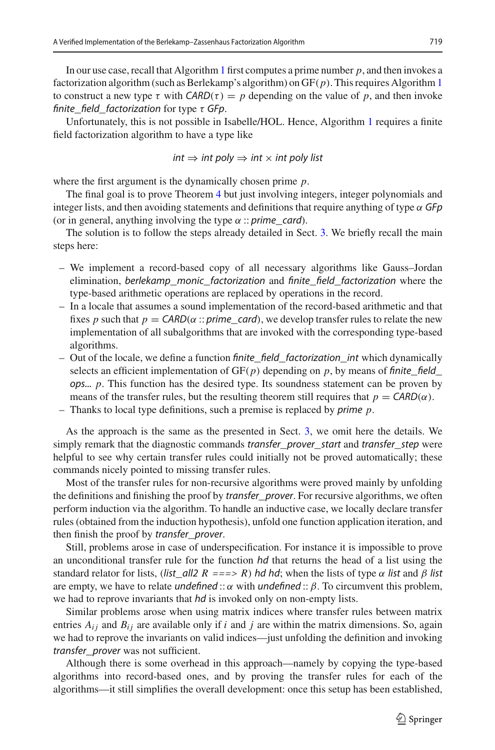In our use case, recall that Algorithm 1 first computes a prime number $p$, and then invokes a factorization algorithm (such as Berlekamp's algorithm) on GF($p$). This requires Algorithm 1 to construct a new type $\tau$ with $\mathit{CARD}(\tau) = p$ depending on the value of $p$, and then invoke *finite_field_factorization* for type $\tau$ *GFp*.

Unfortunately, this is not possible in Isabelle/HOL. Hence, Algorithm 1 requires a finite field factorization algorithm to have a type like

$$\mathit{int} \Rightarrow \mathit{int\ poly} \Rightarrow \mathit{int} \times \mathit{int\ poly\ list}$$

where the first argument is the dynamically chosen prime $p$.

The final goal is to prove Theorem 4 but just involving integers, integer polynomials and integer lists, and then avoiding statements and definitions that require anything of type $\alpha$ *GFp* (or in general, anything involving the type $\alpha$ :: *prime_card*).

The solution is to follow the steps already detailed in Sect. 3. We briefly recall the main steps here:

- We implement a record-based copy of all necessary algorithms like Gauss–Jordan elimination, *berlekamp_monic_factorization* and *finite_field_factorization* where the type-based arithmetic operations are replaced by operations in the record.
- In a locale that assumes a sound implementation of the record-based arithmetic and that fixes $p$ such that $p = \mathit{CARD}(\alpha :: \mathit{prime\_card})$, we develop transfer rules to relate the new implementation of all subalgorithms that are invoked with the corresponding type-based algorithms.
- Out of the locale, we define a function *finite_field_factorization_int* which dynamically selects an efficient implementation of GF($p$) depending on $p$, by means of *finite_field_ops… p*. This function has the desired type. Its soundness statement can be proven by means of the transfer rules, but the resulting theorem still requires that $p = \mathit{CARD}(\alpha)$.
- Thanks to local type definitions, such a premise is replaced by *prime p*.

As the approach is the same as the presented in Sect. 3, we omit here the details. We simply remark that the diagnostic commands *transfer_prover_start* and *transfer_step* were helpful to see why certain transfer rules could initially not be proved automatically; these commands nicely pointed to missing transfer rules.

Most of the transfer rules for non-recursive algorithms were proved mainly by unfolding the definitions and finishing the proof by *transfer_prover*. For recursive algorithms, we often perform induction via the algorithm. To handle an inductive case, we locally declare transfer rules (obtained from the induction hypothesis), unfold one function application iteration, and then finish the proof by *transfer_prover*.

Still, problems arose in case of underspecification. For instance it is impossible to prove an unconditional transfer rule for the function *hd* that returns the head of a list using the standard relator for lists, (*list_all2 R ===> R*) *hd hd*; when the lists of type $\alpha$ *list* and $\beta$ *list* are empty, we have to relate *undefined* :: $\alpha$ with *undefined* :: $\beta$. To circumvent this problem, we had to reprove invariants that *hd* is invoked only on non-empty lists.

Similar problems arose when using matrix indices where transfer rules between matrix entries $A_{ij}$ and $B_{ij}$ are available only if $i$ and $j$ are within the matrix dimensions. So, again we had to reprove the invariants on valid indices—just unfolding the definition and invoking *transfer_prover* was not sufficient.

Although there is some overhead in this approach—namely by copying the type-based algorithms into record-based ones, and by proving the transfer rules for each of the algorithms—it still simplifies the overall development: once this setup has been established,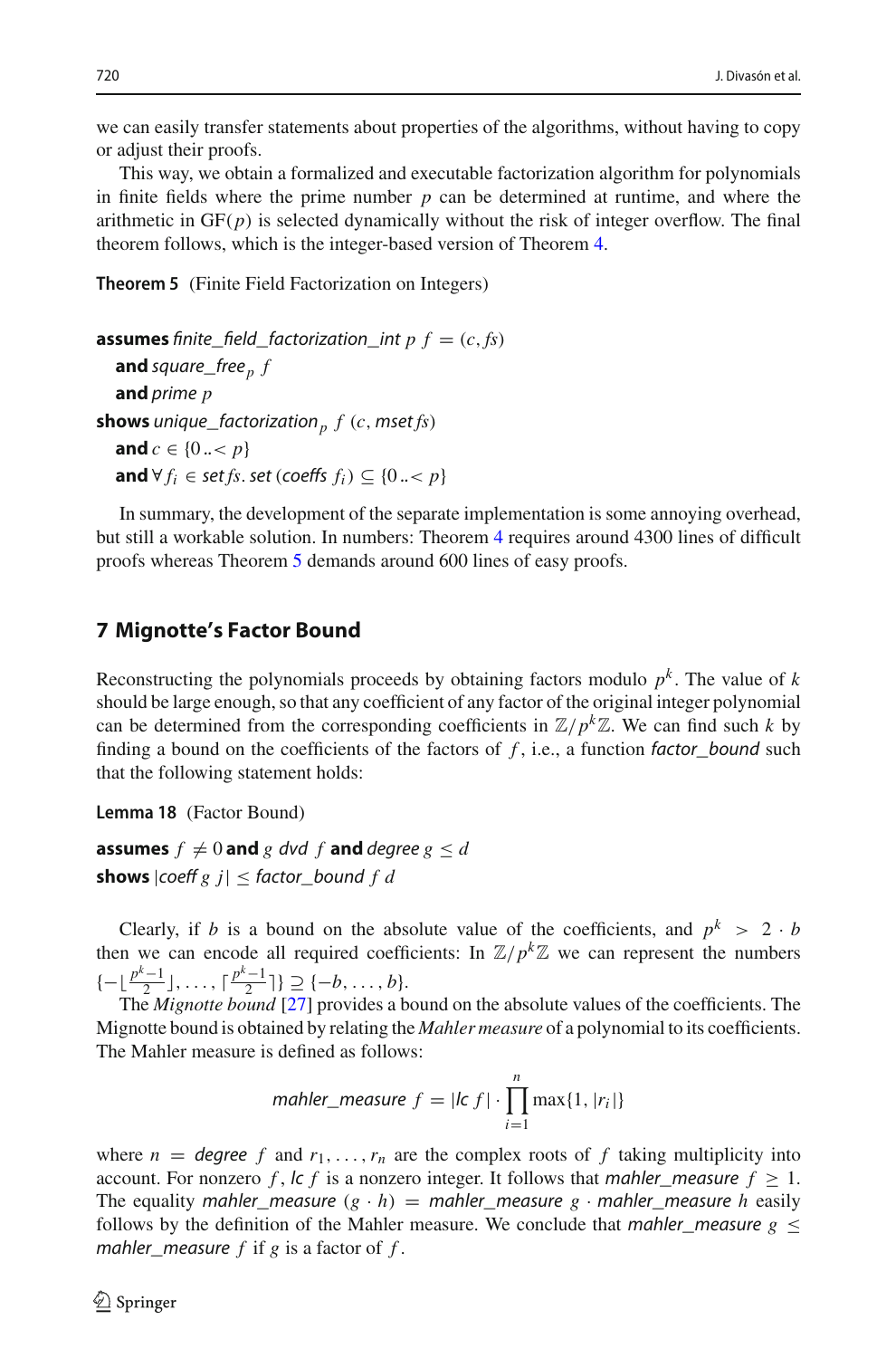we can easily transfer statements about properties of the algorithms, without having to copy or adjust their proofs.

This way, we obtain a formalized and executable factorization algorithm for polynomials in finite fields where the prime number $p$ can be determined at runtime, and where the arithmetic in GF($p$) is selected dynamically without the risk of integer overflow. The final theorem follows, which is the integer-based version of Theorem 4.

**Theorem 5** (Finite Field Factorization on Integers)

**assumes** *finite_field_factorization_int* $p\ f = (c, fs)$
  **and** *square_free*$_p$ $f$
  **and** *prime* $p$
**shows** *unique_factorization*$_p$ $f\ (c,$ *mset* $fs)$
  **and** $c \in \{0 ..< p\}$
  **and** $\forall f_i \in$ *set* $fs$. *set* (*coeffs* $f_i$) $\subseteq \{0 ..< p\}$

In summary, the development of the separate implementation is some annoying overhead, but still a workable solution. In numbers: Theorem 4 requires around 4300 lines of difficult proofs whereas Theorem 5 demands around 600 lines of easy proofs.

## 7 Mignotte's Factor Bound

Reconstructing the polynomials proceeds by obtaining factors modulo $p^k$. The value of $k$ should be large enough, so that any coefficient of any factor of the original integer polynomial can be determined from the corresponding coefficients in $\mathbb{Z}/p^k\mathbb{Z}$. We can find such $k$ by finding a bound on the coefficients of the factors of $f$, i.e., a function *factor_bound* such that the following statement holds:

**Lemma 18** (Factor Bound)

**assumes** $f \neq 0$ **and** $g$ *dvd* $f$ **and** *degree* $g \leq d$
**shows** $|$*coeff* $g\ j| \leq$ *factor_bound* $f\ d$

Clearly, if $b$ is a bound on the absolute value of the coefficients, and $p^k > 2 \cdot b$ then we can encode all required coefficients: In $\mathbb{Z}/p^k\mathbb{Z}$ we can represent the numbers $\{-\lfloor \frac{p^k-1}{2} \rfloor, \ldots, \lceil \frac{p^k-1}{2} \rceil\} \supseteq \{-b, \ldots, b\}$.

The *Mignotte bound* [27] provides a bound on the absolute values of the coefficients. The Mignotte bound is obtained by relating the *Mahler measure* of a polynomial to its coefficients. The Mahler measure is defined as follows:

$$\textit{mahler\_measure}\ f = |\textit{lc}\ f| \cdot \prod_{i=1}^{n} \max\{1, |r_i|\}$$

where $n =$ *degree* $f$ and $r_1, \ldots, r_n$ are the complex roots of $f$ taking multiplicity into account. For nonzero $f$, *lc* $f$ is a nonzero integer. It follows that *mahler_measure* $f \geq 1$. The equality *mahler_measure* $(g \cdot h) =$ *mahler_measure* $g \cdot$ *mahler_measure* $h$ easily follows by the definition of the Mahler measure. We conclude that *mahler_measure* $g \leq$ *mahler_measure* $f$ if $g$ is a factor of $f$.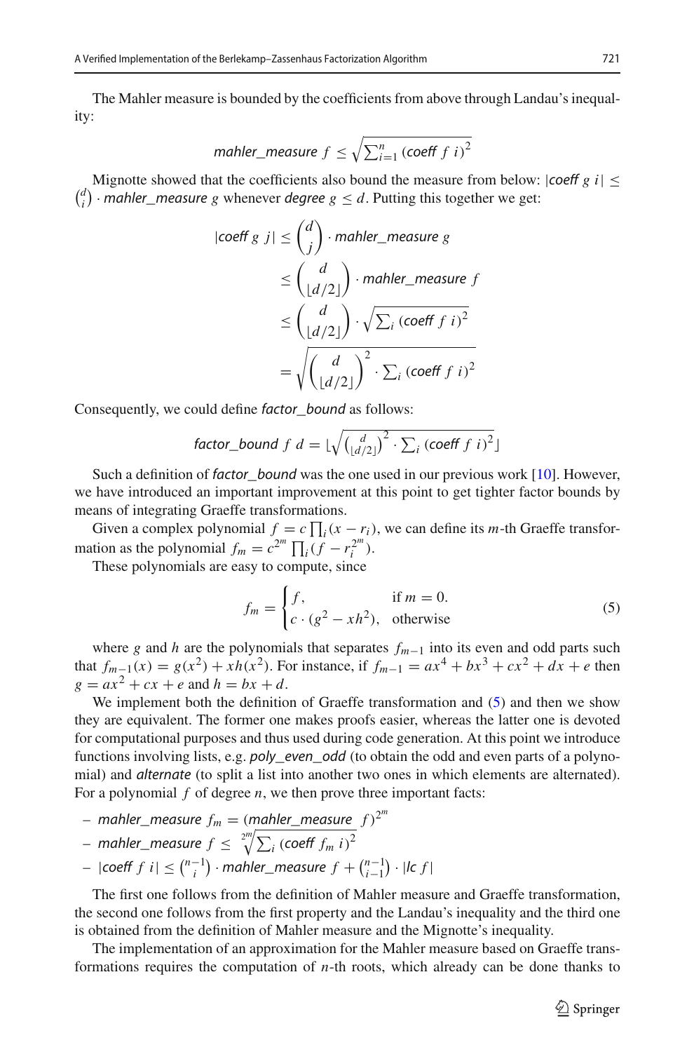The Mahler measure is bounded by the coefficients from above through Landau's inequality:

$$\mathit{mahler\_measure}\ f \leq \sqrt{\sum_{i=1}^{n} (\mathit{coeff}\ f\ i)^2}$$

Mignotte showed that the coefficients also bound the measure from below: $|\mathit{coeff}\ g\ i| \leq \binom{d}{i} \cdot \mathit{mahler\_measure}\ g$ whenever $\mathit{degree}\ g \leq d$. Putting this together we get:

$$\begin{aligned}
|\mathit{coeff}\ g\ j| &\leq \binom{d}{j} \cdot \mathit{mahler\_measure}\ g \\
&\leq \binom{d}{\lfloor d/2 \rfloor} \cdot \mathit{mahler\_measure}\ f \\
&\leq \binom{d}{\lfloor d/2 \rfloor} \cdot \sqrt{\sum_i (\mathit{coeff}\ f\ i)^2} \\
&= \sqrt{\binom{d}{\lfloor d/2 \rfloor}^2 \cdot \sum_i (\mathit{coeff}\ f\ i)^2}
\end{aligned}$$

Consequently, we could define *factor_bound* as follows:

$$\mathit{factor\_bound}\ f\ d = \lfloor \sqrt{\binom{d}{\lfloor d/2 \rfloor}^2 \cdot \sum_i (\mathit{coeff}\ f\ i)^2} \rfloor$$

Such a definition of *factor_bound* was the one used in our previous work [10]. However, we have introduced an important improvement at this point to get tighter factor bounds by means of integrating Graeffe transformations.

Given a complex polynomial $f = c \prod_i (x - r_i)$, we can define its $m$-th Graeffe transformation as the polynomial $f_m = c^{2^m} \prod_i (f - r_i^{2^m})$.

These polynomials are easy to compute, since

$$f_m = \begin{cases} f, & \text{if } m = 0. \\ c \cdot (g^2 - xh^2), & \text{otherwise} \end{cases} \tag{5}$$

where $g$ and $h$ are the polynomials that separates $f_{m-1}$ into its even and odd parts such that $f_{m-1}(x) = g(x^2) + xh(x^2)$. For instance, if $f_{m-1} = ax^4 + bx^3 + cx^2 + dx + e$ then $g = ax^2 + cx + e$ and $h = bx + d$.

We implement both the definition of Graeffe transformation and (5) and then we show they are equivalent. The former one makes proofs easier, whereas the latter one is devoted for computational purposes and thus used during code generation. At this point we introduce functions involving lists, e.g. *poly_even_odd* (to obtain the odd and even parts of a polynomial) and *alternate* (to split a list into another two ones in which elements are alternated). For a polynomial $f$ of degree $n$, we then prove three important facts:

- $\mathit{mahler\_measure}\ f_m = (\mathit{mahler\_measure}\ f)^{2^m}$
- $\mathit{mahler\_measure}\ f \leq \sqrt[2^m]{\sum_i (\mathit{coeff}\ f_m\ i)^2}$
- $|\mathit{coeff}\ f\ i| \leq \binom{n-1}{i} \cdot \mathit{mahler\_measure}\ f + \binom{n-1}{i-1} \cdot |\mathit{lc}\ f|$

The first one follows from the definition of Mahler measure and Graeffe transformation, the second one follows from the first property and the Landau's inequality and the third one is obtained from the definition of Mahler measure and the Mignotte's inequality.

The implementation of an approximation for the Mahler measure based on Graeffe transformations requires the computation of $n$-th roots, which already can be done thanks to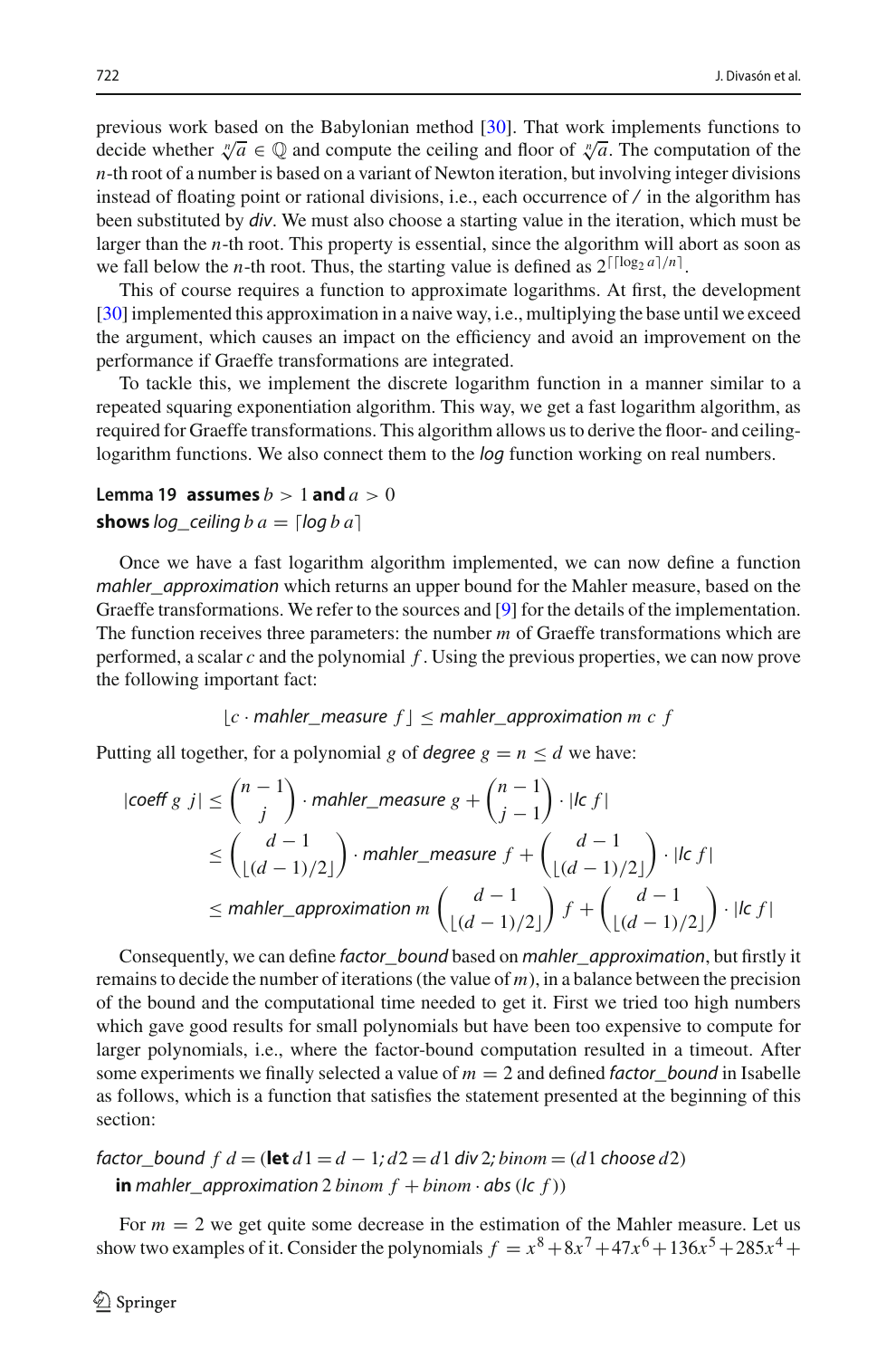previous work based on the Babylonian method [30]. That work implements functions to decide whether $\sqrt[n]{a} \in \mathbb{Q}$ and compute the ceiling and floor of $\sqrt[n]{a}$. The computation of the $n$-th root of a number is based on a variant of Newton iteration, but involving integer divisions instead of floating point or rational divisions, i.e., each occurrence of */* in the algorithm has been substituted by *div*. We must also choose a starting value in the iteration, which must be larger than the $n$-th root. This property is essential, since the algorithm will abort as soon as we fall below the $n$-th root. Thus, the starting value is defined as $2^{\lceil \lceil \log_2 a \rceil / n \rceil}$.

This of course requires a function to approximate logarithms. At first, the development [30] implemented this approximation in a naive way, i.e., multiplying the base until we exceed the argument, which causes an impact on the efficiency and avoid an improvement on the performance if Graeffe transformations are integrated.

To tackle this, we implement the discrete logarithm function in a manner similar to a repeated squaring exponentiation algorithm. This way, we get a fast logarithm algorithm, as required for Graeffe transformations. This algorithm allows us to derive the floor- and ceiling-logarithm functions. We also connect them to the *log* function working on real numbers.

**Lemma 19** **assumes** $b > 1$ **and** $a > 0$
**shows** *log_ceiling* $b\ a = \lceil$*log* $b\ a\rceil$

Once we have a fast logarithm algorithm implemented, we can now define a function *mahler_approximation* which returns an upper bound for the Mahler measure, based on the Graeffe transformations. We refer to the sources and [9] for the details of the implementation. The function receives three parameters: the number $m$ of Graeffe transformations which are performed, a scalar $c$ and the polynomial $f$. Using the previous properties, we can now prove the following important fact:

$$\lfloor c \cdot \textit{mahler\_measure}\ f \rfloor \leq \textit{mahler\_approximation}\ m\ c\ f$$

Putting all together, for a polynomial $g$ of *degree* $g = n \leq d$ we have:

$$\begin{aligned}
|\textit{coeff}\ g\ j| &\leq \binom{n-1}{j} \cdot \textit{mahler\_measure}\ g + \binom{n-1}{j-1} \cdot |\textit{lc}\ f| \\
&\leq \binom{d-1}{\lfloor (d-1)/2 \rfloor} \cdot \textit{mahler\_measure}\ f + \binom{d-1}{\lfloor (d-1)/2 \rfloor} \cdot |\textit{lc}\ f| \\
&\leq \textit{mahler\_approximation}\ m \binom{d-1}{\lfloor (d-1)/2 \rfloor} f + \binom{d-1}{\lfloor (d-1)/2 \rfloor} \cdot |\textit{lc}\ f|
\end{aligned}$$

Consequently, we can define *factor_bound* based on *mahler_approximation*, but firstly it remains to decide the number of iterations (the value of $m$), in a balance between the precision of the bound and the computational time needed to get it. First we tried too high numbers which gave good results for small polynomials but have been too expensive to compute for larger polynomials, i.e., where the factor-bound computation resulted in a timeout. After some experiments we finally selected a value of $m = 2$ and defined *factor_bound* in Isabelle as follows, which is a function that satisfies the statement presented at the beginning of this section:

*factor_bound* $f\ d =$ (**let** $d1 = d - 1$; $d2 = d1$ *div* $2$; *binom* $= (d1$ *choose* $d2)$
**in** *mahler_approximation* $2$ *binom* $f +$ *binom* $\cdot$ *abs* (*lc* $f$))

For $m = 2$ we get quite some decrease in the estimation of the Mahler measure. Let us show two examples of it. Consider the polynomials $f = x^8 + 8x^7 + 47x^6 + 136x^5 + 285x^4 +$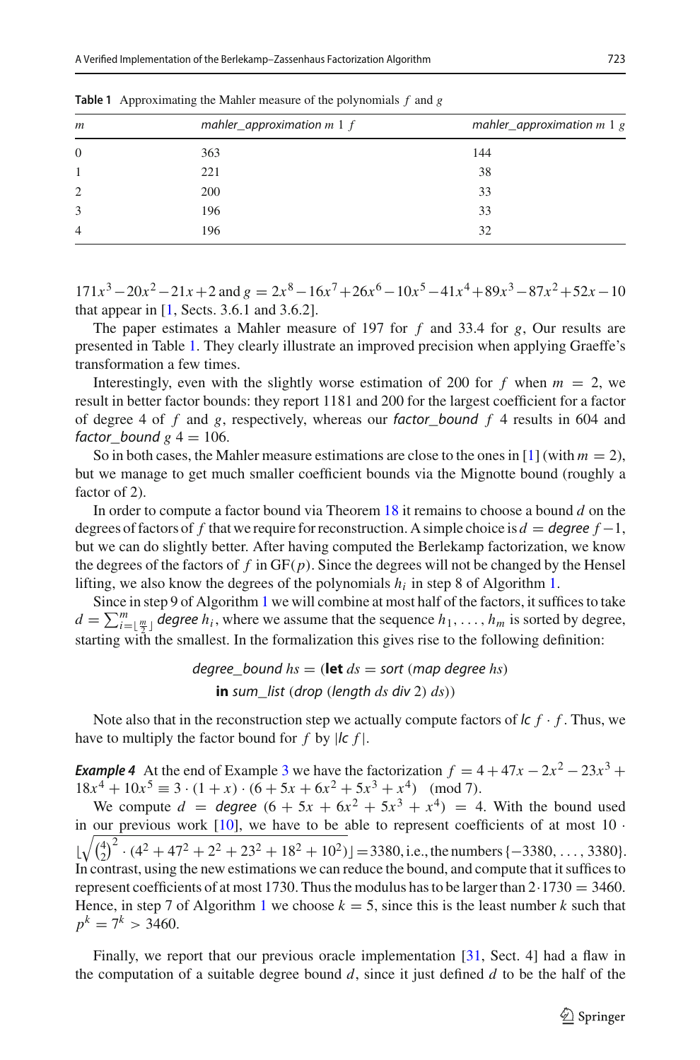**Table 1** Approximating the Mahler measure of the polynomials $f$ and $g$

| $m$ | *mahler_approximation* $m$ 1 $f$ | *mahler_approximation* $m$ 1 $g$ |
|---|---|---|
| 0 | 363 | 144 |
| 1 | 221 | 38 |
| 2 | 200 | 33 |
| 3 | 196 | 33 |
| 4 | 196 | 32 |

$171x^3 - 20x^2 - 21x + 2$ and $g = 2x^8 - 16x^7 + 26x^6 - 10x^5 - 41x^4 + 89x^3 - 87x^2 + 52x - 10$ that appear in [1, Sects. 3.6.1 and 3.6.2].

The paper estimates a Mahler measure of 197 for $f$ and 33.4 for $g$, Our results are presented in Table 1. They clearly illustrate an improved precision when applying Graeffe's transformation a few times.

Interestingly, even with the slightly worse estimation of 200 for $f$ when $m = 2$, we result in better factor bounds: they report 1181 and 200 for the largest coefficient for a factor of degree 4 of $f$ and $g$, respectively, whereas our *factor_bound* $f$ 4 results in 604 and *factor_bound* $g$ $4 = 106$.

So in both cases, the Mahler measure estimations are close to the ones in [1] (with $m = 2$), but we manage to get much smaller coefficient bounds via the Mignotte bound (roughly a factor of 2).

In order to compute a factor bound via Theorem 18 it remains to choose a bound $d$ on the degrees of factors of $f$ that we require for reconstruction. A simple choice is $d = \mathit{degree}\ f - 1$, but we can do slightly better. After having computed the Berlekamp factorization, we know the degrees of the factors of $f$ in GF($p$). Since the degrees will not be changed by the Hensel lifting, we also know the degrees of the polynomials $h_i$ in step 8 of Algorithm 1.

Since in step 9 of Algorithm 1 we will combine at most half of the factors, it suffices to take $d = \sum_{i=\lfloor \frac{m}{2} \rfloor}^{m} \mathit{degree}\ h_i$, where we assume that the sequence $h_1, \ldots, h_m$ is sorted by degree, starting with the smallest. In the formalization this gives rise to the following definition:

$$\mathit{degree\_bound}\ hs = (\textbf{let}\ ds = \mathit{sort}\ (\mathit{map}\ \mathit{degree}\ hs)$$
$$\textbf{in}\ \mathit{sum\_list}\ (\mathit{drop}\ (\mathit{length}\ ds\ \mathit{div}\ 2)\ ds))$$

Note also that in the reconstruction step we actually compute factors of $\mathit{lc}\ f \cdot f$. Thus, we have to multiply the factor bound for $f$ by $|\mathit{lc}\ f|$.

***Example 4*** At the end of Example 3 we have the factorization $f = 4 + 47x - 2x^2 - 23x^3 + 18x^4 + 10x^5 \equiv 3 \cdot (1 + x) \cdot (6 + 5x + 6x^2 + 5x^3 + x^4) \pmod 7$.

We compute $d = \mathit{degree}\ (6 + 5x + 6x^2 + 5x^3 + x^4) = 4$. With the bound used in our previous work [10], we have to be able to represent coefficients of at most $10 \cdot \lfloor \sqrt{\binom{4}{2}^2 \cdot (4^2 + 47^2 + 2^2 + 23^2 + 18^2 + 10^2)} \rfloor = 3380$, i.e., the numbers $\{-3380, \ldots, 3380\}$. In contrast, using the new estimations we can reduce the bound, and compute that it suffices to represent coefficients of at most 1730. Thus the modulus has to be larger than $2 \cdot 1730 = 3460$. Hence, in step 7 of Algorithm 1 we choose $k = 5$, since this is the least number $k$ such that $p^k = 7^k > 3460$.

Finally, we report that our previous oracle implementation [31, Sect. 4] had a flaw in the computation of a suitable degree bound $d$, since it just defined $d$ to be the half of the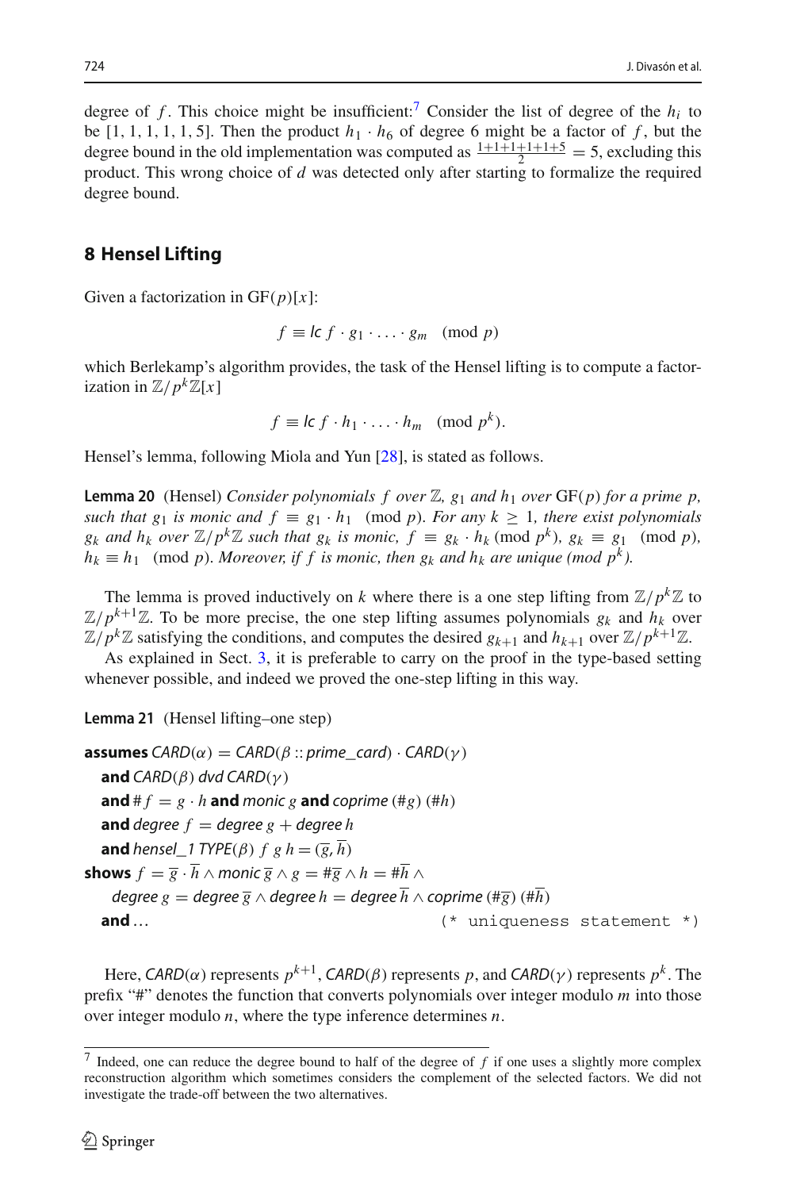degree of $f$. This choice might be insufficient:[7] Consider the list of degree of the $h_i$ to be [1, 1, 1, 1, 1, 5]. Then the product $h_1 \cdot h_6$ of degree 6 might be a factor of $f$, but the degree bound in the old implementation was computed as $\frac{1+1+1+1+1+5}{2} = 5$, excluding this product. This wrong choice of $d$ was detected only after starting to formalize the required degree bound.

## 8 Hensel Lifting

Given a factorization in $\mathrm{GF}(p)[x]$:

$$f \equiv \mathit{lc}\ f \cdot g_1 \cdot \ldots \cdot g_m \pmod{p}$$

which Berlekamp's algorithm provides, the task of the Hensel lifting is to compute a factorization in $\mathbb{Z}/p^k\mathbb{Z}[x]$

$$f \equiv \mathit{lc}\ f \cdot h_1 \cdot \ldots \cdot h_m \pmod{p^k}.$$

Hensel's lemma, following Miola and Yun [28], is stated as follows.

**Lemma 20** (Hensel) *Consider polynomials $f$ over $\mathbb{Z}$, $g_1$ and $h_1$ over $\mathrm{GF}(p)$ for a prime $p$, such that $g_1$ is monic and $f \equiv g_1 \cdot h_1 \pmod{p}$. For any $k \geq 1$, there exist polynomials $g_k$ and $h_k$ over $\mathbb{Z}/p^k\mathbb{Z}$ such that $g_k$ is monic, $f \equiv g_k \cdot h_k \pmod{p^k}$, $g_k \equiv g_1 \pmod{p}$, $h_k \equiv h_1 \pmod{p}$. Moreover, if $f$ is monic, then $g_k$ and $h_k$ are unique (mod $p^k$).*

The lemma is proved inductively on $k$ where there is a one step lifting from $\mathbb{Z}/p^k\mathbb{Z}$ to $\mathbb{Z}/p^{k+1}\mathbb{Z}$. To be more precise, the one step lifting assumes polynomials $g_k$ and $h_k$ over $\mathbb{Z}/p^k\mathbb{Z}$ satisfying the conditions, and computes the desired $g_{k+1}$ and $h_{k+1}$ over $\mathbb{Z}/p^{k+1}\mathbb{Z}$.

As explained in Sect. 3, it is preferable to carry on the proof in the type-based setting whenever possible, and indeed we proved the one-step lifting in this way.

**Lemma 21** (Hensel lifting–one step)

**assumes** $\mathit{CARD}(\alpha) = \mathit{CARD}(\beta :: \mathit{prime\_card}) \cdot \mathit{CARD}(\gamma)$
  **and** $\mathit{CARD}(\beta)\ \mathit{dvd}\ \mathit{CARD}(\gamma)$
  **and** $\# f = g \cdot h$ **and** $\mathit{monic}\ g$ **and** $\mathit{coprime}\ (\# g)\ (\# h)$
  **and** $\mathit{degree}\ f = \mathit{degree}\ g + \mathit{degree}\ h$
  **and** $\mathit{hensel\_1}\ \mathit{TYPE}(\beta)\ f\ g\ h = (\overline{g}, \overline{h})$
**shows** $f = \overline{g} \cdot \overline{h} \wedge \mathit{monic}\ \overline{g} \wedge g = \# \overline{g} \wedge h = \# \overline{h} \wedge$
  $\mathit{degree}\ g = \mathit{degree}\ \overline{g} \wedge \mathit{degree}\ h = \mathit{degree}\ \overline{h} \wedge \mathit{coprime}\ (\# \overline{g})\ (\# \overline{h})$
  **and** ...                                    (* uniqueness statement *)

Here, $\mathit{CARD}(\alpha)$ represents $p^{k+1}$, $\mathit{CARD}(\beta)$ represents $p$, and $\mathit{CARD}(\gamma)$ represents $p^k$. The prefix "#" denotes the function that converts polynomials over integer modulo $m$ into those over integer modulo $n$, where the type inference determines $n$.

[7] Indeed, one can reduce the degree bound to half of the degree of $f$ if one uses a slightly more complex reconstruction algorithm which sometimes considers the complement of the selected factors. We did not investigate the trade-off between the two alternatives.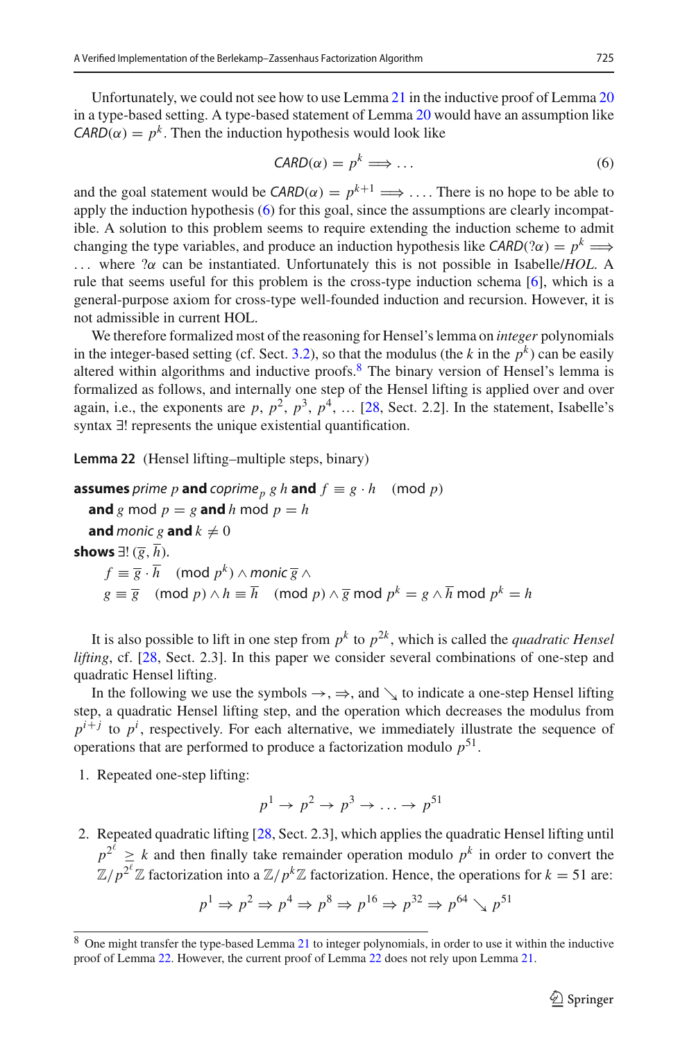Unfortunately, we could not see how to use Lemma 21 in the inductive proof of Lemma 20 in a type-based setting. A type-based statement of Lemma 20 would have an assumption like $\mathit{CARD}(\alpha) = p^k$. Then the induction hypothesis would look like

$$\mathit{CARD}(\alpha) = p^k \Longrightarrow \ldots \tag{6}$$

and the goal statement would be $\mathit{CARD}(\alpha) = p^{k+1} \Longrightarrow \ldots$. There is no hope to be able to apply the induction hypothesis (6) for this goal, since the assumptions are clearly incompatible. A solution to this problem seems to require extending the induction scheme to admit changing the type variables, and produce an induction hypothesis like $\mathit{CARD}(?\alpha) = p^k \Longrightarrow \ldots$ where $?\alpha$ can be instantiated. Unfortunately this is not possible in Isabelle/*HOL*. A rule that seems useful for this problem is the cross-type induction schema [6], which is a general-purpose axiom for cross-type well-founded induction and recursion. However, it is not admissible in current HOL.

We therefore formalized most of the reasoning for Hensel's lemma on *integer* polynomials in the integer-based setting (cf. Sect. 3.2), so that the modulus (the $k$ in the $p^k$) can be easily altered within algorithms and inductive proofs.[8] The binary version of Hensel's lemma is formalized as follows, and internally one step of the Hensel lifting is applied over and over again, i.e., the exponents are $p$, $p^2$, $p^3$, $p^4$, ... [28, Sect. 2.2]. In the statement, Isabelle's syntax ∃! represents the unique existential quantification.

**Lemma 22** (Hensel lifting–multiple steps, binary)

**assumes** *prime* $p$ **and** $\mathit{coprime}_p\ g\ h$ **and** $f \equiv g \cdot h \pmod{p}$
**and** $g \bmod p = g$ **and** $h \bmod p = h$
**and** *monic* $g$ **and** $k \neq 0$
**shows** $\exists!\,(\overline{g}, \overline{h})$.
$f \equiv \overline{g} \cdot \overline{h} \pmod{p^k} \wedge \mathit{monic}\ \overline{g}\ \wedge$
$g \equiv \overline{g} \pmod{p} \wedge h \equiv \overline{h} \pmod{p} \wedge \overline{g} \bmod p^k = g \wedge \overline{h} \bmod p^k = h$

It is also possible to lift in one step from $p^k$ to $p^{2k}$, which is called the *quadratic Hensel lifting*, cf. [28, Sect. 2.3]. In this paper we consider several combinations of one-step and quadratic Hensel lifting.

In the following we use the symbols →, ⇒, and ↘ to indicate a one-step Hensel lifting step, a quadratic Hensel lifting step, and the operation which decreases the modulus from $p^{i+j}$ to $p^i$, respectively. For each alternative, we immediately illustrate the sequence of operations that are performed to produce a factorization modulo $p^{51}$.

1. Repeated one-step lifting:

$$p^1 \to p^2 \to p^3 \to \ldots \to p^{51}$$

2. Repeated quadratic lifting [28, Sect. 2.3], which applies the quadratic Hensel lifting until $p^{2^\ell} \geq k$ and then finally take remainder operation modulo $p^k$ in order to convert the $\mathbb{Z}/p^{2^\ell}\mathbb{Z}$ factorization into a $\mathbb{Z}/p^k\mathbb{Z}$ factorization. Hence, the operations for $k = 51$ are:

$$p^1 \Rightarrow p^2 \Rightarrow p^4 \Rightarrow p^8 \Rightarrow p^{16} \Rightarrow p^{32} \Rightarrow p^{64} \searrow p^{51}$$

[8] One might transfer the type-based Lemma 21 to integer polynomials, in order to use it within the inductive proof of Lemma 22. However, the current proof of Lemma 22 does not rely upon Lemma 21.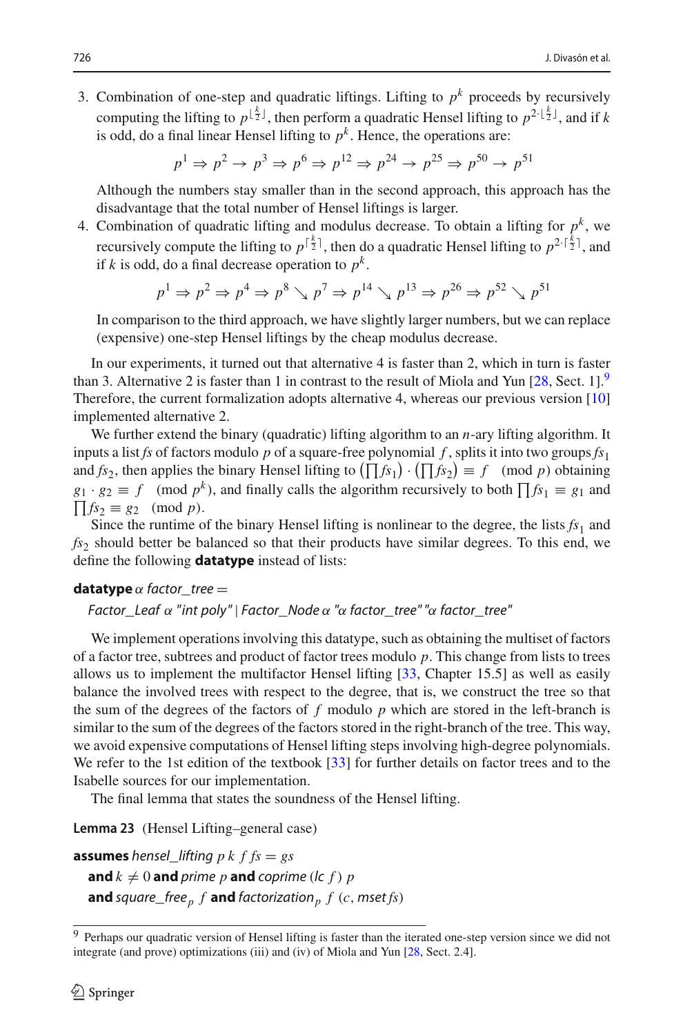3. Combination of one-step and quadratic liftings. Lifting to $p^k$ proceeds by recursively computing the lifting to $p^{\lfloor \frac{k}{2} \rfloor}$, then perform a quadratic Hensel lifting to $p^{2 \cdot \lfloor \frac{k}{2} \rfloor}$, and if $k$ is odd, do a final linear Hensel lifting to $p^k$. Hence, the operations are:

$$p^1 \Rightarrow p^2 \rightarrow p^3 \Rightarrow p^6 \Rightarrow p^{12} \Rightarrow p^{24} \rightarrow p^{25} \Rightarrow p^{50} \rightarrow p^{51}$$

   Although the numbers stay smaller than in the second approach, this approach has the disadvantage that the total number of Hensel liftings is larger.

4. Combination of quadratic lifting and modulus decrease. To obtain a lifting for $p^k$, we recursively compute the lifting to $p^{\lceil \frac{k}{2} \rceil}$, then do a quadratic Hensel lifting to $p^{2 \cdot \lceil \frac{k}{2} \rceil}$, and if $k$ is odd, do a final decrease operation to $p^k$.

$$p^1 \Rightarrow p^2 \Rightarrow p^4 \Rightarrow p^8 \searrow p^7 \Rightarrow p^{14} \searrow p^{13} \Rightarrow p^{26} \Rightarrow p^{52} \searrow p^{51}$$

   In comparison to the third approach, we have slightly larger numbers, but we can replace (expensive) one-step Hensel liftings by the cheap modulus decrease.

In our experiments, it turned out that alternative 4 is faster than 2, which in turn is faster than 3. Alternative 2 is faster than 1 in contrast to the result of Miola and Yun [28, Sect. 1].[9] Therefore, the current formalization adopts alternative 4, whereas our previous version [10] implemented alternative 2.

We further extend the binary (quadratic) lifting algorithm to an $n$-ary lifting algorithm. It inputs a list $fs$ of factors modulo $p$ of a square-free polynomial $f$, splits it into two groups $fs_1$ and $fs_2$, then applies the binary Hensel lifting to $\left(\prod fs_1\right) \cdot \left(\prod fs_2\right) \equiv f \pmod{p}$ obtaining $g_1 \cdot g_2 \equiv f \pmod{p^k}$, and finally calls the algorithm recursively to both $\prod fs_1 \equiv g_1$ and $\prod fs_2 \equiv g_2 \pmod{p}$.

Since the runtime of the binary Hensel lifting is nonlinear to the degree, the lists $fs_1$ and $fs_2$ should better be balanced so that their products have similar degrees. To this end, we define the following **datatype** instead of lists:

**datatype** *α factor_tree =*
  *Factor_Leaf α "int poly" | Factor_Node α "α factor_tree" "α factor_tree"*

We implement operations involving this datatype, such as obtaining the multiset of factors of a factor tree, subtrees and product of factor trees modulo $p$. This change from lists to trees allows us to implement the multifactor Hensel lifting [33, Chapter 15.5] as well as easily balance the involved trees with respect to the degree, that is, we construct the tree so that the sum of the degrees of the factors of $f$ modulo $p$ which are stored in the left-branch is similar to the sum of the degrees of the factors stored in the right-branch of the tree. This way, we avoid expensive computations of Hensel lifting steps involving high-degree polynomials. We refer to the 1st edition of the textbook [33] for further details on factor trees and to the Isabelle sources for our implementation.

The final lemma that states the soundness of the Hensel lifting.

**Lemma 23** (Hensel Lifting–general case)

**assumes** *hensel_lifting* $p\ k\ f\ fs = gs$
  **and** $k \neq 0$ **and** *prime* $p$ **and** *coprime* (*lc* $f$) $p$
  **and** *square_free*$_p$ $f$ **and** *factorization*$_p$ $f$ ($c$, *mset* $fs$)

---

[9] Perhaps our quadratic version of Hensel lifting is faster than the iterated one-step version since we did not integrate (and prove) optimizations (iii) and (iv) of Miola and Yun [28, Sect. 2.4].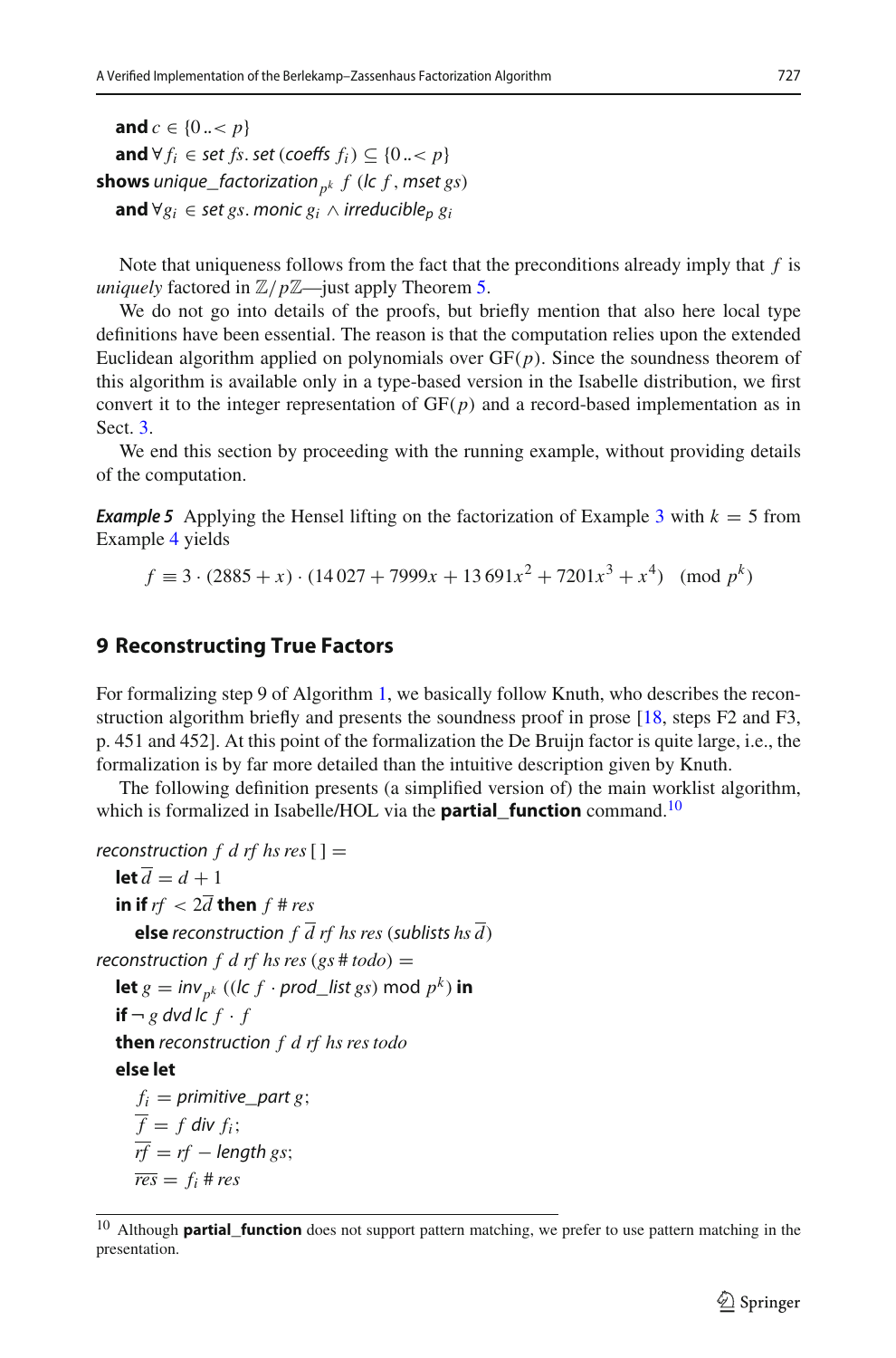**and** $c \in \{0 ..< p\}$
**and** $\forall f_i \in \mathit{set}\ fs.\ \mathit{set}\ (\mathit{coeffs}\ f_i) \subseteq \{0 ..< p\}$
**shows** $\mathit{unique\_factorization}_{p^k}\ f\ (\mathit{lc}\ f, \mathit{mset}\ gs)$
**and** $\forall g_i \in \mathit{set}\ gs.\ \mathit{monic}\ g_i \wedge \mathit{irreducible}_p\ g_i$

Note that uniqueness follows from the fact that the preconditions already imply that $f$ is *uniquely* factored in $\mathbb{Z}/p\mathbb{Z}$—just apply Theorem 5.

We do not go into details of the proofs, but briefly mention that also here local type definitions have been essential. The reason is that the computation relies upon the extended Euclidean algorithm applied on polynomials over GF$(p)$. Since the soundness theorem of this algorithm is available only in a type-based version in the Isabelle distribution, we first convert it to the integer representation of GF$(p)$ and a record-based implementation as in Sect. 3.

We end this section by proceeding with the running example, without providing details of the computation.

***Example 5*** Applying the Hensel lifting on the factorization of Example 3 with $k = 5$ from Example 4 yields

$$f \equiv 3 \cdot (2885 + x) \cdot (14\,027 + 7999x + 13\,691x^2 + 7201x^3 + x^4) \pmod{p^k}$$

## 9 Reconstructing True Factors

For formalizing step 9 of Algorithm 1, we basically follow Knuth, who describes the reconstruction algorithm briefly and presents the soundness proof in prose [18, steps F2 and F3, p. 451 and 452]. At this point of the formalization the De Bruijn factor is quite large, i.e., the formalization is by far more detailed than the intuitive description given by Knuth.

The following definition presents (a simplified version of) the main worklist algorithm, which is formalized in Isabelle/HOL via the **partial_function** command.[10]

$\mathit{reconstruction}\ f\ d\ \mathit{rf}\ \mathit{hs}\ \mathit{res}\ [\,] =$
  **let** $\overline{d} = d + 1$
  **in if** $\mathit{rf} < 2\overline{d}$ **then** $f \# \mathit{res}$
    **else** $\mathit{reconstruction}\ f\ \overline{d}\ \mathit{rf}\ \mathit{hs}\ \mathit{res}\ (\mathit{sublists}\ \mathit{hs}\ \overline{d})$
$\mathit{reconstruction}\ f\ d\ \mathit{rf}\ \mathit{hs}\ \mathit{res}\ (\mathit{gs} \# \mathit{todo}) =$
  **let** $g = \mathit{inv}_{p^k}\ ((\mathit{lc}\ f \cdot \mathit{prod\_list}\ \mathit{gs})\ \mathrm{mod}\ p^k)$ **in**
  **if** $\neg\ g\ \mathit{dvd}\ \mathit{lc}\ f \cdot f$
  **then** $\mathit{reconstruction}\ f\ d\ \mathit{rf}\ \mathit{hs}\ \mathit{res}\ \mathit{todo}$
  **else let**
    $f_i = \mathit{primitive\_part}\ g;$
    $\overline{f} = f\ \mathit{div}\ f_i;$
    $\overline{\mathit{rf}} = \mathit{rf} - \mathit{length}\ \mathit{gs};$
    $\overline{\mathit{res}} = f_i \# \mathit{res}$

[10] Although **partial_function** does not support pattern matching, we prefer to use pattern matching in the presentation.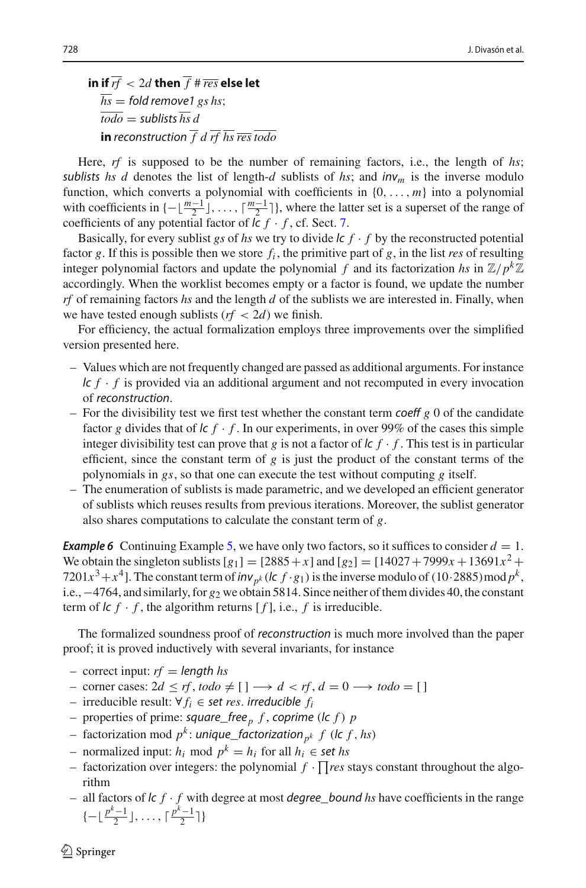**in if** $\overline{rf} < 2d$ **then** $\overline{f} \# \overline{res}$ **else let**
  $\overline{hs} =$ *fold remove1* $gs\ hs$;
  $\overline{todo} =$ *sublists* $\overline{hs}\ d$
  **in** *reconstruction* $\overline{f}\ d\ \overline{rf}\ \overline{hs}\ \overline{res}\ \overline{todo}$

Here, $rf$ is supposed to be the number of remaining factors, i.e., the length of $hs$; *sublists* $hs\ d$ denotes the list of length-$d$ sublists of $hs$; and $\mathit{inv}_m$ is the inverse modulo function, which converts a polynomial with coefficients in $\{0, \ldots, m\}$ into a polynomial with coefficients in $\{-\lfloor \frac{m-1}{2} \rfloor, \ldots, \lceil \frac{m-1}{2} \rceil\}$, where the latter set is a superset of the range of coefficients of any potential factor of $\mathit{lc}\ f \cdot f$, cf. Sect. 7.

Basically, for every sublist $gs$ of $hs$ we try to divide $\mathit{lc}\ f \cdot f$ by the reconstructed potential factor $g$. If this is possible then we store $f_i$, the primitive part of $g$, in the list $res$ of resulting integer polynomial factors and update the polynomial $f$ and its factorization $hs$ in $\mathbb{Z}/p^k\mathbb{Z}$ accordingly. When the worklist becomes empty or a factor is found, we update the number $rf$ of remaining factors $hs$ and the length $d$ of the sublists we are interested in. Finally, when we have tested enough sublists ($rf < 2d$) we finish.

For efficiency, the actual formalization employs three improvements over the simplified version presented here.

- Values which are not frequently changed are passed as additional arguments. For instance $\mathit{lc}\ f \cdot f$ is provided via an additional argument and not recomputed in every invocation of *reconstruction*.
- For the divisibility test we first test whether the constant term *coeff* $g$ 0 of the candidate factor $g$ divides that of $\mathit{lc}\ f \cdot f$. In our experiments, in over 99% of the cases this simple integer divisibility test can prove that $g$ is not a factor of $\mathit{lc}\ f \cdot f$. This test is in particular efficient, since the constant term of $g$ is just the product of the constant terms of the polynomials in $gs$, so that one can execute the test without computing $g$ itself.
- The enumeration of sublists is made parametric, and we developed an efficient generator of sublists which reuses results from previous iterations. Moreover, the sublist generator also shares computations to calculate the constant term of $g$.

***Example 6*** Continuing Example 5, we have only two factors, so it suffices to consider $d = 1$. We obtain the singleton sublists $[g_1] = [2885 + x]$ and $[g_2] = [14027 + 7999x + 13691x^2 + 7201x^3 + x^4]$. The constant term of $\mathit{inv}_{p^k}(\mathit{lc}\ f \cdot g_1)$ is the inverse modulo of $(10 \cdot 2885) \bmod p^k$, i.e., $-4764$, and similarly, for $g_2$ we obtain 5814. Since neither of them divides 40, the constant term of $\mathit{lc}\ f \cdot f$, the algorithm returns $[f]$, i.e., $f$ is irreducible.

The formalized soundness proof of *reconstruction* is much more involved than the paper proof; it is proved inductively with several invariants, for instance

- correct input: $rf =$ *length* $hs$
- corner cases: $2d \le rf$, $todo \ne [\,] \longrightarrow d < rf$, $d = 0 \longrightarrow todo = [\,]$
- irreducible result: $\forall f_i \in$ *set* $res$. *irreducible* $f_i$
- properties of prime: $\mathit{square\_free}_p\ f$, *coprime* $(\mathit{lc}\ f)\ p$
- factorization mod $p^k$: $\mathit{unique\_factorization}_{p^k}\ f\ (\mathit{lc}\ f, hs)$
- normalized input: $h_i \bmod p^k = h_i$ for all $h_i \in$ *set* $hs$
- factorization over integers: the polynomial $f \cdot \prod res$ stays constant throughout the algorithm
- all factors of $\mathit{lc}\ f \cdot f$ with degree at most *degree_bound* $hs$ have coefficients in the range $\{-\lfloor \frac{p^k-1}{2} \rfloor, \ldots, \lceil \frac{p^k-1}{2} \rceil\}$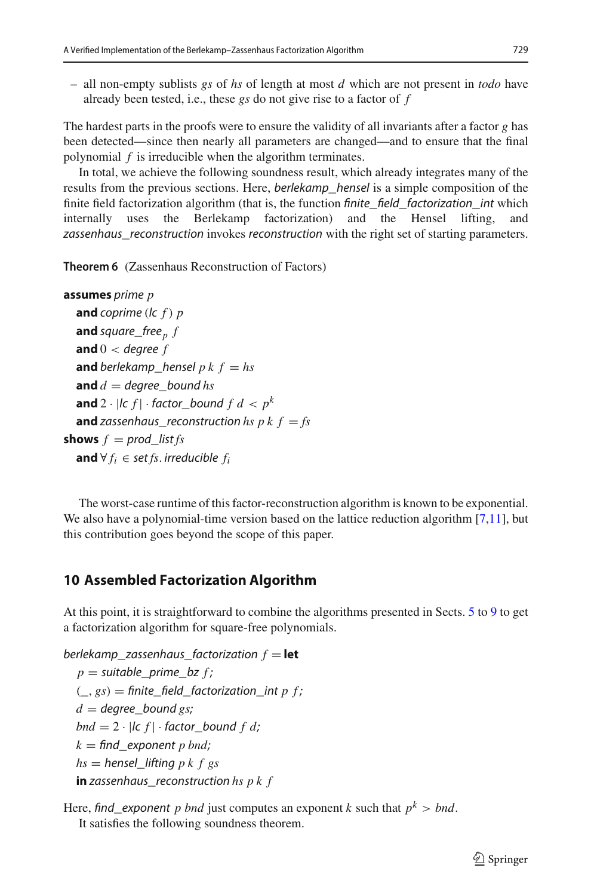– all non-empty sublists *gs* of *hs* of length at most *d* which are not present in *todo* have already been tested, i.e., these *gs* do not give rise to a factor of $f$

The hardest parts in the proofs were to ensure the validity of all invariants after a factor $g$ has been detected—since then nearly all parameters are changed—and to ensure that the final polynomial $f$ is irreducible when the algorithm terminates.

In total, we achieve the following soundness result, which already integrates many of the results from the previous sections. Here, *berlekamp_hensel* is a simple composition of the finite field factorization algorithm (that is, the function *finite_field_factorization_int* which internally uses the Berlekamp factorization) and the Hensel lifting, and *zassenhaus_reconstruction* invokes *reconstruction* with the right set of starting parameters.

**Theorem 6** (Zassenhaus Reconstruction of Factors)

**assumes** *prime* $p$
  **and** *coprime* (*lc* $f$) $p$
  **and** *square_free*$_p$ $f$
  **and** $0 <$ *degree* $f$
  **and** *berlekamp_hensel* $p\ k\ f = hs$
  **and** $d =$ *degree_bound* $hs$
  **and** $2 \cdot |$*lc* $f| \cdot$ *factor_bound* $f\ d < p^k$
  **and** *zassenhaus_reconstruction* $hs\ p\ k\ f = fs$
**shows** $f =$ *prod_list* $fs$
  **and** $\forall f_i \in$ *set* $fs$. *irreducible* $f_i$

The worst-case runtime of this factor-reconstruction algorithm is known to be exponential. We also have a polynomial-time version based on the lattice reduction algorithm [7,11], but this contribution goes beyond the scope of this paper.

## 10 Assembled Factorization Algorithm

At this point, it is straightforward to combine the algorithms presented in Sects. 5 to 9 to get a factorization algorithm for square-free polynomials.

*berlekamp_zassenhaus_factorization* $f =$ **let**
  $p =$ *suitable_prime_bz* $f$;
  $(\_, gs) =$ *finite_field_factorization_int* $p\ f$;
  $d =$ *degree_bound* $gs$;
  $bnd = 2 \cdot |$*lc* $f| \cdot$ *factor_bound* $f\ d$;
  $k =$ *find_exponent* $p\ bnd$;
  $hs =$ *hensel_lifting* $p\ k\ f\ gs$
  **in** *zassenhaus_reconstruction* $hs\ p\ k\ f$

Here, *find_exponent* $p\ bnd$ just computes an exponent $k$ such that $p^k > bnd$.

It satisfies the following soundness theorem.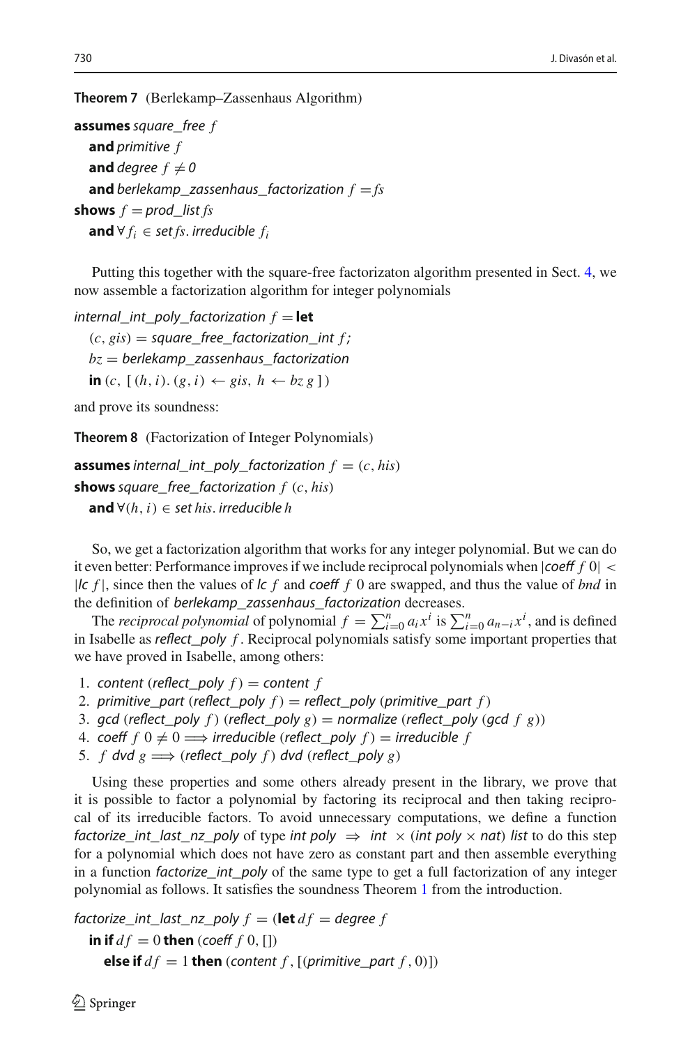**Theorem 7** (Berlekamp–Zassenhaus Algorithm)

**assumes** *square_free* $f$
  **and** *primitive* $f$
  **and** *degree* $f \neq 0$
  **and** *berlekamp_zassenhaus_factorization* $f = fs$
**shows** $f =$ *prod_list* $fs$
  **and** $\forall f_i \in$ *set* $fs$. *irreducible* $f_i$

Putting this together with the square-free factorizaton algorithm presented in Sect. 4, we now assemble a factorization algorithm for integer polynomials

*internal_int_poly_factorization* $f =$ **let**
  $(c, gis) =$ *square_free_factorization_int* $f$;
  $bz =$ *berlekamp_zassenhaus_factorization*
  **in** $(c, [\,(h, i).\,(g, i) \leftarrow gis,\ h \leftarrow bz\, g\,])$

and prove its soundness:

**Theorem 8** (Factorization of Integer Polynomials)

**assumes** *internal_int_poly_factorization* $f = (c, his)$
**shows** *square_free_factorization* $f$ $(c, his)$
  **and** $\forall (h, i) \in$ *set* $his$. *irreducible* $h$

So, we get a factorization algorithm that works for any integer polynomial. But we can do it even better: Performance improves if we include reciprocal polynomials when $|$*coeff* $f$ $0| <$ $|$*lc* $f|$, since then the values of *lc* $f$ and *coeff* $f$ $0$ are swapped, and thus the value of *bnd* in the definition of *berlekamp_zassenhaus_factorization* decreases.

The *reciprocal polynomial* of polynomial $f = \sum_{i=0}^{n} a_i x^i$ is $\sum_{i=0}^{n} a_{n-i} x^i$, and is defined in Isabelle as *reflect_poly* $f$. Reciprocal polynomials satisfy some important properties that we have proved in Isabelle, among others:

1. *content* (*reflect_poly* $f$) $=$ *content* $f$
2. *primitive_part* (*reflect_poly* $f$) $=$ *reflect_poly* (*primitive_part* $f$)
3. *gcd* (*reflect_poly* $f$) (*reflect_poly* $g$) $=$ *normalize* (*reflect_poly* (*gcd* $f$ $g$))
4. *coeff* $f$ $0 \neq 0 \Longrightarrow$ *irreducible* (*reflect_poly* $f$) $=$ *irreducible* $f$
5. $f$ *dvd* $g \Longrightarrow$ (*reflect_poly* $f$) *dvd* (*reflect_poly* $g$)

Using these properties and some others already present in the library, we prove that it is possible to factor a polynomial by factoring its reciprocal and then taking reciprocal of its irreducible factors. To avoid unnecessary computations, we define a function *factorize_int_last_nz_poly* of type *int poly* $\Rightarrow$ *int* $\times$ (*int poly* $\times$ *nat*) *list* to do this step for a polynomial which does not have zero as constant part and then assemble everything in a function *factorize_int_poly* of the same type to get a full factorization of any integer polynomial as follows. It satisfies the soundness Theorem 1 from the introduction.

*factorize_int_last_nz_poly* $f =$ (**let** $df =$ *degree* $f$
  **in if** $df = 0$ **then** (*coeff* $f$ $0$, [])
    **else if** $df = 1$ **then** (*content* $f$, [(*primitive_part* $f$, $0$)])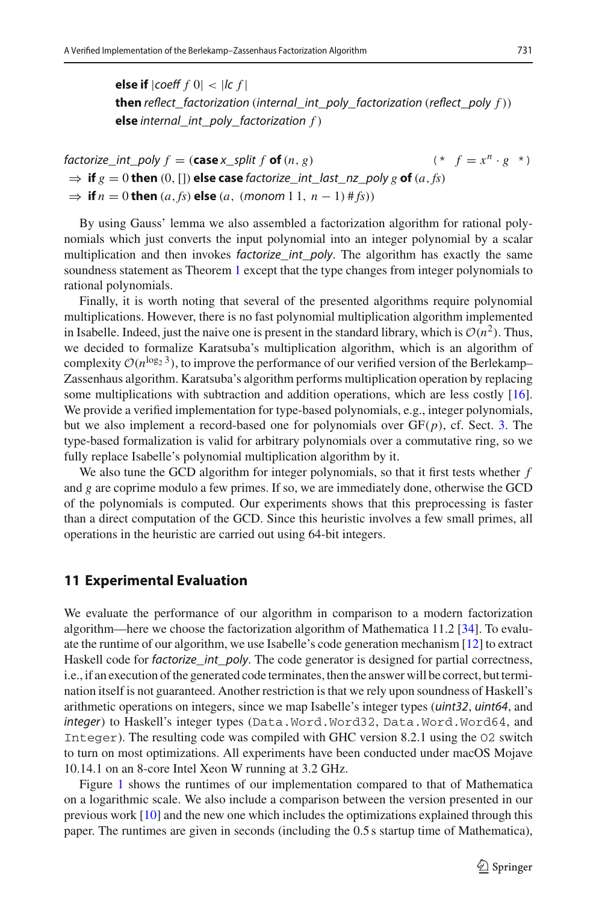**else if** $|$*coeff* $f$ $0| < |$*lc* $f|$
**then** *reflect_factorization* (*internal_int_poly_factorization* (*reflect_poly* $f$))
**else** *internal_int_poly_factorization* $f$)

*factorize_int_poly* $f$ = (**case** *x_split* $f$ **of** $(n, g)$ (* $f = x^n \cdot g$ *)
⇒ **if** $g = 0$ **then** $(0, [])$ **else case** *factorize_int_last_nz_poly* $g$ **of** $(a, fs)$
⇒ **if** $n = 0$ **then** $(a, fs)$ **else** $(a,\ (monom\ 1\ 1,\ n - 1)\ \#\ fs))$

By using Gauss' lemma we also assembled a factorization algorithm for rational polynomials which just converts the input polynomial into an integer polynomial by a scalar multiplication and then invokes *factorize_int_poly*. The algorithm has exactly the same soundness statement as Theorem 1 except that the type changes from integer polynomials to rational polynomials.

Finally, it is worth noting that several of the presented algorithms require polynomial multiplications. However, there is no fast polynomial multiplication algorithm implemented in Isabelle. Indeed, just the naive one is present in the standard library, which is $\mathcal{O}(n^2)$. Thus, we decided to formalize Karatsuba's multiplication algorithm, which is an algorithm of complexity $\mathcal{O}(n^{\log_2 3})$, to improve the performance of our verified version of the Berlekamp–Zassenhaus algorithm. Karatsuba's algorithm performs multiplication operation by replacing some multiplications with subtraction and addition operations, which are less costly [16]. We provide a verified implementation for type-based polynomials, e.g., integer polynomials, but we also implement a record-based one for polynomials over GF($p$), cf. Sect. 3. The type-based formalization is valid for arbitrary polynomials over a commutative ring, so we fully replace Isabelle's polynomial multiplication algorithm by it.

We also tune the GCD algorithm for integer polynomials, so that it first tests whether $f$ and $g$ are coprime modulo a few primes. If so, we are immediately done, otherwise the GCD of the polynomials is computed. Our experiments shows that this preprocessing is faster than a direct computation of the GCD. Since this heuristic involves a few small primes, all operations in the heuristic are carried out using 64-bit integers.

## 11 Experimental Evaluation

We evaluate the performance of our algorithm in comparison to a modern factorization algorithm—here we choose the factorization algorithm of Mathematica 11.2 [34]. To evaluate the runtime of our algorithm, we use Isabelle's code generation mechanism [12] to extract Haskell code for *factorize_int_poly*. The code generator is designed for partial correctness, i.e., if an execution of the generated code terminates, then the answer will be correct, but termination itself is not guaranteed. Another restriction is that we rely upon soundness of Haskell's arithmetic operations on integers, since we map Isabelle's integer types (*uint32*, *uint64*, and *integer*) to Haskell's integer types (`Data.Word.Word32`, `Data.Word.Word64`, and `Integer`). The resulting code was compiled with GHC version 8.2.1 using the `O2` switch to turn on most optimizations. All experiments have been conducted under macOS Mojave 10.14.1 on an 8-core Intel Xeon W running at 3.2 GHz.

Figure 1 shows the runtimes of our implementation compared to that of Mathematica on a logarithmic scale. We also include a comparison between the version presented in our previous work [10] and the new one which includes the optimizations explained through this paper. The runtimes are given in seconds (including the 0.5 s startup time of Mathematica),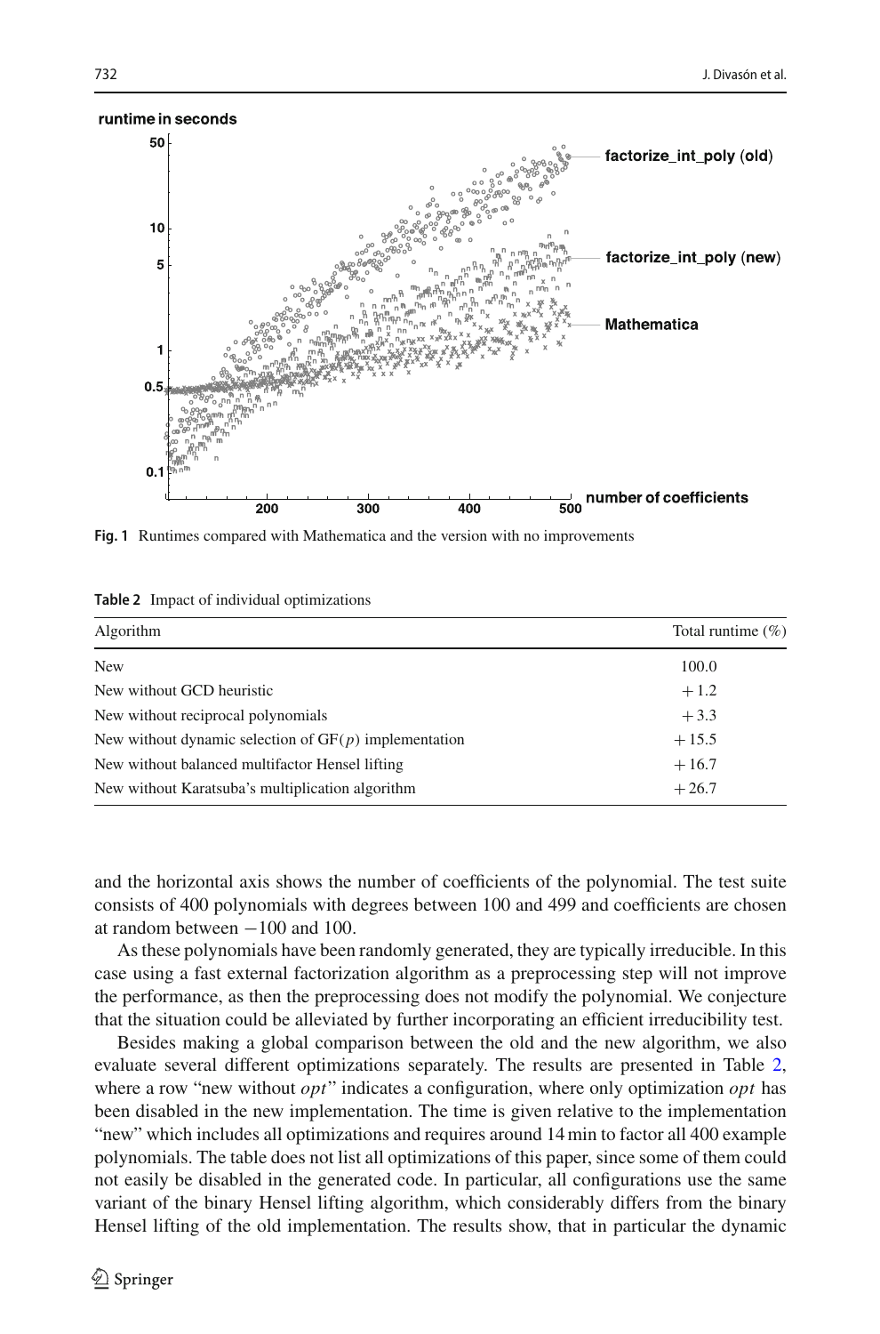**Fig. 1** Runtimes compared with Mathematica and the version with no improvements

**Table 2** Impact of individual optimizations

| Algorithm | Total runtime (%) |
|---|---|
| New | 100.0 |
| New without GCD heuristic | + 1.2 |
| New without reciprocal polynomials | + 3.3 |
| New without dynamic selection of GF($p$) implementation | + 15.5 |
| New without balanced multifactor Hensel lifting | + 16.7 |
| New without Karatsuba's multiplication algorithm | + 26.7 |

and the horizontal axis shows the number of coefficients of the polynomial. The test suite consists of 400 polynomials with degrees between 100 and 499 and coefficients are chosen at random between $-100$ and 100.

As these polynomials have been randomly generated, they are typically irreducible. In this case using a fast external factorization algorithm as a preprocessing step will not improve the performance, as then the preprocessing does not modify the polynomial. We conjecture that the situation could be alleviated by further incorporating an efficient irreducibility test.

Besides making a global comparison between the old and the new algorithm, we also evaluate several different optimizations separately. The results are presented in Table 2, where a row "new without *opt*" indicates a configuration, where only optimization *opt* has been disabled in the new implementation. The time is given relative to the implementation "new" which includes all optimizations and requires around 14 min to factor all 400 example polynomials. The table does not list all optimizations of this paper, since some of them could not easily be disabled in the generated code. In particular, all configurations use the same variant of the binary Hensel lifting algorithm, which considerably differs from the binary Hensel lifting of the old implementation. The results show, that in particular the dynamic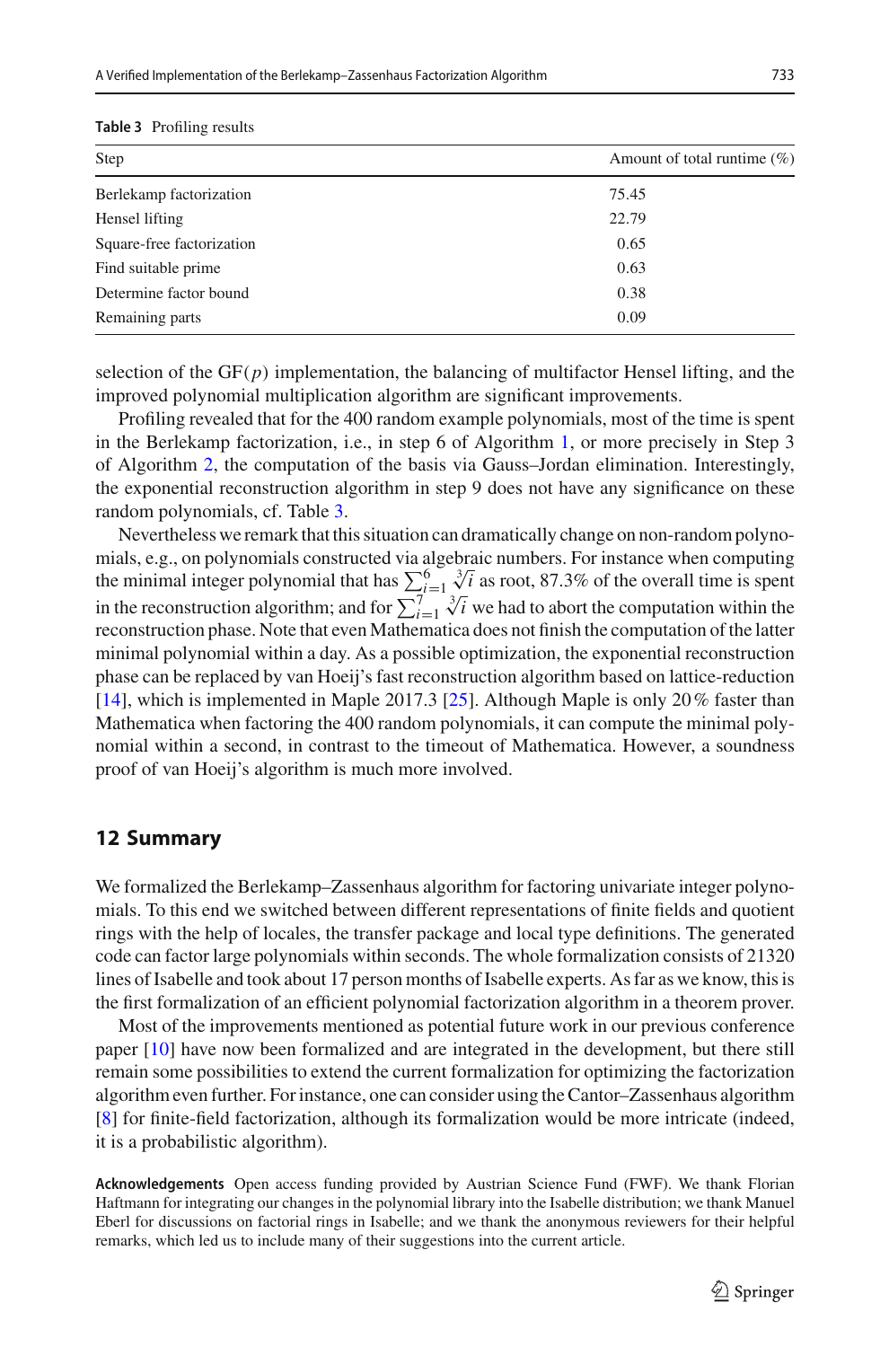**Table 3** Profiling results

| Step | Amount of total runtime (%) |
|---|---|
| Berlekamp factorization | 75.45 |
| Hensel lifting | 22.79 |
| Square-free factorization | 0.65 |
| Find suitable prime | 0.63 |
| Determine factor bound | 0.38 |
| Remaining parts | 0.09 |

selection of the GF($p$) implementation, the balancing of multifactor Hensel lifting, and the improved polynomial multiplication algorithm are significant improvements.

Profiling revealed that for the 400 random example polynomials, most of the time is spent in the Berlekamp factorization, i.e., in step 6 of Algorithm 1, or more precisely in Step 3 of Algorithm 2, the computation of the basis via Gauss–Jordan elimination. Interestingly, the exponential reconstruction algorithm in step 9 does not have any significance on these random polynomials, cf. Table 3.

Nevertheless we remark that this situation can dramatically change on non-random polynomials, e.g., on polynomials constructed via algebraic numbers. For instance when computing the minimal integer polynomial that has $\sum_{i=1}^{6} \sqrt[3]{i}$ as root, 87.3% of the overall time is spent in the reconstruction algorithm; and for $\sum_{i=1}^{7} \sqrt[3]{i}$ we had to abort the computation within the reconstruction phase. Note that even Mathematica does not finish the computation of the latter minimal polynomial within a day. As a possible optimization, the exponential reconstruction phase can be replaced by van Hoeij's fast reconstruction algorithm based on lattice-reduction [14], which is implemented in Maple 2017.3 [25]. Although Maple is only 20% faster than Mathematica when factoring the 400 random polynomials, it can compute the minimal polynomial within a second, in contrast to the timeout of Mathematica. However, a soundness proof of van Hoeij's algorithm is much more involved.

## 12 Summary

We formalized the Berlekamp–Zassenhaus algorithm for factoring univariate integer polynomials. To this end we switched between different representations of finite fields and quotient rings with the help of locales, the transfer package and local type definitions. The generated code can factor large polynomials within seconds. The whole formalization consists of 21320 lines of Isabelle and took about 17 person months of Isabelle experts. As far as we know, this is the first formalization of an efficient polynomial factorization algorithm in a theorem prover.

Most of the improvements mentioned as potential future work in our previous conference paper [10] have now been formalized and are integrated in the development, but there still remain some possibilities to extend the current formalization for optimizing the factorization algorithm even further. For instance, one can consider using the Cantor–Zassenhaus algorithm [8] for finite-field factorization, although its formalization would be more intricate (indeed, it is a probabilistic algorithm).

**Acknowledgements** Open access funding provided by Austrian Science Fund (FWF). We thank Florian Haftmann for integrating our changes in the polynomial library into the Isabelle distribution; we thank Manuel Eberl for discussions on factorial rings in Isabelle; and we thank the anonymous reviewers for their helpful remarks, which led us to include many of their suggestions into the current article.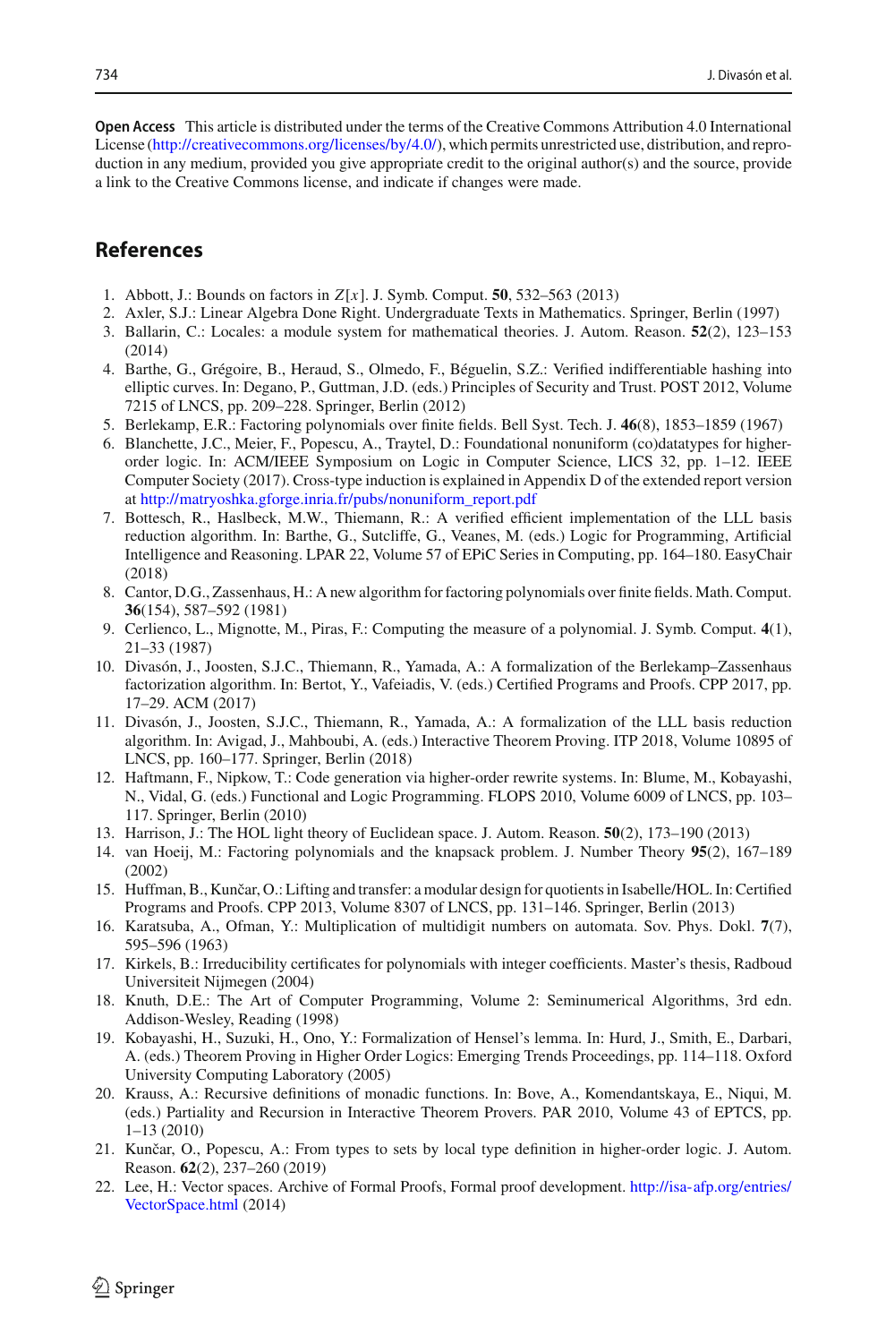**Open Access** This article is distributed under the terms of the Creative Commons Attribution 4.0 International License (http://creativecommons.org/licenses/by/4.0/), which permits unrestricted use, distribution, and reproduction in any medium, provided you give appropriate credit to the original author(s) and the source, provide a link to the Creative Commons license, and indicate if changes were made.

## References

1. Abbott, J.: Bounds on factors in $Z[x]$. J. Symb. Comput. **50**, 532–563 (2013)
2. Axler, S.J.: Linear Algebra Done Right. Undergraduate Texts in Mathematics. Springer, Berlin (1997)
3. Ballarin, C.: Locales: a module system for mathematical theories. J. Autom. Reason. **52**(2), 123–153 (2014)
4. Barthe, G., Grégoire, B., Heraud, S., Olmedo, F., Béguelin, S.Z.: Verified indifferentiable hashing into elliptic curves. In: Degano, P., Guttman, J.D. (eds.) Principles of Security and Trust. POST 2012, Volume 7215 of LNCS, pp. 209–228. Springer, Berlin (2012)
5. Berlekamp, E.R.: Factoring polynomials over finite fields. Bell Syst. Tech. J. **46**(8), 1853–1859 (1967)
6. Blanchette, J.C., Meier, F., Popescu, A., Traytel, D.: Foundational nonuniform (co)datatypes for higher-order logic. In: ACM/IEEE Symposium on Logic in Computer Science, LICS 32, pp. 1–12. IEEE Computer Society (2017). Cross-type induction is explained in Appendix D of the extended report version at http://matryoshka.gforge.inria.fr/pubs/nonuniform_report.pdf
7. Bottesch, R., Haslbeck, M.W., Thiemann, R.: A verified efficient implementation of the LLL basis reduction algorithm. In: Barthe, G., Sutcliffe, G., Veanes, M. (eds.) Logic for Programming, Artificial Intelligence and Reasoning. LPAR 22, Volume 57 of EPiC Series in Computing, pp. 164–180. EasyChair (2018)
8. Cantor, D.G., Zassenhaus, H.: A new algorithm for factoring polynomials over finite fields. Math. Comput. **36**(154), 587–592 (1981)
9. Cerlienco, L., Mignotte, M., Piras, F.: Computing the measure of a polynomial. J. Symb. Comput. **4**(1), 21–33 (1987)
10. Divasón, J., Joosten, S.J.C., Thiemann, R., Yamada, A.: A formalization of the Berlekamp–Zassenhaus factorization algorithm. In: Bertot, Y., Vafeiadis, V. (eds.) Certified Programs and Proofs. CPP 2017, pp. 17–29. ACM (2017)
11. Divasón, J., Joosten, S.J.C., Thiemann, R., Yamada, A.: A formalization of the LLL basis reduction algorithm. In: Avigad, J., Mahboubi, A. (eds.) Interactive Theorem Proving. ITP 2018, Volume 10895 of LNCS, pp. 160–177. Springer, Berlin (2018)
12. Haftmann, F., Nipkow, T.: Code generation via higher-order rewrite systems. In: Blume, M., Kobayashi, N., Vidal, G. (eds.) Functional and Logic Programming. FLOPS 2010, Volume 6009 of LNCS, pp. 103–117. Springer, Berlin (2010)
13. Harrison, J.: The HOL light theory of Euclidean space. J. Autom. Reason. **50**(2), 173–190 (2013)
14. van Hoeij, M.: Factoring polynomials and the knapsack problem. J. Number Theory **95**(2), 167–189 (2002)
15. Huffman, B., Kunčar, O.: Lifting and transfer: a modular design for quotients in Isabelle/HOL. In: Certified Programs and Proofs. CPP 2013, Volume 8307 of LNCS, pp. 131–146. Springer, Berlin (2013)
16. Karatsuba, A., Ofman, Y.: Multiplication of multidigit numbers on automata. Sov. Phys. Dokl. **7**(7), 595–596 (1963)
17. Kirkels, B.: Irreducibility certificates for polynomials with integer coefficients. Master's thesis, Radboud Universiteit Nijmegen (2004)
18. Knuth, D.E.: The Art of Computer Programming, Volume 2: Seminumerical Algorithms, 3rd edn. Addison-Wesley, Reading (1998)
19. Kobayashi, H., Suzuki, H., Ono, Y.: Formalization of Hensel's lemma. In: Hurd, J., Smith, E., Darbari, A. (eds.) Theorem Proving in Higher Order Logics: Emerging Trends Proceedings, pp. 114–118. Oxford University Computing Laboratory (2005)
20. Krauss, A.: Recursive definitions of monadic functions. In: Bove, A., Komendantskaya, E., Niqui, M. (eds.) Partiality and Recursion in Interactive Theorem Provers. PAR 2010, Volume 43 of EPTCS, pp. 1–13 (2010)
21. Kunčar, O., Popescu, A.: From types to sets by local type definition in higher-order logic. J. Autom. Reason. **62**(2), 237–260 (2019)
22. Lee, H.: Vector spaces. Archive of Formal Proofs, Formal proof development. http://isa-afp.org/entries/VectorSpace.html (2014)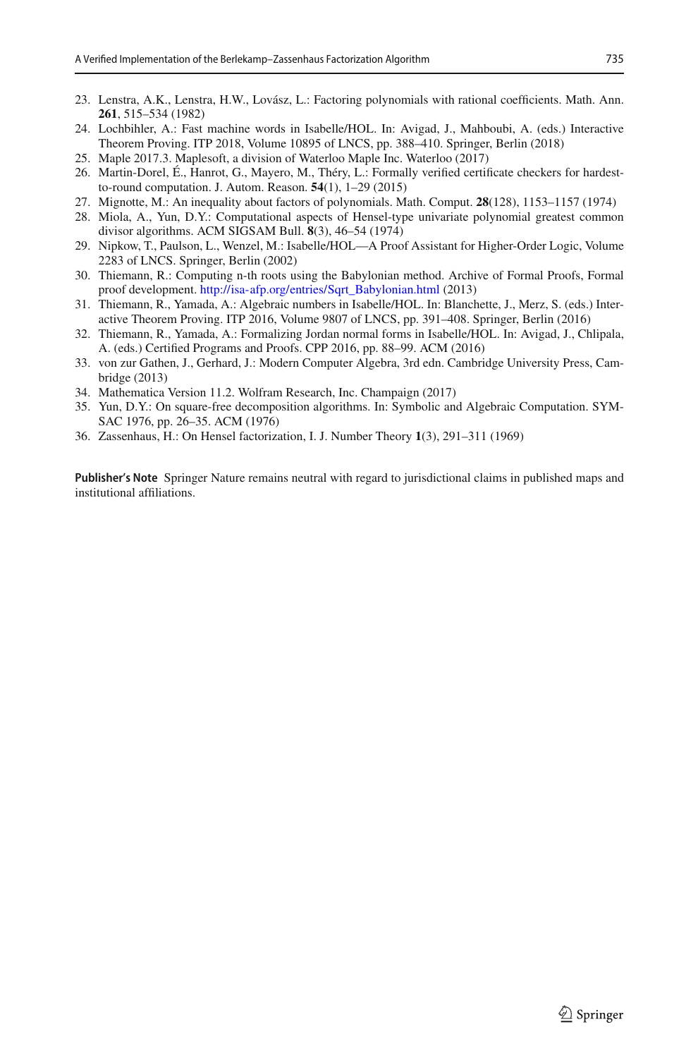23. Lenstra, A.K., Lenstra, H.W., Lovász, L.: Factoring polynomials with rational coefficients. Math. Ann. **261**, 515–534 (1982)
24. Lochbihler, A.: Fast machine words in Isabelle/HOL. In: Avigad, J., Mahboubi, A. (eds.) Interactive Theorem Proving. ITP 2018, Volume 10895 of LNCS, pp. 388–410. Springer, Berlin (2018)
25. Maple 2017.3. Maplesoft, a division of Waterloo Maple Inc. Waterloo (2017)
26. Martin-Dorel, É., Hanrot, G., Mayero, M., Théry, L.: Formally verified certificate checkers for hardest-to-round computation. J. Autom. Reason. **54**(1), 1–29 (2015)
27. Mignotte, M.: An inequality about factors of polynomials. Math. Comput. **28**(128), 1153–1157 (1974)
28. Miola, A., Yun, D.Y.: Computational aspects of Hensel-type univariate polynomial greatest common divisor algorithms. ACM SIGSAM Bull. **8**(3), 46–54 (1974)
29. Nipkow, T., Paulson, L., Wenzel, M.: Isabelle/HOL—A Proof Assistant for Higher-Order Logic, Volume 2283 of LNCS. Springer, Berlin (2002)
30. Thiemann, R.: Computing n-th roots using the Babylonian method. Archive of Formal Proofs, Formal proof development. http://isa-afp.org/entries/Sqrt_Babylonian.html (2013)
31. Thiemann, R., Yamada, A.: Algebraic numbers in Isabelle/HOL. In: Blanchette, J., Merz, S. (eds.) Interactive Theorem Proving. ITP 2016, Volume 9807 of LNCS, pp. 391–408. Springer, Berlin (2016)
32. Thiemann, R., Yamada, A.: Formalizing Jordan normal forms in Isabelle/HOL. In: Avigad, J., Chlipala, A. (eds.) Certified Programs and Proofs. CPP 2016, pp. 88–99. ACM (2016)
33. von zur Gathen, J., Gerhard, J.: Modern Computer Algebra, 3rd edn. Cambridge University Press, Cambridge (2013)
34. Mathematica Version 11.2. Wolfram Research, Inc. Champaign (2017)
35. Yun, D.Y.: On square-free decomposition algorithms. In: Symbolic and Algebraic Computation. SYMSAC 1976, pp. 26–35. ACM (1976)
36. Zassenhaus, H.: On Hensel factorization, I. J. Number Theory **1**(3), 291–311 (1969)

**Publisher's Note** Springer Nature remains neutral with regard to jurisdictional claims in published maps and institutional affiliations.